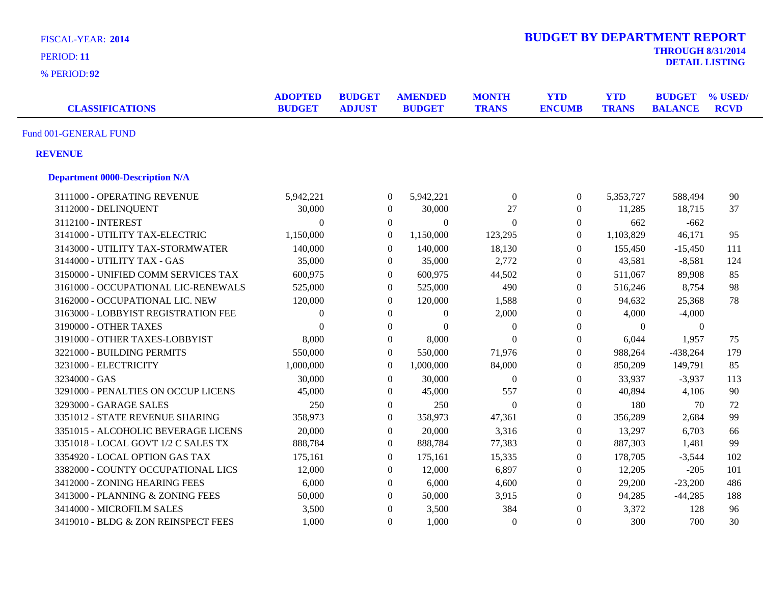FISCAL-YEAR: **2014**

PERIOD: **11**

% PERIOD: **92**

# BUDGET BY DEPARTMENT REPORT

**THROUGH 8/31/2014**

**DETAIL LISTING**

| CLASSIFICATIONS | ADOPTED BUDGET | BUDGET ADJUST | AMENDED BUDGET | MONTH TRANS | YTD ENCUMB | YTD TRANS | BUDGET BALANCE | % USED/ RCVD |
|---|---|---|---|---|---|---|---|---|
| Fund 001-GENERAL FUND | | | | | | | | |
| **REVENUE** | | | | | | | | |
| **Department 0000-Description N/A** | | | | | | | | |
| 3111000 - OPERATING REVENUE | 5,942,221 | 0 | 5,942,221 | 0 | 0 | 5,353,727 | 588,494 | 90 |
| 3112000 - DELINQUENT | 30,000 | 0 | 30,000 | 27 | 0 | 11,285 | 18,715 | 37 |
| 3112100 - INTEREST | 0 | 0 | 0 | 0 | 0 | 662 | -662 | |
| 3141000 - UTILITY TAX-ELECTRIC | 1,150,000 | 0 | 1,150,000 | 123,295 | 0 | 1,103,829 | 46,171 | 95 |
| 3143000 - UTILITY TAX-STORMWATER | 140,000 | 0 | 140,000 | 18,130 | 0 | 155,450 | -15,450 | 111 |
| 3144000 - UTILITY TAX - GAS | 35,000 | 0 | 35,000 | 2,772 | 0 | 43,581 | -8,581 | 124 |
| 3150000 - UNIFIED COMM SERVICES TAX | 600,975 | 0 | 600,975 | 44,502 | 0 | 511,067 | 89,908 | 85 |
| 3161000 - OCCUPATIONAL LIC-RENEWALS | 525,000 | 0 | 525,000 | 490 | 0 | 516,246 | 8,754 | 98 |
| 3162000 - OCCUPATIONAL LIC. NEW | 120,000 | 0 | 120,000 | 1,588 | 0 | 94,632 | 25,368 | 78 |
| 3163000 - LOBBYIST REGISTRATION FEE | 0 | 0 | 0 | 2,000 | 0 | 4,000 | -4,000 | |
| 3190000 - OTHER TAXES | 0 | 0 | 0 | 0 | 0 | 0 | 0 | |
| 3191000 - OTHER TAXES-LOBBYIST | 8,000 | 0 | 8,000 | 0 | 0 | 6,044 | 1,957 | 75 |
| 3221000 - BUILDING PERMITS | 550,000 | 0 | 550,000 | 71,976 | 0 | 988,264 | -438,264 | 179 |
| 3231000 - ELECTRICITY | 1,000,000 | 0 | 1,000,000 | 84,000 | 0 | 850,209 | 149,791 | 85 |
| 3234000 - GAS | 30,000 | 0 | 30,000 | 0 | 0 | 33,937 | -3,937 | 113 |
| 3291000 - PENALTIES ON OCCUP LICENS | 45,000 | 0 | 45,000 | 557 | 0 | 40,894 | 4,106 | 90 |
| 3293000 - GARAGE SALES | 250 | 0 | 250 | 0 | 0 | 180 | 70 | 72 |
| 3351012 - STATE REVENUE SHARING | 358,973 | 0 | 358,973 | 47,361 | 0 | 356,289 | 2,684 | 99 |
| 3351015 - ALCOHOLIC BEVERAGE LICENS | 20,000 | 0 | 20,000 | 3,316 | 0 | 13,297 | 6,703 | 66 |
| 3351018 - LOCAL GOVT 1/2 C SALES TX | 888,784 | 0 | 888,784 | 77,383 | 0 | 887,303 | 1,481 | 99 |
| 3354920 - LOCAL OPTION GAS TAX | 175,161 | 0 | 175,161 | 15,335 | 0 | 178,705 | -3,544 | 102 |
| 3382000 - COUNTY OCCUPATIONAL LICS | 12,000 | 0 | 12,000 | 6,897 | 0 | 12,205 | -205 | 101 |
| 3412000 - ZONING HEARING FEES | 6,000 | 0 | 6,000 | 4,600 | 0 | 29,200 | -23,200 | 486 |
| 3413000 - PLANNING & ZONING FEES | 50,000 | 0 | 50,000 | 3,915 | 0 | 94,285 | -44,285 | 188 |
| 3414000 - MICROFILM SALES | 3,500 | 0 | 3,500 | 384 | 0 | 3,372 | 128 | 96 |
| 3419010 - BLDG & ZON REINSPECT FEES | 1,000 | 0 | 1,000 | 0 | 0 | 300 | 700 | 30 |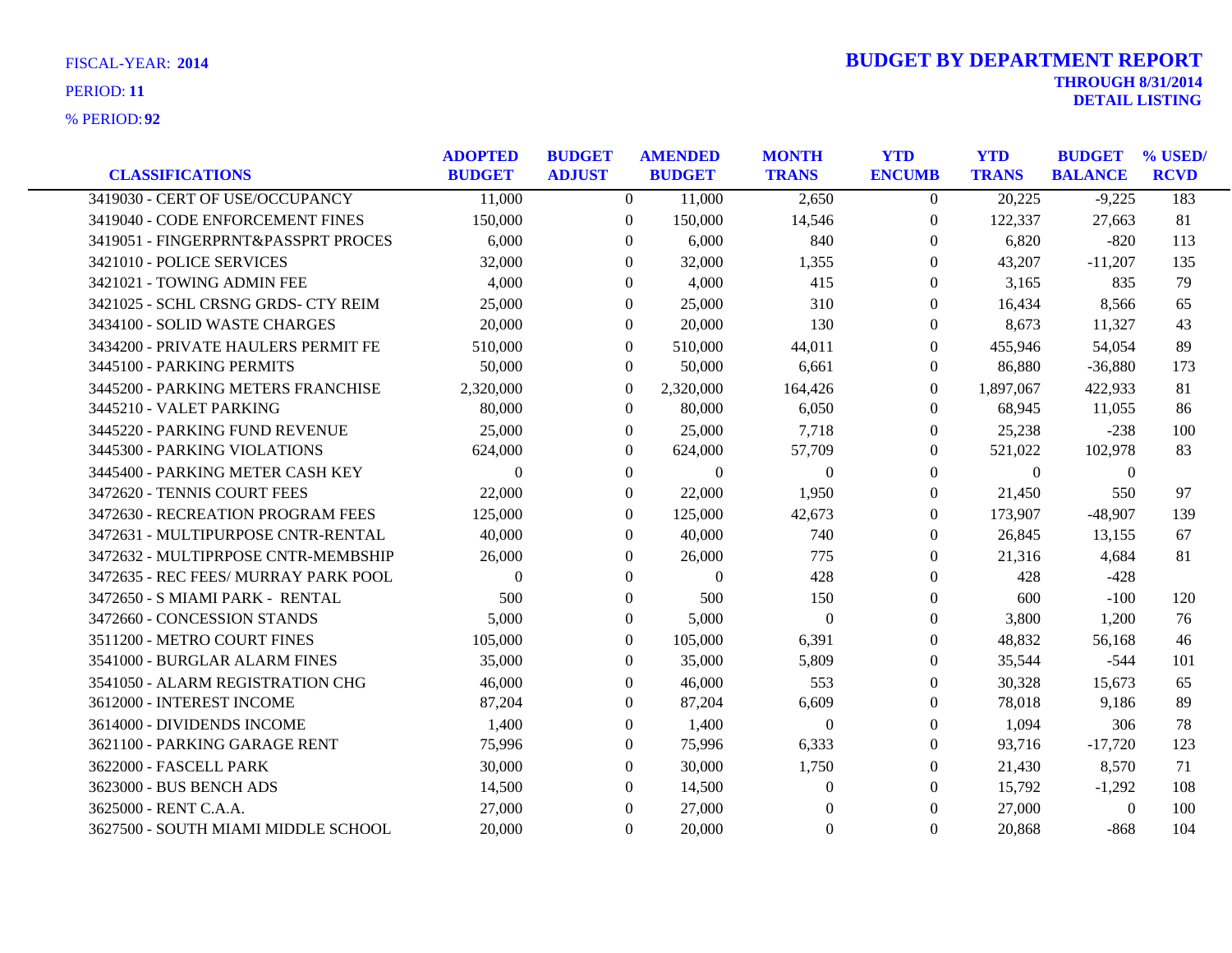FISCAL-YEAR: **2014**

PERIOD: **11**

% PERIOD: **92**

# BUDGET BY DEPARTMENT REPORT

**THROUGH 8/31/2014**

**DETAIL LISTING**

| CLASSIFICATIONS | ADOPTED BUDGET | BUDGET ADJUST | AMENDED BUDGET | MONTH TRANS | YTD ENCUMB | YTD TRANS | BUDGET BALANCE | % USED/ RCVD |
|---|---|---|---|---|---|---|---|---|
| 3419030 - CERT OF USE/OCCUPANCY | 11,000 | 0 | 11,000 | 2,650 | 0 | 20,225 | -9,225 | 183 |
| 3419040 - CODE ENFORCEMENT FINES | 150,000 | 0 | 150,000 | 14,546 | 0 | 122,337 | 27,663 | 81 |
| 3419051 - FINGERPRNT&PASSPRT PROCES | 6,000 | 0 | 6,000 | 840 | 0 | 6,820 | -820 | 113 |
| 3421010 - POLICE SERVICES | 32,000 | 0 | 32,000 | 1,355 | 0 | 43,207 | -11,207 | 135 |
| 3421021 - TOWING ADMIN FEE | 4,000 | 0 | 4,000 | 415 | 0 | 3,165 | 835 | 79 |
| 3421025 - SCHL CRSNG GRDS- CTY REIM | 25,000 | 0 | 25,000 | 310 | 0 | 16,434 | 8,566 | 65 |
| 3434100 - SOLID WASTE CHARGES | 20,000 | 0 | 20,000 | 130 | 0 | 8,673 | 11,327 | 43 |
| 3434200 - PRIVATE HAULERS PERMIT FE | 510,000 | 0 | 510,000 | 44,011 | 0 | 455,946 | 54,054 | 89 |
| 3445100 - PARKING PERMITS | 50,000 | 0 | 50,000 | 6,661 | 0 | 86,880 | -36,880 | 173 |
| 3445200 - PARKING METERS FRANCHISE | 2,320,000 | 0 | 2,320,000 | 164,426 | 0 | 1,897,067 | 422,933 | 81 |
| 3445210 - VALET PARKING | 80,000 | 0 | 80,000 | 6,050 | 0 | 68,945 | 11,055 | 86 |
| 3445220 - PARKING FUND REVENUE | 25,000 | 0 | 25,000 | 7,718 | 0 | 25,238 | -238 | 100 |
| 3445300 - PARKING VIOLATIONS | 624,000 | 0 | 624,000 | 57,709 | 0 | 521,022 | 102,978 | 83 |
| 3445400 - PARKING METER CASH KEY | 0 | 0 | 0 | 0 | 0 | 0 | 0 | |
| 3472620 - TENNIS COURT FEES | 22,000 | 0 | 22,000 | 1,950 | 0 | 21,450 | 550 | 97 |
| 3472630 - RECREATION PROGRAM FEES | 125,000 | 0 | 125,000 | 42,673 | 0 | 173,907 | -48,907 | 139 |
| 3472631 - MULTIPURPOSE CNTR-RENTAL | 40,000 | 0 | 40,000 | 740 | 0 | 26,845 | 13,155 | 67 |
| 3472632 - MULTIPRPOSE CNTR-MEMBSHIP | 26,000 | 0 | 26,000 | 775 | 0 | 21,316 | 4,684 | 81 |
| 3472635 - REC FEES/ MURRAY PARK POOL | 0 | 0 | 0 | 428 | 0 | 428 | -428 | |
| 3472650 - S MIAMI PARK - RENTAL | 500 | 0 | 500 | 150 | 0 | 600 | -100 | 120 |
| 3472660 - CONCESSION STANDS | 5,000 | 0 | 5,000 | 0 | 0 | 3,800 | 1,200 | 76 |
| 3511200 - METRO COURT FINES | 105,000 | 0 | 105,000 | 6,391 | 0 | 48,832 | 56,168 | 46 |
| 3541000 - BURGLAR ALARM FINES | 35,000 | 0 | 35,000 | 5,809 | 0 | 35,544 | -544 | 101 |
| 3541050 - ALARM REGISTRATION CHG | 46,000 | 0 | 46,000 | 553 | 0 | 30,328 | 15,673 | 65 |
| 3612000 - INTEREST INCOME | 87,204 | 0 | 87,204 | 6,609 | 0 | 78,018 | 9,186 | 89 |
| 3614000 - DIVIDENDS INCOME | 1,400 | 0 | 1,400 | 0 | 0 | 1,094 | 306 | 78 |
| 3621100 - PARKING GARAGE RENT | 75,996 | 0 | 75,996 | 6,333 | 0 | 93,716 | -17,720 | 123 |
| 3622000 - FASCELL PARK | 30,000 | 0 | 30,000 | 1,750 | 0 | 21,430 | 8,570 | 71 |
| 3623000 - BUS BENCH ADS | 14,500 | 0 | 14,500 | 0 | 0 | 15,792 | -1,292 | 108 |
| 3625000 - RENT C.A.A. | 27,000 | 0 | 27,000 | 0 | 0 | 27,000 | 0 | 100 |
| 3627500 - SOUTH MIAMI MIDDLE SCHOOL | 20,000 | 0 | 20,000 | 0 | 0 | 20,868 | -868 | 104 |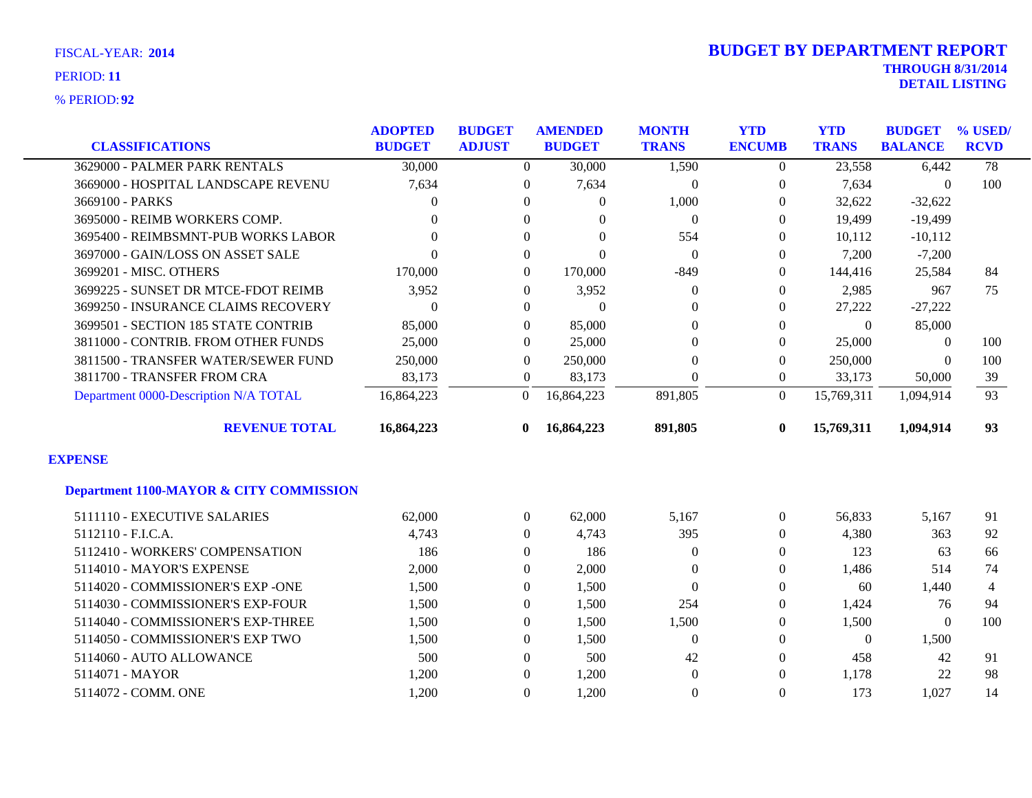FISCAL-YEAR: **2014**

PERIOD: **11**

% PERIOD: **92**

# BUDGET BY DEPARTMENT REPORT

**THROUGH 8/31/2014**

**DETAIL LISTING**

| CLASSIFICATIONS | ADOPTED BUDGET | BUDGET ADJUST | AMENDED BUDGET | MONTH TRANS | YTD ENCUMB | YTD TRANS | BUDGET BALANCE | % USED/ RCVD |
|---|---|---|---|---|---|---|---|---|
| 3629000 - PALMER PARK RENTALS | 30,000 | 0 | 30,000 | 1,590 | 0 | 23,558 | 6,442 | 78 |
| 3669000 - HOSPITAL LANDSCAPE REVENU | 7,634 | 0 | 7,634 | 0 | 0 | 7,634 | 0 | 100 |
| 3669100 - PARKS | 0 | 0 | 0 | 1,000 | 0 | 32,622 | -32,622 | |
| 3695000 - REIMB WORKERS COMP. | 0 | 0 | 0 | 0 | 0 | 19,499 | -19,499 | |
| 3695400 - REIMBSMNT-PUB WORKS LABOR | 0 | 0 | 0 | 554 | 0 | 10,112 | -10,112 | |
| 3697000 - GAIN/LOSS ON ASSET SALE | 0 | 0 | 0 | 0 | 0 | 7,200 | -7,200 | |
| 3699201 - MISC. OTHERS | 170,000 | 0 | 170,000 | -849 | 0 | 144,416 | 25,584 | 84 |
| 3699225 - SUNSET DR MTCE-FDOT REIMB | 3,952 | 0 | 3,952 | 0 | 0 | 2,985 | 967 | 75 |
| 3699250 - INSURANCE CLAIMS RECOVERY | 0 | 0 | 0 | 0 | 0 | 27,222 | -27,222 | |
| 3699501 - SECTION 185 STATE CONTRIB | 85,000 | 0 | 85,000 | 0 | 0 | 0 | 85,000 | |
| 3811000 - CONTRIB. FROM OTHER FUNDS | 25,000 | 0 | 25,000 | 0 | 0 | 25,000 | 0 | 100 |
| 3811500 - TRANSFER WATER/SEWER FUND | 250,000 | 0 | 250,000 | 0 | 0 | 250,000 | 0 | 100 |
| 3811700 - TRANSFER FROM CRA | 83,173 | 0 | 83,173 | 0 | 0 | 33,173 | 50,000 | 39 |
| Department 0000-Description N/A TOTAL | 16,864,223 | 0 | 16,864,223 | 891,805 | 0 | 15,769,311 | 1,094,914 | 93 |
| **REVENUE TOTAL** | **16,864,223** | **0** | **16,864,223** | **891,805** | **0** | **15,769,311** | **1,094,914** | **93** |

## EXPENSE

### Department 1100-MAYOR & CITY COMMISSION

| CLASSIFICATIONS | ADOPTED BUDGET | BUDGET ADJUST | AMENDED BUDGET | MONTH TRANS | YTD ENCUMB | YTD TRANS | BUDGET BALANCE | % USED/ RCVD |
|---|---|---|---|---|---|---|---|---|
| 5111110 - EXECUTIVE SALARIES | 62,000 | 0 | 62,000 | 5,167 | 0 | 56,833 | 5,167 | 91 |
| 5112110 - F.I.C.A. | 4,743 | 0 | 4,743 | 395 | 0 | 4,380 | 363 | 92 |
| 5112410 - WORKERS' COMPENSATION | 186 | 0 | 186 | 0 | 0 | 123 | 63 | 66 |
| 5114010 - MAYOR'S EXPENSE | 2,000 | 0 | 2,000 | 0 | 0 | 1,486 | 514 | 74 |
| 5114020 - COMMISSIONER'S EXP -ONE | 1,500 | 0 | 1,500 | 0 | 0 | 60 | 1,440 | 4 |
| 5114030 - COMMISSIONER'S EXP-FOUR | 1,500 | 0 | 1,500 | 254 | 0 | 1,424 | 76 | 94 |
| 5114040 - COMMISSIONER'S EXP-THREE | 1,500 | 0 | 1,500 | 1,500 | 0 | 1,500 | 0 | 100 |
| 5114050 - COMMISSIONER'S EXP TWO | 1,500 | 0 | 1,500 | 0 | 0 | 0 | 1,500 | |
| 5114060 - AUTO ALLOWANCE | 500 | 0 | 500 | 42 | 0 | 458 | 42 | 91 |
| 5114071 - MAYOR | 1,200 | 0 | 1,200 | 0 | 0 | 1,178 | 22 | 98 |
| 5114072 - COMM. ONE | 1,200 | 0 | 1,200 | 0 | 0 | 173 | 1,027 | 14 |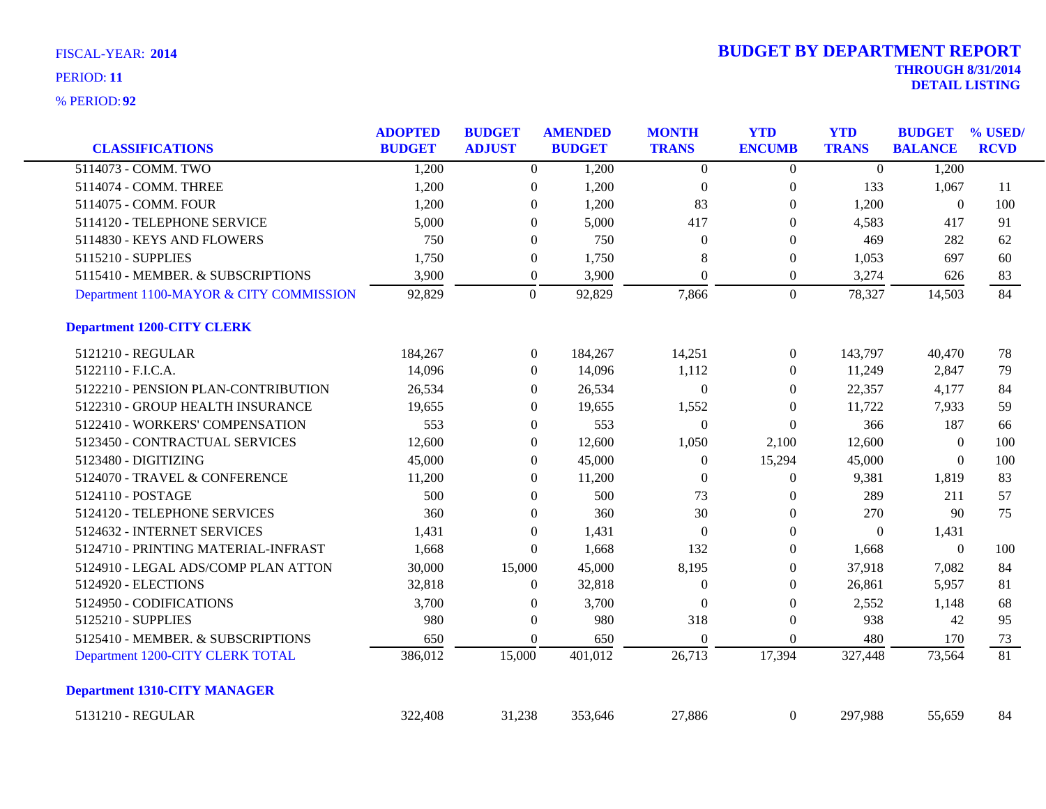FISCAL-YEAR: **2014**

PERIOD: **11**

% PERIOD: **92**

# BUDGET BY DEPARTMENT REPORT

**THROUGH 8/31/2014**

**DETAIL LISTING**

| CLASSIFICATIONS | ADOPTED BUDGET | BUDGET ADJUST | AMENDED BUDGET | MONTH TRANS | YTD ENCUMB | YTD TRANS | BUDGET BALANCE | % USED/ RCVD |
|---|---|---|---|---|---|---|---|---|
| 5114073 - COMM. TWO | 1,200 | 0 | 1,200 | 0 | 0 | 0 | 1,200 | |
| 5114074 - COMM. THREE | 1,200 | 0 | 1,200 | 0 | 0 | 133 | 1,067 | 11 |
| 5114075 - COMM. FOUR | 1,200 | 0 | 1,200 | 83 | 0 | 1,200 | 0 | 100 |
| 5114120 - TELEPHONE SERVICE | 5,000 | 0 | 5,000 | 417 | 0 | 4,583 | 417 | 91 |
| 5114830 - KEYS AND FLOWERS | 750 | 0 | 750 | 0 | 0 | 469 | 282 | 62 |
| 5115210 - SUPPLIES | 1,750 | 0 | 1,750 | 8 | 0 | 1,053 | 697 | 60 |
| 5115410 - MEMBER. & SUBSCRIPTIONS | 3,900 | 0 | 3,900 | 0 | 0 | 3,274 | 626 | 83 |
| Department 1100-MAYOR & CITY COMMISSION | 92,829 | 0 | 92,829 | 7,866 | 0 | 78,327 | 14,503 | 84 |
| **Department 1200-CITY CLERK** | | | | | | | | |
| 5121210 - REGULAR | 184,267 | 0 | 184,267 | 14,251 | 0 | 143,797 | 40,470 | 78 |
| 5122110 - F.I.C.A. | 14,096 | 0 | 14,096 | 1,112 | 0 | 11,249 | 2,847 | 79 |
| 5122210 - PENSION PLAN-CONTRIBUTION | 26,534 | 0 | 26,534 | 0 | 0 | 22,357 | 4,177 | 84 |
| 5122310 - GROUP HEALTH INSURANCE | 19,655 | 0 | 19,655 | 1,552 | 0 | 11,722 | 7,933 | 59 |
| 5122410 - WORKERS' COMPENSATION | 553 | 0 | 553 | 0 | 0 | 366 | 187 | 66 |
| 5123450 - CONTRACTUAL SERVICES | 12,600 | 0 | 12,600 | 1,050 | 2,100 | 12,600 | 0 | 100 |
| 5123480 - DIGITIZING | 45,000 | 0 | 45,000 | 0 | 15,294 | 45,000 | 0 | 100 |
| 5124070 - TRAVEL & CONFERENCE | 11,200 | 0 | 11,200 | 0 | 0 | 9,381 | 1,819 | 83 |
| 5124110 - POSTAGE | 500 | 0 | 500 | 73 | 0 | 289 | 211 | 57 |
| 5124120 - TELEPHONE SERVICES | 360 | 0 | 360 | 30 | 0 | 270 | 90 | 75 |
| 5124632 - INTERNET SERVICES | 1,431 | 0 | 1,431 | 0 | 0 | 0 | 1,431 | |
| 5124710 - PRINTING MATERIAL-INFRAST | 1,668 | 0 | 1,668 | 132 | 0 | 1,668 | 0 | 100 |
| 5124910 - LEGAL ADS/COMP PLAN ATTON | 30,000 | 15,000 | 45,000 | 8,195 | 0 | 37,918 | 7,082 | 84 |
| 5124920 - ELECTIONS | 32,818 | 0 | 32,818 | 0 | 0 | 26,861 | 5,957 | 81 |
| 5124950 - CODIFICATIONS | 3,700 | 0 | 3,700 | 0 | 0 | 2,552 | 1,148 | 68 |
| 5125210 - SUPPLIES | 980 | 0 | 980 | 318 | 0 | 938 | 42 | 95 |
| 5125410 - MEMBER. & SUBSCRIPTIONS | 650 | 0 | 650 | 0 | 0 | 480 | 170 | 73 |
| Department 1200-CITY CLERK TOTAL | 386,012 | 15,000 | 401,012 | 26,713 | 17,394 | 327,448 | 73,564 | 81 |
| **Department 1310-CITY MANAGER** | | | | | | | | |
| 5131210 - REGULAR | 322,408 | 31,238 | 353,646 | 27,886 | 0 | 297,988 | 55,659 | 84 |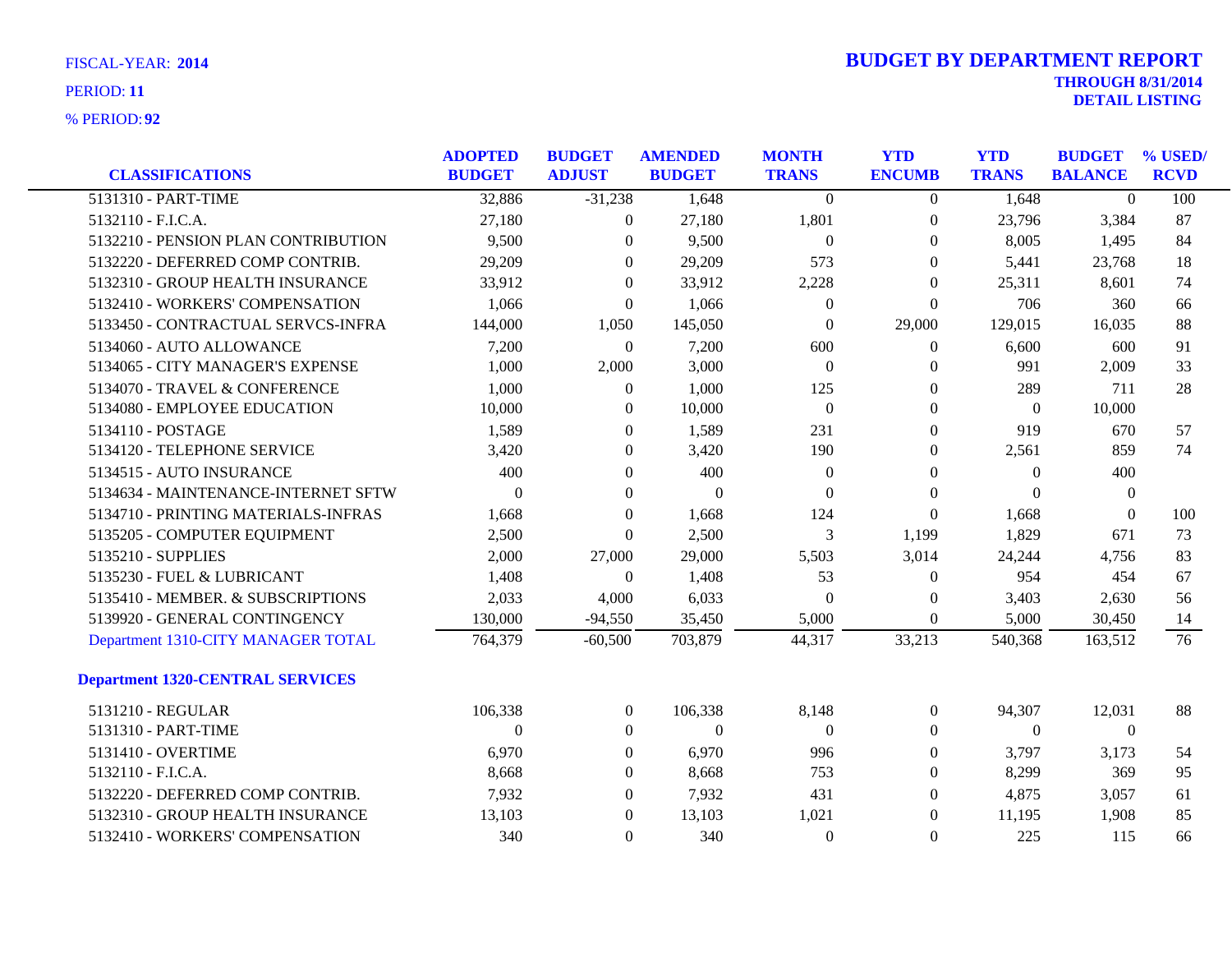FISCAL-YEAR: **2014**

PERIOD: **11**

% PERIOD: **92**

# BUDGET BY DEPARTMENT REPORT

**THROUGH 8/31/2014**

**DETAIL LISTING**

| CLASSIFICATIONS | ADOPTED BUDGET | BUDGET ADJUST | AMENDED BUDGET | MONTH TRANS | YTD ENCUMB | YTD TRANS | BUDGET BALANCE | % USED/ RCVD |
|---|---|---|---|---|---|---|---|---|
| 5131310 - PART-TIME | 32,886 | -31,238 | 1,648 | 0 | 0 | 1,648 | 0 | 100 |
| 5132110 - F.I.C.A. | 27,180 | 0 | 27,180 | 1,801 | 0 | 23,796 | 3,384 | 87 |
| 5132210 - PENSION PLAN CONTRIBUTION | 9,500 | 0 | 9,500 | 0 | 0 | 8,005 | 1,495 | 84 |
| 5132220 - DEFERRED COMP CONTRIB. | 29,209 | 0 | 29,209 | 573 | 0 | 5,441 | 23,768 | 18 |
| 5132310 - GROUP HEALTH INSURANCE | 33,912 | 0 | 33,912 | 2,228 | 0 | 25,311 | 8,601 | 74 |
| 5132410 - WORKERS' COMPENSATION | 1,066 | 0 | 1,066 | 0 | 0 | 706 | 360 | 66 |
| 5133450 - CONTRACTUAL SERVCS-INFRA | 144,000 | 1,050 | 145,050 | 0 | 29,000 | 129,015 | 16,035 | 88 |
| 5134060 - AUTO ALLOWANCE | 7,200 | 0 | 7,200 | 600 | 0 | 6,600 | 600 | 91 |
| 5134065 - CITY MANAGER'S EXPENSE | 1,000 | 2,000 | 3,000 | 0 | 0 | 991 | 2,009 | 33 |
| 5134070 - TRAVEL & CONFERENCE | 1,000 | 0 | 1,000 | 125 | 0 | 289 | 711 | 28 |
| 5134080 - EMPLOYEE EDUCATION | 10,000 | 0 | 10,000 | 0 | 0 | 0 | 10,000 | |
| 5134110 - POSTAGE | 1,589 | 0 | 1,589 | 231 | 0 | 919 | 670 | 57 |
| 5134120 - TELEPHONE SERVICE | 3,420 | 0 | 3,420 | 190 | 0 | 2,561 | 859 | 74 |
| 5134515 - AUTO INSURANCE | 400 | 0 | 400 | 0 | 0 | 0 | 400 | |
| 5134634 - MAINTENANCE-INTERNET SFTW | 0 | 0 | 0 | 0 | 0 | 0 | 0 | |
| 5134710 - PRINTING MATERIALS-INFRAS | 1,668 | 0 | 1,668 | 124 | 0 | 1,668 | 0 | 100 |
| 5135205 - COMPUTER EQUIPMENT | 2,500 | 0 | 2,500 | 3 | 1,199 | 1,829 | 671 | 73 |
| 5135210 - SUPPLIES | 2,000 | 27,000 | 29,000 | 5,503 | 3,014 | 24,244 | 4,756 | 83 |
| 5135230 - FUEL & LUBRICANT | 1,408 | 0 | 1,408 | 53 | 0 | 954 | 454 | 67 |
| 5135410 - MEMBER. & SUBSCRIPTIONS | 2,033 | 4,000 | 6,033 | 0 | 0 | 3,403 | 2,630 | 56 |
| 5139920 - GENERAL CONTINGENCY | 130,000 | -94,550 | 35,450 | 5,000 | 0 | 5,000 | 30,450 | 14 |
| Department 1310-CITY MANAGER TOTAL | 764,379 | -60,500 | 703,879 | 44,317 | 33,213 | 540,368 | 163,512 | 76 |

**Department 1320-CENTRAL SERVICES**

| CLASSIFICATIONS | ADOPTED BUDGET | BUDGET ADJUST | AMENDED BUDGET | MONTH TRANS | YTD ENCUMB | YTD TRANS | BUDGET BALANCE | % USED/ RCVD |
|---|---|---|---|---|---|---|---|---|
| 5131210 - REGULAR | 106,338 | 0 | 106,338 | 8,148 | 0 | 94,307 | 12,031 | 88 |
| 5131310 - PART-TIME | 0 | 0 | 0 | 0 | 0 | 0 | 0 | |
| 5131410 - OVERTIME | 6,970 | 0 | 6,970 | 996 | 0 | 3,797 | 3,173 | 54 |
| 5132110 - F.I.C.A. | 8,668 | 0 | 8,668 | 753 | 0 | 8,299 | 369 | 95 |
| 5132220 - DEFERRED COMP CONTRIB. | 7,932 | 0 | 7,932 | 431 | 0 | 4,875 | 3,057 | 61 |
| 5132310 - GROUP HEALTH INSURANCE | 13,103 | 0 | 13,103 | 1,021 | 0 | 11,195 | 1,908 | 85 |
| 5132410 - WORKERS' COMPENSATION | 340 | 0 | 340 | 0 | 0 | 225 | 115 | 66 |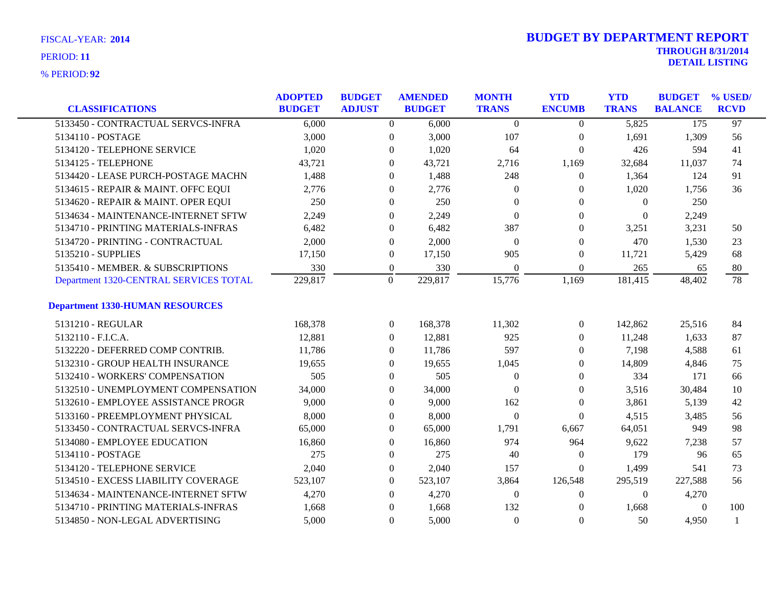FISCAL-YEAR: **2014**
PERIOD: **11**
% PERIOD: **92**

# BUDGET BY DEPARTMENT REPORT

**THROUGH 8/31/2014**
**DETAIL LISTING**

| CLASSIFICATIONS | ADOPTED BUDGET | BUDGET ADJUST | AMENDED BUDGET | MONTH TRANS | YTD ENCUMB | YTD TRANS | BUDGET BALANCE | % USED/ RCVD |
|---|---|---|---|---|---|---|---|---|
| 5133450 - CONTRACTUAL SERVCS-INFRA | 6,000 | 0 | 6,000 | 0 | 0 | 5,825 | 175 | 97 |
| 5134110 - POSTAGE | 3,000 | 0 | 3,000 | 107 | 0 | 1,691 | 1,309 | 56 |
| 5134120 - TELEPHONE SERVICE | 1,020 | 0 | 1,020 | 64 | 0 | 426 | 594 | 41 |
| 5134125 - TELEPHONE | 43,721 | 0 | 43,721 | 2,716 | 1,169 | 32,684 | 11,037 | 74 |
| 5134420 - LEASE PURCH-POSTAGE MACHN | 1,488 | 0 | 1,488 | 248 | 0 | 1,364 | 124 | 91 |
| 5134615 - REPAIR & MAINT. OFFC EQUI | 2,776 | 0 | 2,776 | 0 | 0 | 1,020 | 1,756 | 36 |
| 5134620 - REPAIR & MAINT. OPER EQUI | 250 | 0 | 250 | 0 | 0 | 0 | 250 | |
| 5134634 - MAINTENANCE-INTERNET SFTW | 2,249 | 0 | 2,249 | 0 | 0 | 0 | 2,249 | |
| 5134710 - PRINTING MATERIALS-INFRAS | 6,482 | 0 | 6,482 | 387 | 0 | 3,251 | 3,231 | 50 |
| 5134720 - PRINTING - CONTRACTUAL | 2,000 | 0 | 2,000 | 0 | 0 | 470 | 1,530 | 23 |
| 5135210 - SUPPLIES | 17,150 | 0 | 17,150 | 905 | 0 | 11,721 | 5,429 | 68 |
| 5135410 - MEMBER. & SUBSCRIPTIONS | 330 | 0 | 330 | 0 | 0 | 265 | 65 | 80 |
| Department 1320-CENTRAL SERVICES TOTAL | 229,817 | 0 | 229,817 | 15,776 | 1,169 | 181,415 | 48,402 | 78 |
| **Department 1330-HUMAN RESOURCES** | | | | | | | | |
| 5131210 - REGULAR | 168,378 | 0 | 168,378 | 11,302 | 0 | 142,862 | 25,516 | 84 |
| 5132110 - F.I.C.A. | 12,881 | 0 | 12,881 | 925 | 0 | 11,248 | 1,633 | 87 |
| 5132220 - DEFERRED COMP CONTRIB. | 11,786 | 0 | 11,786 | 597 | 0 | 7,198 | 4,588 | 61 |
| 5132310 - GROUP HEALTH INSURANCE | 19,655 | 0 | 19,655 | 1,045 | 0 | 14,809 | 4,846 | 75 |
| 5132410 - WORKERS' COMPENSATION | 505 | 0 | 505 | 0 | 0 | 334 | 171 | 66 |
| 5132510 - UNEMPLOYMENT COMPENSATION | 34,000 | 0 | 34,000 | 0 | 0 | 3,516 | 30,484 | 10 |
| 5132610 - EMPLOYEE ASSISTANCE PROGR | 9,000 | 0 | 9,000 | 162 | 0 | 3,861 | 5,139 | 42 |
| 5133160 - PREEMPLOYMENT PHYSICAL | 8,000 | 0 | 8,000 | 0 | 0 | 4,515 | 3,485 | 56 |
| 5133450 - CONTRACTUAL SERVCS-INFRA | 65,000 | 0 | 65,000 | 1,791 | 6,667 | 64,051 | 949 | 98 |
| 5134080 - EMPLOYEE EDUCATION | 16,860 | 0 | 16,860 | 974 | 964 | 9,622 | 7,238 | 57 |
| 5134110 - POSTAGE | 275 | 0 | 275 | 40 | 0 | 179 | 96 | 65 |
| 5134120 - TELEPHONE SERVICE | 2,040 | 0 | 2,040 | 157 | 0 | 1,499 | 541 | 73 |
| 5134510 - EXCESS LIABILITY COVERAGE | 523,107 | 0 | 523,107 | 3,864 | 126,548 | 295,519 | 227,588 | 56 |
| 5134634 - MAINTENANCE-INTERNET SFTW | 4,270 | 0 | 4,270 | 0 | 0 | 0 | 4,270 | |
| 5134710 - PRINTING MATERIALS-INFRAS | 1,668 | 0 | 1,668 | 132 | 0 | 1,668 | 0 | 100 |
| 5134850 - NON-LEGAL ADVERTISING | 5,000 | 0 | 5,000 | 0 | 0 | 50 | 4,950 | 1 |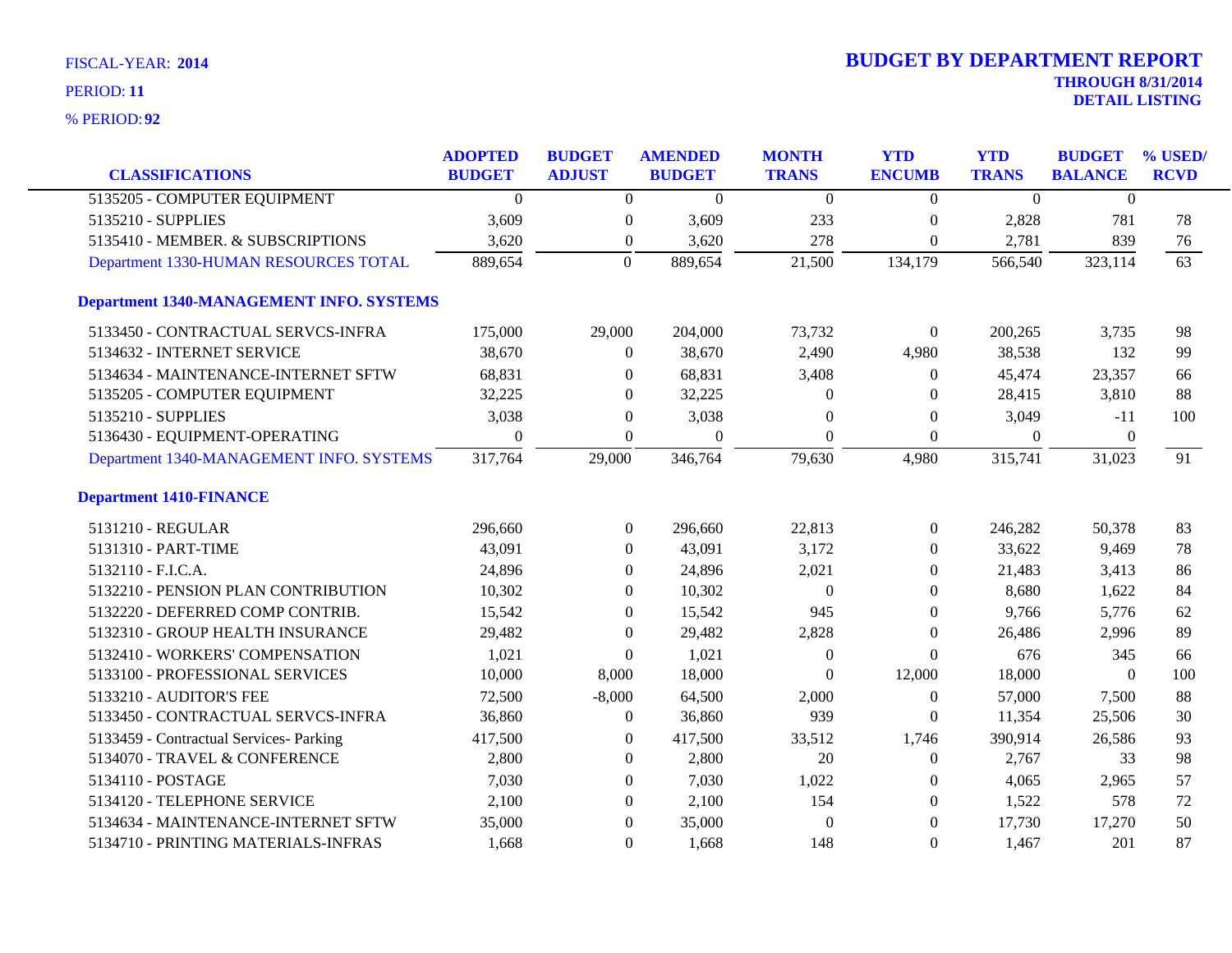FISCAL-YEAR: **2014**

PERIOD: **11**

% PERIOD: **92**

# BUDGET BY DEPARTMENT REPORT

**THROUGH 8/31/2014**
**DETAIL LISTING**

| CLASSIFICATIONS | ADOPTED BUDGET | BUDGET ADJUST | AMENDED BUDGET | MONTH TRANS | YTD ENCUMB | YTD TRANS | BUDGET BALANCE | % USED/ RCVD |
|---|---|---|---|---|---|---|---|---|
| 5135205 - COMPUTER EQUIPMENT | 0 | 0 | 0 | 0 | 0 | 0 | 0 | |
| 5135210 - SUPPLIES | 3,609 | 0 | 3,609 | 233 | 0 | 2,828 | 781 | 78 |
| 5135410 - MEMBER. & SUBSCRIPTIONS | 3,620 | 0 | 3,620 | 278 | 0 | 2,781 | 839 | 76 |
| Department 1330-HUMAN RESOURCES TOTAL | 889,654 | 0 | 889,654 | 21,500 | 134,179 | 566,540 | 323,114 | 63 |
| **Department 1340-MANAGEMENT INFO. SYSTEMS** | | | | | | | | |
| 5133450 - CONTRACTUAL SERVCS-INFRA | 175,000 | 29,000 | 204,000 | 73,732 | 0 | 200,265 | 3,735 | 98 |
| 5134632 - INTERNET SERVICE | 38,670 | 0 | 38,670 | 2,490 | 4,980 | 38,538 | 132 | 99 |
| 5134634 - MAINTENANCE-INTERNET SFTW | 68,831 | 0 | 68,831 | 3,408 | 0 | 45,474 | 23,357 | 66 |
| 5135205 - COMPUTER EQUIPMENT | 32,225 | 0 | 32,225 | 0 | 0 | 28,415 | 3,810 | 88 |
| 5135210 - SUPPLIES | 3,038 | 0 | 3,038 | 0 | 0 | 3,049 | -11 | 100 |
| 5136430 - EQUIPMENT-OPERATING | 0 | 0 | 0 | 0 | 0 | 0 | 0 | |
| Department 1340-MANAGEMENT INFO. SYSTEMS | 317,764 | 29,000 | 346,764 | 79,630 | 4,980 | 315,741 | 31,023 | 91 |
| **Department 1410-FINANCE** | | | | | | | | |
| 5131210 - REGULAR | 296,660 | 0 | 296,660 | 22,813 | 0 | 246,282 | 50,378 | 83 |
| 5131310 - PART-TIME | 43,091 | 0 | 43,091 | 3,172 | 0 | 33,622 | 9,469 | 78 |
| 5132110 - F.I.C.A. | 24,896 | 0 | 24,896 | 2,021 | 0 | 21,483 | 3,413 | 86 |
| 5132210 - PENSION PLAN CONTRIBUTION | 10,302 | 0 | 10,302 | 0 | 0 | 8,680 | 1,622 | 84 |
| 5132220 - DEFERRED COMP CONTRIB. | 15,542 | 0 | 15,542 | 945 | 0 | 9,766 | 5,776 | 62 |
| 5132310 - GROUP HEALTH INSURANCE | 29,482 | 0 | 29,482 | 2,828 | 0 | 26,486 | 2,996 | 89 |
| 5132410 - WORKERS' COMPENSATION | 1,021 | 0 | 1,021 | 0 | 0 | 676 | 345 | 66 |
| 5133100 - PROFESSIONAL SERVICES | 10,000 | 8,000 | 18,000 | 0 | 12,000 | 18,000 | 0 | 100 |
| 5133210 - AUDITOR'S FEE | 72,500 | -8,000 | 64,500 | 2,000 | 0 | 57,000 | 7,500 | 88 |
| 5133450 - CONTRACTUAL SERVCS-INFRA | 36,860 | 0 | 36,860 | 939 | 0 | 11,354 | 25,506 | 30 |
| 5133459 - Contractual Services- Parking | 417,500 | 0 | 417,500 | 33,512 | 1,746 | 390,914 | 26,586 | 93 |
| 5134070 - TRAVEL & CONFERENCE | 2,800 | 0 | 2,800 | 20 | 0 | 2,767 | 33 | 98 |
| 5134110 - POSTAGE | 7,030 | 0 | 7,030 | 1,022 | 0 | 4,065 | 2,965 | 57 |
| 5134120 - TELEPHONE SERVICE | 2,100 | 0 | 2,100 | 154 | 0 | 1,522 | 578 | 72 |
| 5134634 - MAINTENANCE-INTERNET SFTW | 35,000 | 0 | 35,000 | 0 | 0 | 17,730 | 17,270 | 50 |
| 5134710 - PRINTING MATERIALS-INFRAS | 1,668 | 0 | 1,668 | 148 | 0 | 1,467 | 201 | 87 |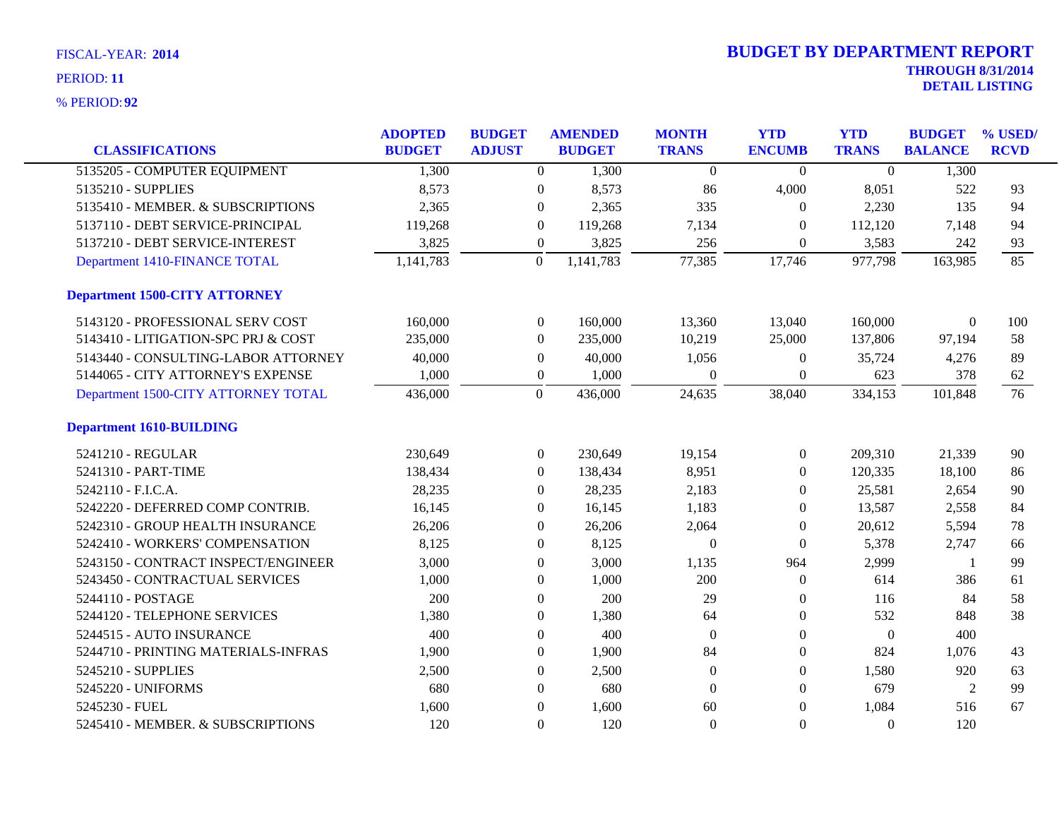FISCAL-YEAR: **2014**

PERIOD: **11**

% PERIOD: **92**

# BUDGET BY DEPARTMENT REPORT

**THROUGH 8/31/2014**
**DETAIL LISTING**

| CLASSIFICATIONS | ADOPTED BUDGET | BUDGET ADJUST | AMENDED BUDGET | MONTH TRANS | YTD ENCUMB | YTD TRANS | BUDGET BALANCE | % USED/ RCVD |
|---|---|---|---|---|---|---|---|---|
| 5135205 - COMPUTER EQUIPMENT | 1,300 | 0 | 1,300 | 0 | 0 | 0 | 1,300 | |
| 5135210 - SUPPLIES | 8,573 | 0 | 8,573 | 86 | 4,000 | 8,051 | 522 | 93 |
| 5135410 - MEMBER. & SUBSCRIPTIONS | 2,365 | 0 | 2,365 | 335 | 0 | 2,230 | 135 | 94 |
| 5137110 - DEBT SERVICE-PRINCIPAL | 119,268 | 0 | 119,268 | 7,134 | 0 | 112,120 | 7,148 | 94 |
| 5137210 - DEBT SERVICE-INTEREST | 3,825 | 0 | 3,825 | 256 | 0 | 3,583 | 242 | 93 |
| Department 1410-FINANCE TOTAL | 1,141,783 | 0 | 1,141,783 | 77,385 | 17,746 | 977,798 | 163,985 | 85 |
| **Department 1500-CITY ATTORNEY** | | | | | | | | |
| 5143120 - PROFESSIONAL SERV COST | 160,000 | 0 | 160,000 | 13,360 | 13,040 | 160,000 | 0 | 100 |
| 5143410 - LITIGATION-SPC PRJ & COST | 235,000 | 0 | 235,000 | 10,219 | 25,000 | 137,806 | 97,194 | 58 |
| 5143440 - CONSULTING-LABOR ATTORNEY | 40,000 | 0 | 40,000 | 1,056 | 0 | 35,724 | 4,276 | 89 |
| 5144065 - CITY ATTORNEY'S EXPENSE | 1,000 | 0 | 1,000 | 0 | 0 | 623 | 378 | 62 |
| Department 1500-CITY ATTORNEY TOTAL | 436,000 | 0 | 436,000 | 24,635 | 38,040 | 334,153 | 101,848 | 76 |
| **Department 1610-BUILDING** | | | | | | | | |
| 5241210 - REGULAR | 230,649 | 0 | 230,649 | 19,154 | 0 | 209,310 | 21,339 | 90 |
| 5241310 - PART-TIME | 138,434 | 0 | 138,434 | 8,951 | 0 | 120,335 | 18,100 | 86 |
| 5242110 - F.I.C.A. | 28,235 | 0 | 28,235 | 2,183 | 0 | 25,581 | 2,654 | 90 |
| 5242220 - DEFERRED COMP CONTRIB. | 16,145 | 0 | 16,145 | 1,183 | 0 | 13,587 | 2,558 | 84 |
| 5242310 - GROUP HEALTH INSURANCE | 26,206 | 0 | 26,206 | 2,064 | 0 | 20,612 | 5,594 | 78 |
| 5242410 - WORKERS' COMPENSATION | 8,125 | 0 | 8,125 | 0 | 0 | 5,378 | 2,747 | 66 |
| 5243150 - CONTRACT INSPECT/ENGINEER | 3,000 | 0 | 3,000 | 1,135 | 964 | 2,999 | 1 | 99 |
| 5243450 - CONTRACTUAL SERVICES | 1,000 | 0 | 1,000 | 200 | 0 | 614 | 386 | 61 |
| 5244110 - POSTAGE | 200 | 0 | 200 | 29 | 0 | 116 | 84 | 58 |
| 5244120 - TELEPHONE SERVICES | 1,380 | 0 | 1,380 | 64 | 0 | 532 | 848 | 38 |
| 5244515 - AUTO INSURANCE | 400 | 0 | 400 | 0 | 0 | 0 | 400 | |
| 5244710 - PRINTING MATERIALS-INFRAS | 1,900 | 0 | 1,900 | 84 | 0 | 824 | 1,076 | 43 |
| 5245210 - SUPPLIES | 2,500 | 0 | 2,500 | 0 | 0 | 1,580 | 920 | 63 |
| 5245220 - UNIFORMS | 680 | 0 | 680 | 0 | 0 | 679 | 2 | 99 |
| 5245230 - FUEL | 1,600 | 0 | 1,600 | 60 | 0 | 1,084 | 516 | 67 |
| 5245410 - MEMBER. & SUBSCRIPTIONS | 120 | 0 | 120 | 0 | 0 | 0 | 120 | |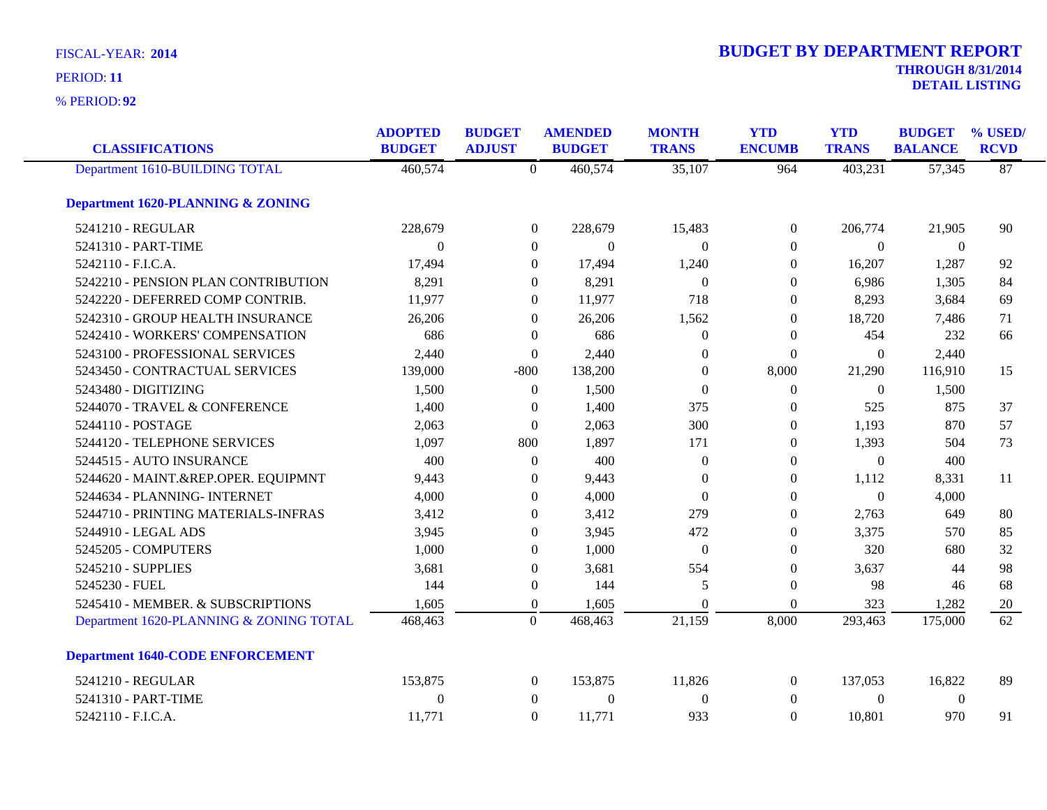FISCAL-YEAR: **2014**
PERIOD: **11**
% PERIOD: **92**

# BUDGET BY DEPARTMENT REPORT

**THROUGH 8/31/2014**
**DETAIL LISTING**

| CLASSIFICATIONS | ADOPTED BUDGET | BUDGET ADJUST | AMENDED BUDGET | MONTH TRANS | YTD ENCUMB | YTD TRANS | BUDGET BALANCE | % USED/ RCVD |
|---|---|---|---|---|---|---|---|---|
| Department 1610-BUILDING TOTAL | 460,574 | 0 | 460,574 | 35,107 | 964 | 403,231 | 57,345 | 87 |
| **Department 1620-PLANNING & ZONING** | | | | | | | | |
| 5241210 - REGULAR | 228,679 | 0 | 228,679 | 15,483 | 0 | 206,774 | 21,905 | 90 |
| 5241310 - PART-TIME | 0 | 0 | 0 | 0 | 0 | 0 | 0 | |
| 5242110 - F.I.C.A. | 17,494 | 0 | 17,494 | 1,240 | 0 | 16,207 | 1,287 | 92 |
| 5242210 - PENSION PLAN CONTRIBUTION | 8,291 | 0 | 8,291 | 0 | 0 | 6,986 | 1,305 | 84 |
| 5242220 - DEFERRED COMP CONTRIB. | 11,977 | 0 | 11,977 | 718 | 0 | 8,293 | 3,684 | 69 |
| 5242310 - GROUP HEALTH INSURANCE | 26,206 | 0 | 26,206 | 1,562 | 0 | 18,720 | 7,486 | 71 |
| 5242410 - WORKERS' COMPENSATION | 686 | 0 | 686 | 0 | 0 | 454 | 232 | 66 |
| 5243100 - PROFESSIONAL SERVICES | 2,440 | 0 | 2,440 | 0 | 0 | 0 | 2,440 | |
| 5243450 - CONTRACTUAL SERVICES | 139,000 | -800 | 138,200 | 0 | 8,000 | 21,290 | 116,910 | 15 |
| 5243480 - DIGITIZING | 1,500 | 0 | 1,500 | 0 | 0 | 0 | 1,500 | |
| 5244070 - TRAVEL & CONFERENCE | 1,400 | 0 | 1,400 | 375 | 0 | 525 | 875 | 37 |
| 5244110 - POSTAGE | 2,063 | 0 | 2,063 | 300 | 0 | 1,193 | 870 | 57 |
| 5244120 - TELEPHONE SERVICES | 1,097 | 800 | 1,897 | 171 | 0 | 1,393 | 504 | 73 |
| 5244515 - AUTO INSURANCE | 400 | 0 | 400 | 0 | 0 | 0 | 400 | |
| 5244620 - MAINT.&REP.OPER. EQUIPMNT | 9,443 | 0 | 9,443 | 0 | 0 | 1,112 | 8,331 | 11 |
| 5244634 - PLANNING- INTERNET | 4,000 | 0 | 4,000 | 0 | 0 | 0 | 4,000 | |
| 5244710 - PRINTING MATERIALS-INFRAS | 3,412 | 0 | 3,412 | 279 | 0 | 2,763 | 649 | 80 |
| 5244910 - LEGAL ADS | 3,945 | 0 | 3,945 | 472 | 0 | 3,375 | 570 | 85 |
| 5245205 - COMPUTERS | 1,000 | 0 | 1,000 | 0 | 0 | 320 | 680 | 32 |
| 5245210 - SUPPLIES | 3,681 | 0 | 3,681 | 554 | 0 | 3,637 | 44 | 98 |
| 5245230 - FUEL | 144 | 0 | 144 | 5 | 0 | 98 | 46 | 68 |
| 5245410 - MEMBER. & SUBSCRIPTIONS | 1,605 | 0 | 1,605 | 0 | 0 | 323 | 1,282 | 20 |
| Department 1620-PLANNING & ZONING TOTAL | 468,463 | 0 | 468,463 | 21,159 | 8,000 | 293,463 | 175,000 | 62 |
| **Department 1640-CODE ENFORCEMENT** | | | | | | | | |
| 5241210 - REGULAR | 153,875 | 0 | 153,875 | 11,826 | 0 | 137,053 | 16,822 | 89 |
| 5241310 - PART-TIME | 0 | 0 | 0 | 0 | 0 | 0 | 0 | |
| 5242110 - F.I.C.A. | 11,771 | 0 | 11,771 | 933 | 0 | 10,801 | 970 | 91 |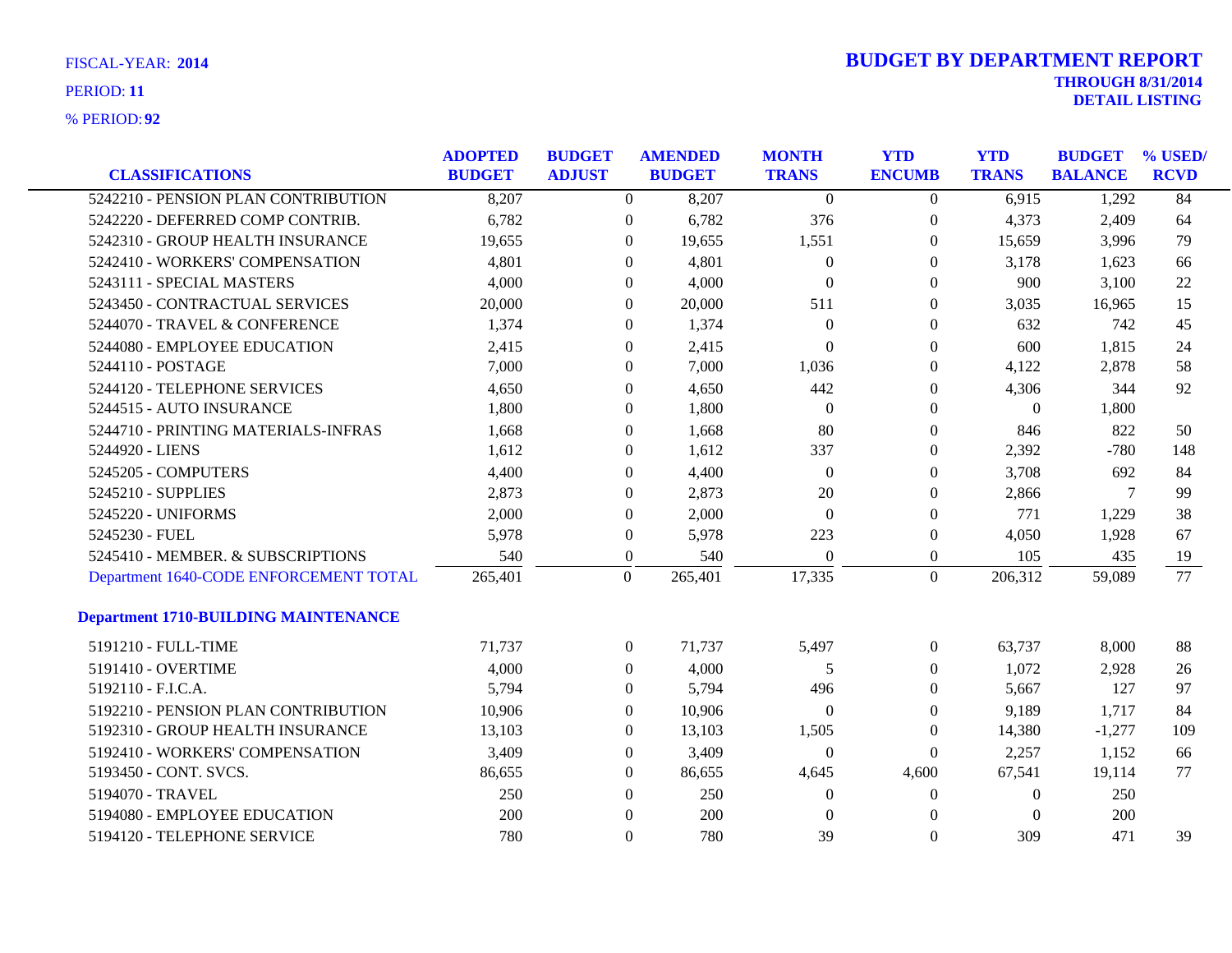FISCAL-YEAR: **2014**
PERIOD: **11**
% PERIOD: **92**

# BUDGET BY DEPARTMENT REPORT

**THROUGH 8/31/2014**
**DETAIL LISTING**

| CLASSIFICATIONS | ADOPTED BUDGET | BUDGET ADJUST | AMENDED BUDGET | MONTH TRANS | YTD ENCUMB | YTD TRANS | BUDGET BALANCE | % USED/ RCVD |
|---|---|---|---|---|---|---|---|---|
| 5242210 - PENSION PLAN CONTRIBUTION | 8,207 | 0 | 8,207 | 0 | 0 | 6,915 | 1,292 | 84 |
| 5242220 - DEFERRED COMP CONTRIB. | 6,782 | 0 | 6,782 | 376 | 0 | 4,373 | 2,409 | 64 |
| 5242310 - GROUP HEALTH INSURANCE | 19,655 | 0 | 19,655 | 1,551 | 0 | 15,659 | 3,996 | 79 |
| 5242410 - WORKERS' COMPENSATION | 4,801 | 0 | 4,801 | 0 | 0 | 3,178 | 1,623 | 66 |
| 5243111 - SPECIAL MASTERS | 4,000 | 0 | 4,000 | 0 | 0 | 900 | 3,100 | 22 |
| 5243450 - CONTRACTUAL SERVICES | 20,000 | 0 | 20,000 | 511 | 0 | 3,035 | 16,965 | 15 |
| 5244070 - TRAVEL & CONFERENCE | 1,374 | 0 | 1,374 | 0 | 0 | 632 | 742 | 45 |
| 5244080 - EMPLOYEE EDUCATION | 2,415 | 0 | 2,415 | 0 | 0 | 600 | 1,815 | 24 |
| 5244110 - POSTAGE | 7,000 | 0 | 7,000 | 1,036 | 0 | 4,122 | 2,878 | 58 |
| 5244120 - TELEPHONE SERVICES | 4,650 | 0 | 4,650 | 442 | 0 | 4,306 | 344 | 92 |
| 5244515 - AUTO INSURANCE | 1,800 | 0 | 1,800 | 0 | 0 | 0 | 1,800 | |
| 5244710 - PRINTING MATERIALS-INFRAS | 1,668 | 0 | 1,668 | 80 | 0 | 846 | 822 | 50 |
| 5244920 - LIENS | 1,612 | 0 | 1,612 | 337 | 0 | 2,392 | -780 | 148 |
| 5245205 - COMPUTERS | 4,400 | 0 | 4,400 | 0 | 0 | 3,708 | 692 | 84 |
| 5245210 - SUPPLIES | 2,873 | 0 | 2,873 | 20 | 0 | 2,866 | 7 | 99 |
| 5245220 - UNIFORMS | 2,000 | 0 | 2,000 | 0 | 0 | 771 | 1,229 | 38 |
| 5245230 - FUEL | 5,978 | 0 | 5,978 | 223 | 0 | 4,050 | 1,928 | 67 |
| 5245410 - MEMBER. & SUBSCRIPTIONS | 540 | 0 | 540 | 0 | 0 | 105 | 435 | 19 |
| Department 1640-CODE ENFORCEMENT TOTAL | 265,401 | 0 | 265,401 | 17,335 | 0 | 206,312 | 59,089 | 77 |
| **Department 1710-BUILDING MAINTENANCE** | | | | | | | | |
| 5191210 - FULL-TIME | 71,737 | 0 | 71,737 | 5,497 | 0 | 63,737 | 8,000 | 88 |
| 5191410 - OVERTIME | 4,000 | 0 | 4,000 | 5 | 0 | 1,072 | 2,928 | 26 |
| 5192110 - F.I.C.A. | 5,794 | 0 | 5,794 | 496 | 0 | 5,667 | 127 | 97 |
| 5192210 - PENSION PLAN CONTRIBUTION | 10,906 | 0 | 10,906 | 0 | 0 | 9,189 | 1,717 | 84 |
| 5192310 - GROUP HEALTH INSURANCE | 13,103 | 0 | 13,103 | 1,505 | 0 | 14,380 | -1,277 | 109 |
| 5192410 - WORKERS' COMPENSATION | 3,409 | 0 | 3,409 | 0 | 0 | 2,257 | 1,152 | 66 |
| 5193450 - CONT. SVCS. | 86,655 | 0 | 86,655 | 4,645 | 4,600 | 67,541 | 19,114 | 77 |
| 5194070 - TRAVEL | 250 | 0 | 250 | 0 | 0 | 0 | 250 | |
| 5194080 - EMPLOYEE EDUCATION | 200 | 0 | 200 | 0 | 0 | 0 | 200 | |
| 5194120 - TELEPHONE SERVICE | 780 | 0 | 780 | 39 | 0 | 309 | 471 | 39 |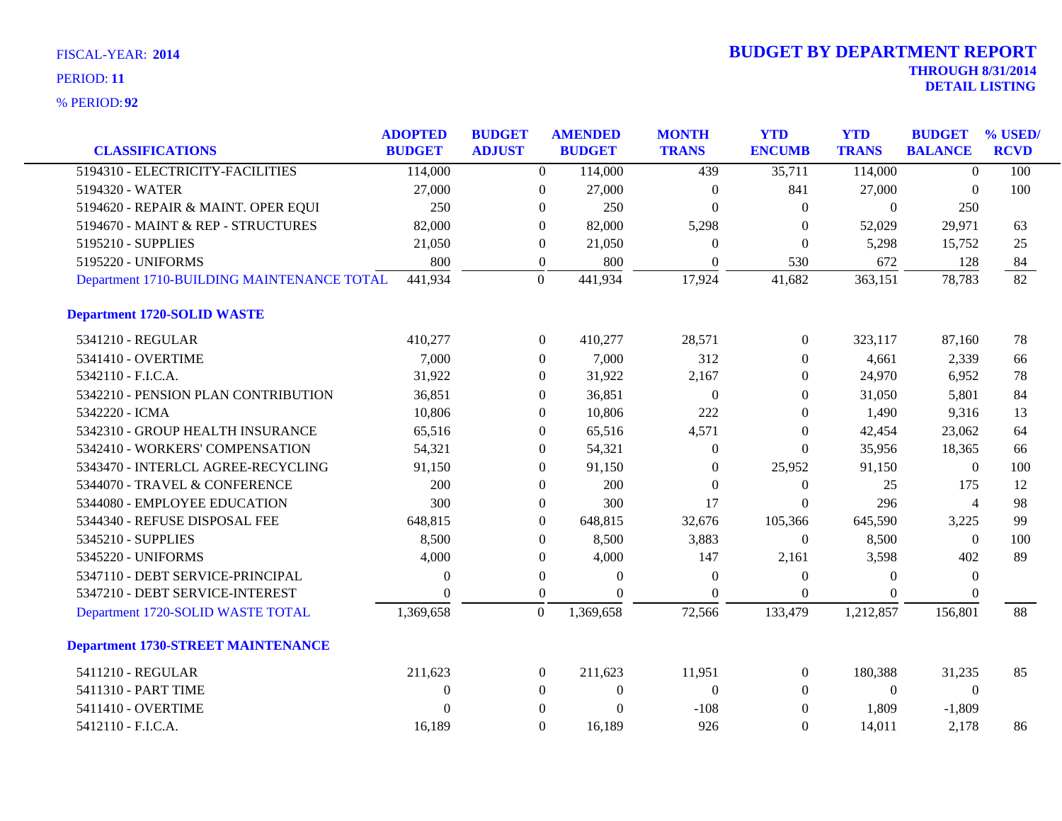FISCAL-YEAR: **2014**

PERIOD: **11**

% PERIOD: **92**

# BUDGET BY DEPARTMENT REPORT

**THROUGH 8/31/2014**

**DETAIL LISTING**

| CLASSIFICATIONS | ADOPTED BUDGET | BUDGET ADJUST | AMENDED BUDGET | MONTH TRANS | YTD ENCUMB | YTD TRANS | BUDGET BALANCE | % USED/ RCVD |
|---|---|---|---|---|---|---|---|---|
| 5194310 - ELECTRICITY-FACILITIES | 114,000 | 0 | 114,000 | 439 | 35,711 | 114,000 | 0 | 100 |
| 5194320 - WATER | 27,000 | 0 | 27,000 | 0 | 841 | 27,000 | 0 | 100 |
| 5194620 - REPAIR & MAINT. OPER EQUI | 250 | 0 | 250 | 0 | 0 | 0 | 250 | |
| 5194670 - MAINT & REP - STRUCTURES | 82,000 | 0 | 82,000 | 5,298 | 0 | 52,029 | 29,971 | 63 |
| 5195210 - SUPPLIES | 21,050 | 0 | 21,050 | 0 | 0 | 5,298 | 15,752 | 25 |
| 5195220 - UNIFORMS | 800 | 0 | 800 | 0 | 530 | 672 | 128 | 84 |
| Department 1710-BUILDING MAINTENANCE TOTAL | 441,934 | 0 | 441,934 | 17,924 | 41,682 | 363,151 | 78,783 | 82 |
| **Department 1720-SOLID WASTE** | | | | | | | | |
| 5341210 - REGULAR | 410,277 | 0 | 410,277 | 28,571 | 0 | 323,117 | 87,160 | 78 |
| 5341410 - OVERTIME | 7,000 | 0 | 7,000 | 312 | 0 | 4,661 | 2,339 | 66 |
| 5342110 - F.I.C.A. | 31,922 | 0 | 31,922 | 2,167 | 0 | 24,970 | 6,952 | 78 |
| 5342210 - PENSION PLAN CONTRIBUTION | 36,851 | 0 | 36,851 | 0 | 0 | 31,050 | 5,801 | 84 |
| 5342220 - ICMA | 10,806 | 0 | 10,806 | 222 | 0 | 1,490 | 9,316 | 13 |
| 5342310 - GROUP HEALTH INSURANCE | 65,516 | 0 | 65,516 | 4,571 | 0 | 42,454 | 23,062 | 64 |
| 5342410 - WORKERS' COMPENSATION | 54,321 | 0 | 54,321 | 0 | 0 | 35,956 | 18,365 | 66 |
| 5343470 - INTERLCL AGREE-RECYCLING | 91,150 | 0 | 91,150 | 0 | 25,952 | 91,150 | 0 | 100 |
| 5344070 - TRAVEL & CONFERENCE | 200 | 0 | 200 | 0 | 0 | 25 | 175 | 12 |
| 5344080 - EMPLOYEE EDUCATION | 300 | 0 | 300 | 17 | 0 | 296 | 4 | 98 |
| 5344340 - REFUSE DISPOSAL FEE | 648,815 | 0 | 648,815 | 32,676 | 105,366 | 645,590 | 3,225 | 99 |
| 5345210 - SUPPLIES | 8,500 | 0 | 8,500 | 3,883 | 0 | 8,500 | 0 | 100 |
| 5345220 - UNIFORMS | 4,000 | 0 | 4,000 | 147 | 2,161 | 3,598 | 402 | 89 |
| 5347110 - DEBT SERVICE-PRINCIPAL | 0 | 0 | 0 | 0 | 0 | 0 | 0 | |
| 5347210 - DEBT SERVICE-INTEREST | 0 | 0 | 0 | 0 | 0 | 0 | 0 | |
| Department 1720-SOLID WASTE TOTAL | 1,369,658 | 0 | 1,369,658 | 72,566 | 133,479 | 1,212,857 | 156,801 | 88 |
| **Department 1730-STREET MAINTENANCE** | | | | | | | | |
| 5411210 - REGULAR | 211,623 | 0 | 211,623 | 11,951 | 0 | 180,388 | 31,235 | 85 |
| 5411310 - PART TIME | 0 | 0 | 0 | 0 | 0 | 0 | 0 | |
| 5411410 - OVERTIME | 0 | 0 | 0 | -108 | 0 | 1,809 | -1,809 | |
| 5412110 - F.I.C.A. | 16,189 | 0 | 16,189 | 926 | 0 | 14,011 | 2,178 | 86 |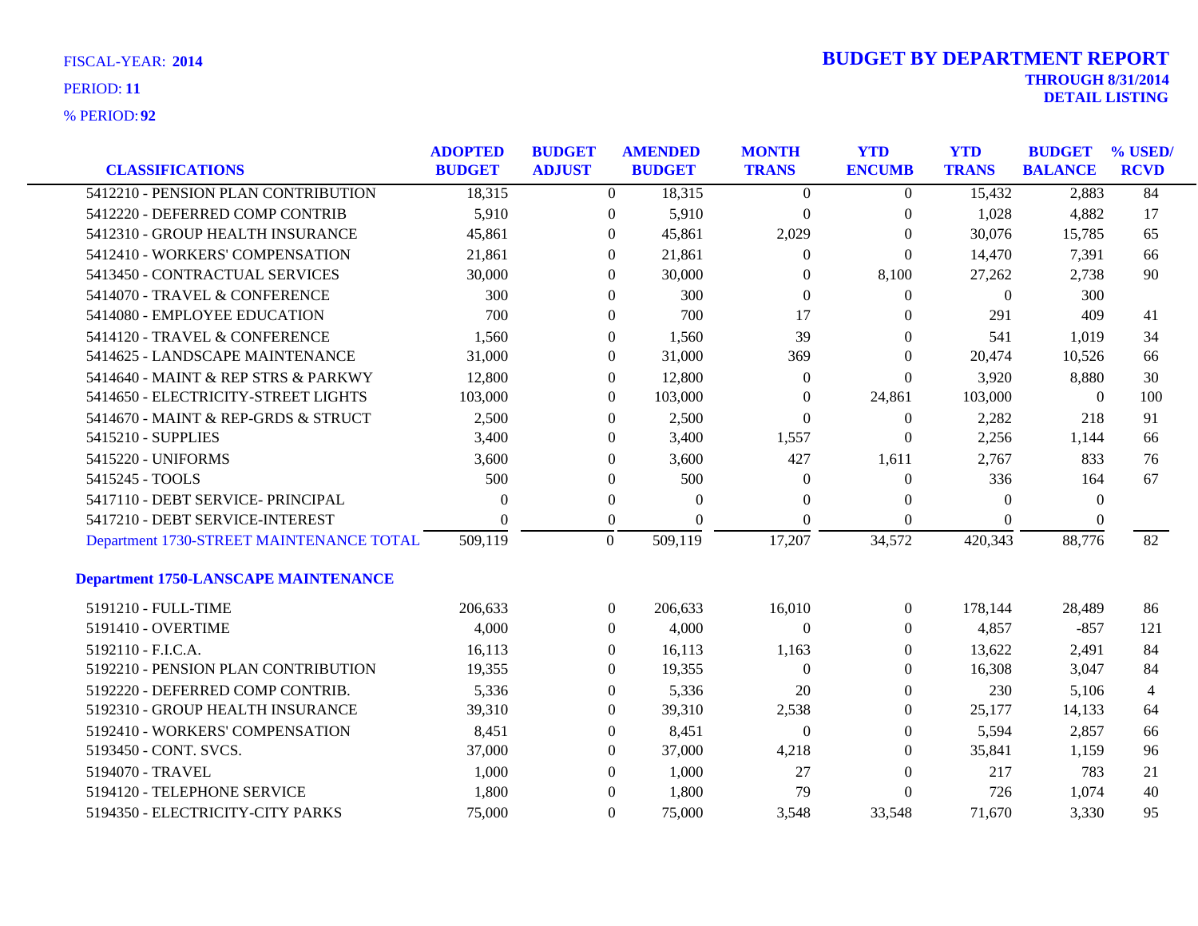FISCAL-YEAR: **2014**

PERIOD: **11**

% PERIOD: **92**

# BUDGET BY DEPARTMENT REPORT

**THROUGH 8/31/2014**

**DETAIL LISTING**

| CLASSIFICATIONS | ADOPTED BUDGET | BUDGET ADJUST | AMENDED BUDGET | MONTH TRANS | YTD ENCUMB | YTD TRANS | BUDGET BALANCE | % USED/ RCVD |
|---|---|---|---|---|---|---|---|---|
| 5412210 - PENSION PLAN CONTRIBUTION | 18,315 | 0 | 18,315 | 0 | 0 | 15,432 | 2,883 | 84 |
| 5412220 - DEFERRED COMP CONTRIB | 5,910 | 0 | 5,910 | 0 | 0 | 1,028 | 4,882 | 17 |
| 5412310 - GROUP HEALTH INSURANCE | 45,861 | 0 | 45,861 | 2,029 | 0 | 30,076 | 15,785 | 65 |
| 5412410 - WORKERS' COMPENSATION | 21,861 | 0 | 21,861 | 0 | 0 | 14,470 | 7,391 | 66 |
| 5413450 - CONTRACTUAL SERVICES | 30,000 | 0 | 30,000 | 0 | 8,100 | 27,262 | 2,738 | 90 |
| 5414070 - TRAVEL & CONFERENCE | 300 | 0 | 300 | 0 | 0 | 0 | 300 | |
| 5414080 - EMPLOYEE EDUCATION | 700 | 0 | 700 | 17 | 0 | 291 | 409 | 41 |
| 5414120 - TRAVEL & CONFERENCE | 1,560 | 0 | 1,560 | 39 | 0 | 541 | 1,019 | 34 |
| 5414625 - LANDSCAPE MAINTENANCE | 31,000 | 0 | 31,000 | 369 | 0 | 20,474 | 10,526 | 66 |
| 5414640 - MAINT & REP STRS & PARKWY | 12,800 | 0 | 12,800 | 0 | 0 | 3,920 | 8,880 | 30 |
| 5414650 - ELECTRICITY-STREET LIGHTS | 103,000 | 0 | 103,000 | 0 | 24,861 | 103,000 | 0 | 100 |
| 5414670 - MAINT & REP-GRDS & STRUCT | 2,500 | 0 | 2,500 | 0 | 0 | 2,282 | 218 | 91 |
| 5415210 - SUPPLIES | 3,400 | 0 | 3,400 | 1,557 | 0 | 2,256 | 1,144 | 66 |
| 5415220 - UNIFORMS | 3,600 | 0 | 3,600 | 427 | 1,611 | 2,767 | 833 | 76 |
| 5415245 - TOOLS | 500 | 0 | 500 | 0 | 0 | 336 | 164 | 67 |
| 5417110 - DEBT SERVICE- PRINCIPAL | 0 | 0 | 0 | 0 | 0 | 0 | 0 | |
| 5417210 - DEBT SERVICE-INTEREST | 0 | 0 | 0 | 0 | 0 | 0 | 0 | |
| Department 1730-STREET MAINTENANCE TOTAL | 509,119 | 0 | 509,119 | 17,207 | 34,572 | 420,343 | 88,776 | 82 |
| **Department 1750-LANSCAPE MAINTENANCE** | | | | | | | | |
| 5191210 - FULL-TIME | 206,633 | 0 | 206,633 | 16,010 | 0 | 178,144 | 28,489 | 86 |
| 5191410 - OVERTIME | 4,000 | 0 | 4,000 | 0 | 0 | 4,857 | -857 | 121 |
| 5192110 - F.I.C.A. | 16,113 | 0 | 16,113 | 1,163 | 0 | 13,622 | 2,491 | 84 |
| 5192210 - PENSION PLAN CONTRIBUTION | 19,355 | 0 | 19,355 | 0 | 0 | 16,308 | 3,047 | 84 |
| 5192220 - DEFERRED COMP CONTRIB. | 5,336 | 0 | 5,336 | 20 | 0 | 230 | 5,106 | 4 |
| 5192310 - GROUP HEALTH INSURANCE | 39,310 | 0 | 39,310 | 2,538 | 0 | 25,177 | 14,133 | 64 |
| 5192410 - WORKERS' COMPENSATION | 8,451 | 0 | 8,451 | 0 | 0 | 5,594 | 2,857 | 66 |
| 5193450 - CONT. SVCS. | 37,000 | 0 | 37,000 | 4,218 | 0 | 35,841 | 1,159 | 96 |
| 5194070 - TRAVEL | 1,000 | 0 | 1,000 | 27 | 0 | 217 | 783 | 21 |
| 5194120 - TELEPHONE SERVICE | 1,800 | 0 | 1,800 | 79 | 0 | 726 | 1,074 | 40 |
| 5194350 - ELECTRICITY-CITY PARKS | 75,000 | 0 | 75,000 | 3,548 | 33,548 | 71,670 | 3,330 | 95 |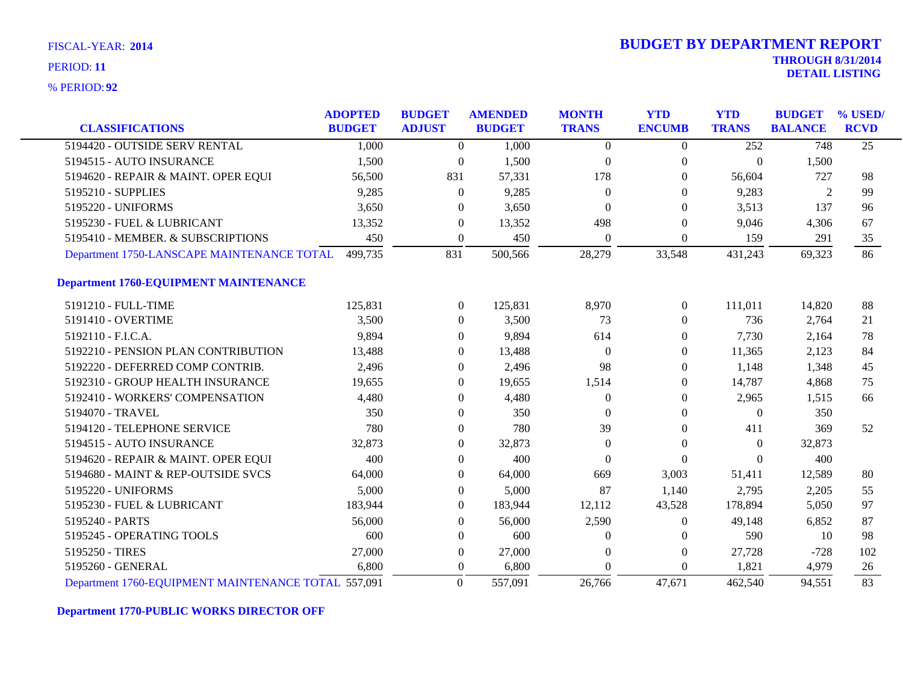FISCAL-YEAR: **2014**

PERIOD: **11**

% PERIOD: **92**

# BUDGET BY DEPARTMENT REPORT

**THROUGH 8/31/2014**

**DETAIL LISTING**

| CLASSIFICATIONS | ADOPTED BUDGET | BUDGET ADJUST | AMENDED BUDGET | MONTH TRANS | YTD ENCUMB | YTD TRANS | BUDGET BALANCE | % USED/ RCVD |
|---|---|---|---|---|---|---|---|---|
| 5194420 - OUTSIDE SERV RENTAL | 1,000 | 0 | 1,000 | 0 | 0 | 252 | 748 | 25 |
| 5194515 - AUTO INSURANCE | 1,500 | 0 | 1,500 | 0 | 0 | 0 | 1,500 | |
| 5194620 - REPAIR & MAINT. OPER EQUI | 56,500 | 831 | 57,331 | 178 | 0 | 56,604 | 727 | 98 |
| 5195210 - SUPPLIES | 9,285 | 0 | 9,285 | 0 | 0 | 9,283 | 2 | 99 |
| 5195220 - UNIFORMS | 3,650 | 0 | 3,650 | 0 | 0 | 3,513 | 137 | 96 |
| 5195230 - FUEL & LUBRICANT | 13,352 | 0 | 13,352 | 498 | 0 | 9,046 | 4,306 | 67 |
| 5195410 - MEMBER. & SUBSCRIPTIONS | 450 | 0 | 450 | 0 | 0 | 159 | 291 | 35 |
| Department 1750-LANSCAPE MAINTENANCE TOTAL | 499,735 | 831 | 500,566 | 28,279 | 33,548 | 431,243 | 69,323 | 86 |
| **Department 1760-EQUIPMENT MAINTENANCE** | | | | | | | | |
| 5191210 - FULL-TIME | 125,831 | 0 | 125,831 | 8,970 | 0 | 111,011 | 14,820 | 88 |
| 5191410 - OVERTIME | 3,500 | 0 | 3,500 | 73 | 0 | 736 | 2,764 | 21 |
| 5192110 - F.I.C.A. | 9,894 | 0 | 9,894 | 614 | 0 | 7,730 | 2,164 | 78 |
| 5192210 - PENSION PLAN CONTRIBUTION | 13,488 | 0 | 13,488 | 0 | 0 | 11,365 | 2,123 | 84 |
| 5192220 - DEFERRED COMP CONTRIB. | 2,496 | 0 | 2,496 | 98 | 0 | 1,148 | 1,348 | 45 |
| 5192310 - GROUP HEALTH INSURANCE | 19,655 | 0 | 19,655 | 1,514 | 0 | 14,787 | 4,868 | 75 |
| 5192410 - WORKERS' COMPENSATION | 4,480 | 0 | 4,480 | 0 | 0 | 2,965 | 1,515 | 66 |
| 5194070 - TRAVEL | 350 | 0 | 350 | 0 | 0 | 0 | 350 | |
| 5194120 - TELEPHONE SERVICE | 780 | 0 | 780 | 39 | 0 | 411 | 369 | 52 |
| 5194515 - AUTO INSURANCE | 32,873 | 0 | 32,873 | 0 | 0 | 0 | 32,873 | |
| 5194620 - REPAIR & MAINT. OPER EQUI | 400 | 0 | 400 | 0 | 0 | 0 | 400 | |
| 5194680 - MAINT & REP-OUTSIDE SVCS | 64,000 | 0 | 64,000 | 669 | 3,003 | 51,411 | 12,589 | 80 |
| 5195220 - UNIFORMS | 5,000 | 0 | 5,000 | 87 | 1,140 | 2,795 | 2,205 | 55 |
| 5195230 - FUEL & LUBRICANT | 183,944 | 0 | 183,944 | 12,112 | 43,528 | 178,894 | 5,050 | 97 |
| 5195240 - PARTS | 56,000 | 0 | 56,000 | 2,590 | 0 | 49,148 | 6,852 | 87 |
| 5195245 - OPERATING TOOLS | 600 | 0 | 600 | 0 | 0 | 590 | 10 | 98 |
| 5195250 - TIRES | 27,000 | 0 | 27,000 | 0 | 0 | 27,728 | -728 | 102 |
| 5195260 - GENERAL | 6,800 | 0 | 6,800 | 0 | 0 | 1,821 | 4,979 | 26 |
| Department 1760-EQUIPMENT MAINTENANCE TOTAL | 557,091 | 0 | 557,091 | 26,766 | 47,671 | 462,540 | 94,551 | 83 |

**Department 1770-PUBLIC WORKS DIRECTOR OFF**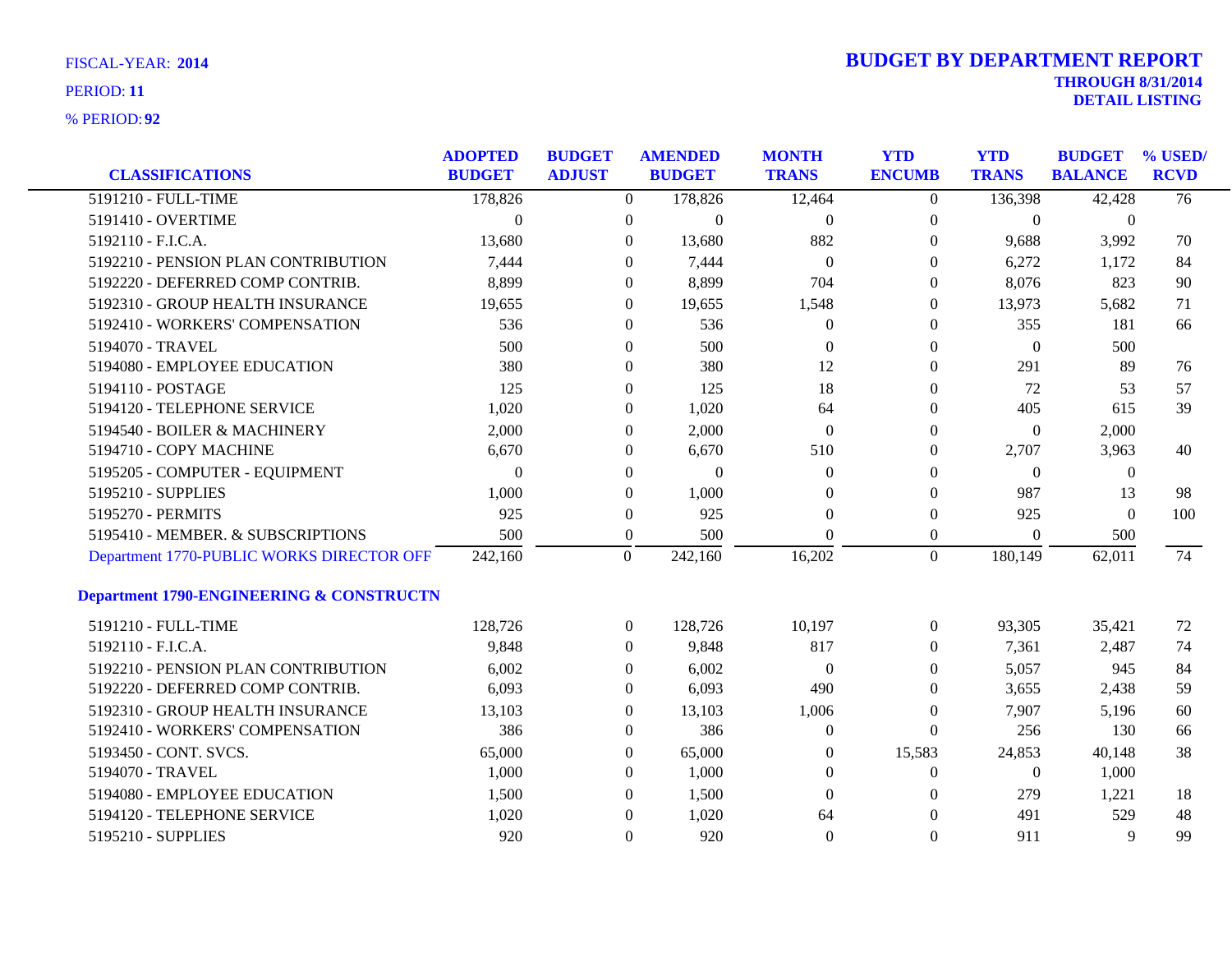FISCAL-YEAR: **2014**

PERIOD: **11**

% PERIOD: **92**

# BUDGET BY DEPARTMENT REPORT

**THROUGH 8/31/2014**

**DETAIL LISTING**

| CLASSIFICATIONS | ADOPTED BUDGET | BUDGET ADJUST | AMENDED BUDGET | MONTH TRANS | YTD ENCUMB | YTD TRANS | BUDGET BALANCE | % USED/ RCVD |
|---|---|---|---|---|---|---|---|---|
| 5191210 - FULL-TIME | 178,826 | 0 | 178,826 | 12,464 | 0 | 136,398 | 42,428 | 76 |
| 5191410 - OVERTIME | 0 | 0 | 0 | 0 | 0 | 0 | 0 | |
| 5192110 - F.I.C.A. | 13,680 | 0 | 13,680 | 882 | 0 | 9,688 | 3,992 | 70 |
| 5192210 - PENSION PLAN CONTRIBUTION | 7,444 | 0 | 7,444 | 0 | 0 | 6,272 | 1,172 | 84 |
| 5192220 - DEFERRED COMP CONTRIB. | 8,899 | 0 | 8,899 | 704 | 0 | 8,076 | 823 | 90 |
| 5192310 - GROUP HEALTH INSURANCE | 19,655 | 0 | 19,655 | 1,548 | 0 | 13,973 | 5,682 | 71 |
| 5192410 - WORKERS' COMPENSATION | 536 | 0 | 536 | 0 | 0 | 355 | 181 | 66 |
| 5194070 - TRAVEL | 500 | 0 | 500 | 0 | 0 | 0 | 500 | |
| 5194080 - EMPLOYEE EDUCATION | 380 | 0 | 380 | 12 | 0 | 291 | 89 | 76 |
| 5194110 - POSTAGE | 125 | 0 | 125 | 18 | 0 | 72 | 53 | 57 |
| 5194120 - TELEPHONE SERVICE | 1,020 | 0 | 1,020 | 64 | 0 | 405 | 615 | 39 |
| 5194540 - BOILER & MACHINERY | 2,000 | 0 | 2,000 | 0 | 0 | 0 | 2,000 | |
| 5194710 - COPY MACHINE | 6,670 | 0 | 6,670 | 510 | 0 | 2,707 | 3,963 | 40 |
| 5195205 - COMPUTER - EQUIPMENT | 0 | 0 | 0 | 0 | 0 | 0 | 0 | |
| 5195210 - SUPPLIES | 1,000 | 0 | 1,000 | 0 | 0 | 987 | 13 | 98 |
| 5195270 - PERMITS | 925 | 0 | 925 | 0 | 0 | 925 | 0 | 100 |
| 5195410 - MEMBER. & SUBSCRIPTIONS | 500 | 0 | 500 | 0 | 0 | 0 | 500 | |
| Department 1770-PUBLIC WORKS DIRECTOR OFF | 242,160 | 0 | 242,160 | 16,202 | 0 | 180,149 | 62,011 | 74 |
| **Department 1790-ENGINEERING & CONSTRUCTN** | | | | | | | | |
| 5191210 - FULL-TIME | 128,726 | 0 | 128,726 | 10,197 | 0 | 93,305 | 35,421 | 72 |
| 5192110 - F.I.C.A. | 9,848 | 0 | 9,848 | 817 | 0 | 7,361 | 2,487 | 74 |
| 5192210 - PENSION PLAN CONTRIBUTION | 6,002 | 0 | 6,002 | 0 | 0 | 5,057 | 945 | 84 |
| 5192220 - DEFERRED COMP CONTRIB. | 6,093 | 0 | 6,093 | 490 | 0 | 3,655 | 2,438 | 59 |
| 5192310 - GROUP HEALTH INSURANCE | 13,103 | 0 | 13,103 | 1,006 | 0 | 7,907 | 5,196 | 60 |
| 5192410 - WORKERS' COMPENSATION | 386 | 0 | 386 | 0 | 0 | 256 | 130 | 66 |
| 5193450 - CONT. SVCS. | 65,000 | 0 | 65,000 | 0 | 15,583 | 24,853 | 40,148 | 38 |
| 5194070 - TRAVEL | 1,000 | 0 | 1,000 | 0 | 0 | 0 | 1,000 | |
| 5194080 - EMPLOYEE EDUCATION | 1,500 | 0 | 1,500 | 0 | 0 | 279 | 1,221 | 18 |
| 5194120 - TELEPHONE SERVICE | 1,020 | 0 | 1,020 | 64 | 0 | 491 | 529 | 48 |
| 5195210 - SUPPLIES | 920 | 0 | 920 | 0 | 0 | 911 | 9 | 99 |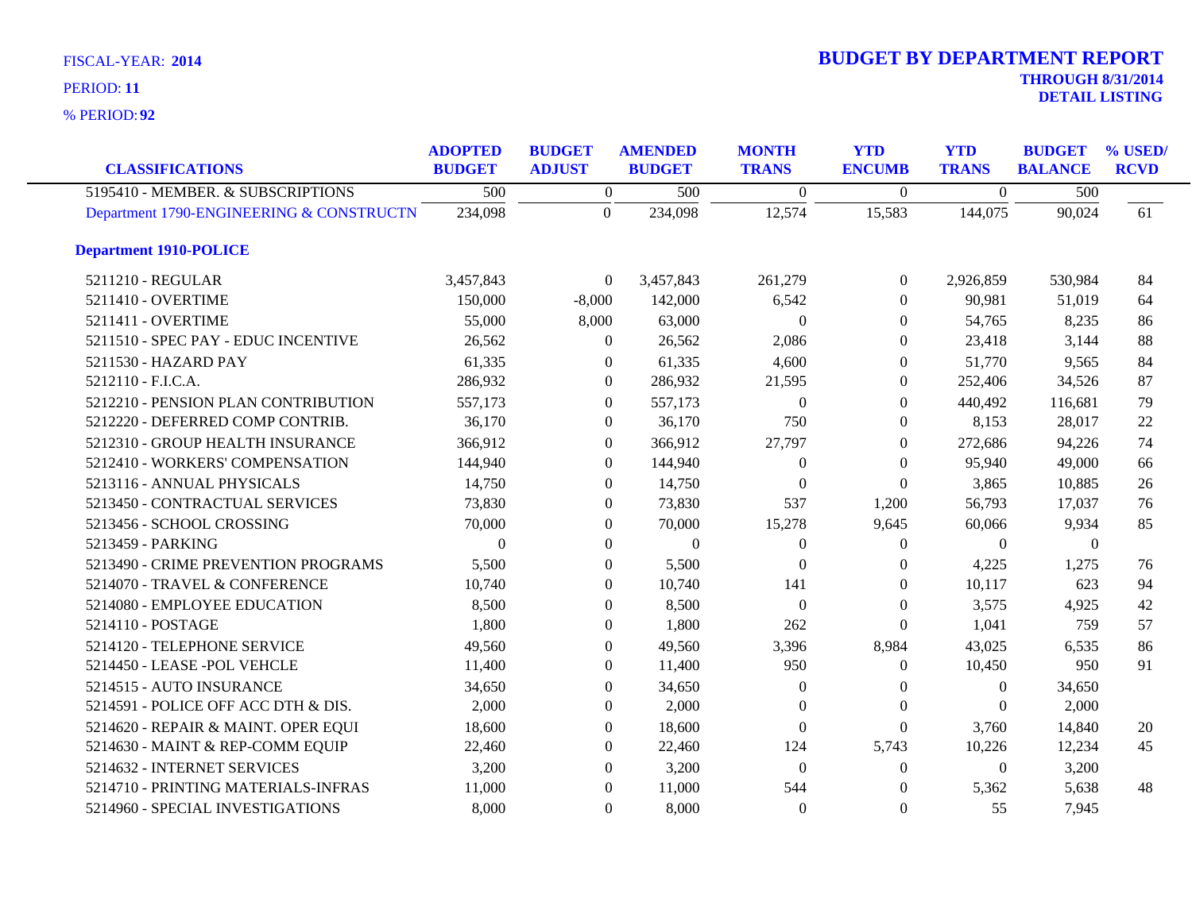FISCAL-YEAR: **2014**
PERIOD: **11**
% PERIOD: **92**

# BUDGET BY DEPARTMENT REPORT

**THROUGH 8/31/2014**
**DETAIL LISTING**

| CLASSIFICATIONS | ADOPTED BUDGET | BUDGET ADJUST | AMENDED BUDGET | MONTH TRANS | YTD ENCUMB | YTD TRANS | BUDGET BALANCE | % USED/ RCVD |
|---|---|---|---|---|---|---|---|---|
| 5195410 - MEMBER. & SUBSCRIPTIONS | 500 | 0 | 500 | 0 | 0 | 0 | 500 | |
| Department 1790-ENGINEERING & CONSTRUCTN | 234,098 | 0 | 234,098 | 12,574 | 15,583 | 144,075 | 90,024 | 61 |
| **Department 1910-POLICE** | | | | | | | | |
| 5211210 - REGULAR | 3,457,843 | 0 | 3,457,843 | 261,279 | 0 | 2,926,859 | 530,984 | 84 |
| 5211410 - OVERTIME | 150,000 | -8,000 | 142,000 | 6,542 | 0 | 90,981 | 51,019 | 64 |
| 5211411 - OVERTIME | 55,000 | 8,000 | 63,000 | 0 | 0 | 54,765 | 8,235 | 86 |
| 5211510 - SPEC PAY - EDUC INCENTIVE | 26,562 | 0 | 26,562 | 2,086 | 0 | 23,418 | 3,144 | 88 |
| 5211530 - HAZARD PAY | 61,335 | 0 | 61,335 | 4,600 | 0 | 51,770 | 9,565 | 84 |
| 5212110 - F.I.C.A. | 286,932 | 0 | 286,932 | 21,595 | 0 | 252,406 | 34,526 | 87 |
| 5212210 - PENSION PLAN CONTRIBUTION | 557,173 | 0 | 557,173 | 0 | 0 | 440,492 | 116,681 | 79 |
| 5212220 - DEFERRED COMP CONTRIB. | 36,170 | 0 | 36,170 | 750 | 0 | 8,153 | 28,017 | 22 |
| 5212310 - GROUP HEALTH INSURANCE | 366,912 | 0 | 366,912 | 27,797 | 0 | 272,686 | 94,226 | 74 |
| 5212410 - WORKERS' COMPENSATION | 144,940 | 0 | 144,940 | 0 | 0 | 95,940 | 49,000 | 66 |
| 5213116 - ANNUAL PHYSICALS | 14,750 | 0 | 14,750 | 0 | 0 | 3,865 | 10,885 | 26 |
| 5213450 - CONTRACTUAL SERVICES | 73,830 | 0 | 73,830 | 537 | 1,200 | 56,793 | 17,037 | 76 |
| 5213456 - SCHOOL CROSSING | 70,000 | 0 | 70,000 | 15,278 | 9,645 | 60,066 | 9,934 | 85 |
| 5213459 - PARKING | 0 | 0 | 0 | 0 | 0 | 0 | 0 | |
| 5213490 - CRIME PREVENTION PROGRAMS | 5,500 | 0 | 5,500 | 0 | 0 | 4,225 | 1,275 | 76 |
| 5214070 - TRAVEL & CONFERENCE | 10,740 | 0 | 10,740 | 141 | 0 | 10,117 | 623 | 94 |
| 5214080 - EMPLOYEE EDUCATION | 8,500 | 0 | 8,500 | 0 | 0 | 3,575 | 4,925 | 42 |
| 5214110 - POSTAGE | 1,800 | 0 | 1,800 | 262 | 0 | 1,041 | 759 | 57 |
| 5214120 - TELEPHONE SERVICE | 49,560 | 0 | 49,560 | 3,396 | 8,984 | 43,025 | 6,535 | 86 |
| 5214450 - LEASE -POL VEHCLE | 11,400 | 0 | 11,400 | 950 | 0 | 10,450 | 950 | 91 |
| 5214515 - AUTO INSURANCE | 34,650 | 0 | 34,650 | 0 | 0 | 0 | 34,650 | |
| 5214591 - POLICE OFF ACC DTH & DIS. | 2,000 | 0 | 2,000 | 0 | 0 | 0 | 2,000 | |
| 5214620 - REPAIR & MAINT. OPER EQUI | 18,600 | 0 | 18,600 | 0 | 0 | 3,760 | 14,840 | 20 |
| 5214630 - MAINT & REP-COMM EQUIP | 22,460 | 0 | 22,460 | 124 | 5,743 | 10,226 | 12,234 | 45 |
| 5214632 - INTERNET SERVICES | 3,200 | 0 | 3,200 | 0 | 0 | 0 | 3,200 | |
| 5214710 - PRINTING MATERIALS-INFRAS | 11,000 | 0 | 11,000 | 544 | 0 | 5,362 | 5,638 | 48 |
| 5214960 - SPECIAL INVESTIGATIONS | 8,000 | 0 | 8,000 | 0 | 0 | 55 | 7,945 | |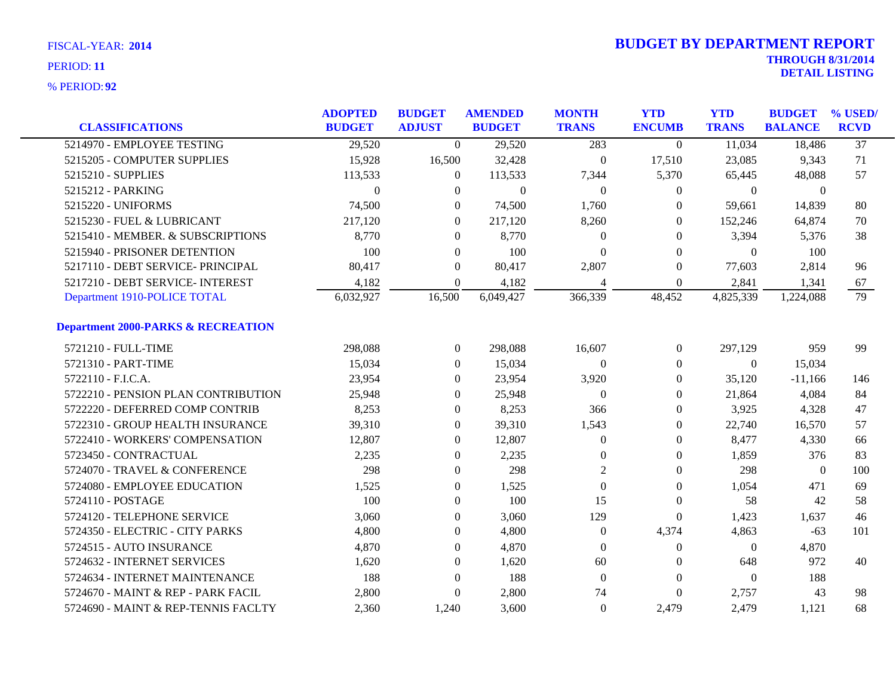FISCAL-YEAR: **2014**

PERIOD: **11**

% PERIOD: **92**

# BUDGET BY DEPARTMENT REPORT

**THROUGH 8/31/2014**
**DETAIL LISTING**

| CLASSIFICATIONS | ADOPTED BUDGET | BUDGET ADJUST | AMENDED BUDGET | MONTH TRANS | YTD ENCUMB | YTD TRANS | BUDGET BALANCE | % USED/ RCVD |
|---|---|---|---|---|---|---|---|---|
| 5214970 - EMPLOYEE TESTING | 29,520 | 0 | 29,520 | 283 | 0 | 11,034 | 18,486 | 37 |
| 5215205 - COMPUTER SUPPLIES | 15,928 | 16,500 | 32,428 | 0 | 17,510 | 23,085 | 9,343 | 71 |
| 5215210 - SUPPLIES | 113,533 | 0 | 113,533 | 7,344 | 5,370 | 65,445 | 48,088 | 57 |
| 5215212 - PARKING | 0 | 0 | 0 | 0 | 0 | 0 | 0 | |
| 5215220 - UNIFORMS | 74,500 | 0 | 74,500 | 1,760 | 0 | 59,661 | 14,839 | 80 |
| 5215230 - FUEL & LUBRICANT | 217,120 | 0 | 217,120 | 8,260 | 0 | 152,246 | 64,874 | 70 |
| 5215410 - MEMBER. & SUBSCRIPTIONS | 8,770 | 0 | 8,770 | 0 | 0 | 3,394 | 5,376 | 38 |
| 5215940 - PRISONER DETENTION | 100 | 0 | 100 | 0 | 0 | 0 | 100 | |
| 5217110 - DEBT SERVICE- PRINCIPAL | 80,417 | 0 | 80,417 | 2,807 | 0 | 77,603 | 2,814 | 96 |
| 5217210 - DEBT SERVICE- INTEREST | 4,182 | 0 | 4,182 | 4 | 0 | 2,841 | 1,341 | 67 |
| Department 1910-POLICE TOTAL | 6,032,927 | 16,500 | 6,049,427 | 366,339 | 48,452 | 4,825,339 | 1,224,088 | 79 |
| **Department 2000-PARKS & RECREATION** | | | | | | | | |
| 5721210 - FULL-TIME | 298,088 | 0 | 298,088 | 16,607 | 0 | 297,129 | 959 | 99 |
| 5721310 - PART-TIME | 15,034 | 0 | 15,034 | 0 | 0 | 0 | 15,034 | |
| 5722110 - F.I.C.A. | 23,954 | 0 | 23,954 | 3,920 | 0 | 35,120 | -11,166 | 146 |
| 5722210 - PENSION PLAN CONTRIBUTION | 25,948 | 0 | 25,948 | 0 | 0 | 21,864 | 4,084 | 84 |
| 5722220 - DEFERRED COMP CONTRIB | 8,253 | 0 | 8,253 | 366 | 0 | 3,925 | 4,328 | 47 |
| 5722310 - GROUP HEALTH INSURANCE | 39,310 | 0 | 39,310 | 1,543 | 0 | 22,740 | 16,570 | 57 |
| 5722410 - WORKERS' COMPENSATION | 12,807 | 0 | 12,807 | 0 | 0 | 8,477 | 4,330 | 66 |
| 5723450 - CONTRACTUAL | 2,235 | 0 | 2,235 | 0 | 0 | 1,859 | 376 | 83 |
| 5724070 - TRAVEL & CONFERENCE | 298 | 0 | 298 | 2 | 0 | 298 | 0 | 100 |
| 5724080 - EMPLOYEE EDUCATION | 1,525 | 0 | 1,525 | 0 | 0 | 1,054 | 471 | 69 |
| 5724110 - POSTAGE | 100 | 0 | 100 | 15 | 0 | 58 | 42 | 58 |
| 5724120 - TELEPHONE SERVICE | 3,060 | 0 | 3,060 | 129 | 0 | 1,423 | 1,637 | 46 |
| 5724350 - ELECTRIC - CITY PARKS | 4,800 | 0 | 4,800 | 0 | 4,374 | 4,863 | -63 | 101 |
| 5724515 - AUTO INSURANCE | 4,870 | 0 | 4,870 | 0 | 0 | 0 | 4,870 | |
| 5724632 - INTERNET SERVICES | 1,620 | 0 | 1,620 | 60 | 0 | 648 | 972 | 40 |
| 5724634 - INTERNET MAINTENANCE | 188 | 0 | 188 | 0 | 0 | 0 | 188 | |
| 5724670 - MAINT & REP - PARK FACIL | 2,800 | 0 | 2,800 | 74 | 0 | 2,757 | 43 | 98 |
| 5724690 - MAINT & REP-TENNIS FACLTY | 2,360 | 1,240 | 3,600 | 0 | 2,479 | 2,479 | 1,121 | 68 |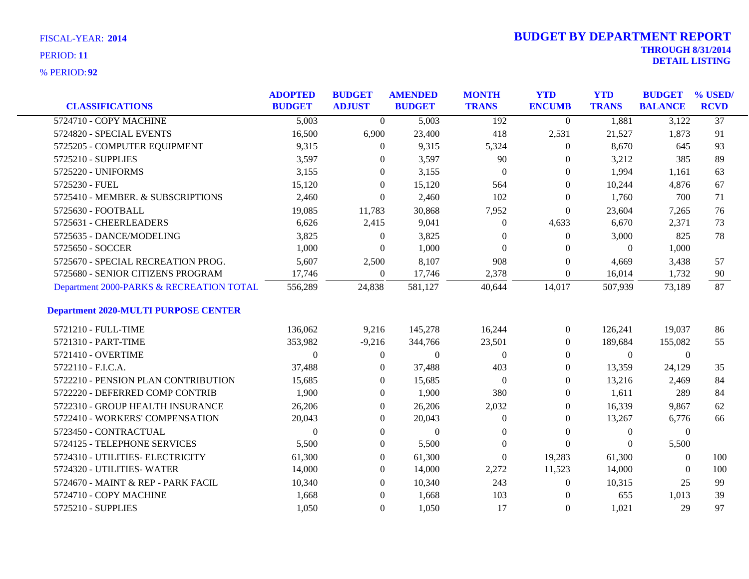FISCAL-YEAR: **2014**

PERIOD: **11**

% PERIOD: **92**

# BUDGET BY DEPARTMENT REPORT

**THROUGH 8/31/2014**

**DETAIL LISTING**

| CLASSIFICATIONS | ADOPTED BUDGET | BUDGET ADJUST | AMENDED BUDGET | MONTH TRANS | YTD ENCUMB | YTD TRANS | BUDGET BALANCE | % USED/ RCVD |
|---|---|---|---|---|---|---|---|---|
| 5724710 - COPY MACHINE | 5,003 | 0 | 5,003 | 192 | 0 | 1,881 | 3,122 | 37 |
| 5724820 - SPECIAL EVENTS | 16,500 | 6,900 | 23,400 | 418 | 2,531 | 21,527 | 1,873 | 91 |
| 5725205 - COMPUTER EQUIPMENT | 9,315 | 0 | 9,315 | 5,324 | 0 | 8,670 | 645 | 93 |
| 5725210 - SUPPLIES | 3,597 | 0 | 3,597 | 90 | 0 | 3,212 | 385 | 89 |
| 5725220 - UNIFORMS | 3,155 | 0 | 3,155 | 0 | 0 | 1,994 | 1,161 | 63 |
| 5725230 - FUEL | 15,120 | 0 | 15,120 | 564 | 0 | 10,244 | 4,876 | 67 |
| 5725410 - MEMBER. & SUBSCRIPTIONS | 2,460 | 0 | 2,460 | 102 | 0 | 1,760 | 700 | 71 |
| 5725630 - FOOTBALL | 19,085 | 11,783 | 30,868 | 7,952 | 0 | 23,604 | 7,265 | 76 |
| 5725631 - CHEERLEADERS | 6,626 | 2,415 | 9,041 | 0 | 4,633 | 6,670 | 2,371 | 73 |
| 5725635 - DANCE/MODELING | 3,825 | 0 | 3,825 | 0 | 0 | 3,000 | 825 | 78 |
| 5725650 - SOCCER | 1,000 | 0 | 1,000 | 0 | 0 | 0 | 1,000 | |
| 5725670 - SPECIAL RECREATION PROG. | 5,607 | 2,500 | 8,107 | 908 | 0 | 4,669 | 3,438 | 57 |
| 5725680 - SENIOR CITIZENS PROGRAM | 17,746 | 0 | 17,746 | 2,378 | 0 | 16,014 | 1,732 | 90 |
| Department 2000-PARKS & RECREATION TOTAL | 556,289 | 24,838 | 581,127 | 40,644 | 14,017 | 507,939 | 73,189 | 87 |
| **Department 2020-MULTI PURPOSE CENTER** | | | | | | | | |
| 5721210 - FULL-TIME | 136,062 | 9,216 | 145,278 | 16,244 | 0 | 126,241 | 19,037 | 86 |
| 5721310 - PART-TIME | 353,982 | -9,216 | 344,766 | 23,501 | 0 | 189,684 | 155,082 | 55 |
| 5721410 - OVERTIME | 0 | 0 | 0 | 0 | 0 | 0 | 0 | |
| 5722110 - F.I.C.A. | 37,488 | 0 | 37,488 | 403 | 0 | 13,359 | 24,129 | 35 |
| 5722210 - PENSION PLAN CONTRIBUTION | 15,685 | 0 | 15,685 | 0 | 0 | 13,216 | 2,469 | 84 |
| 5722220 - DEFERRED COMP CONTRIB | 1,900 | 0 | 1,900 | 380 | 0 | 1,611 | 289 | 84 |
| 5722310 - GROUP HEALTH INSURANCE | 26,206 | 0 | 26,206 | 2,032 | 0 | 16,339 | 9,867 | 62 |
| 5722410 - WORKERS' COMPENSATION | 20,043 | 0 | 20,043 | 0 | 0 | 13,267 | 6,776 | 66 |
| 5723450 - CONTRACTUAL | 0 | 0 | 0 | 0 | 0 | 0 | 0 | |
| 5724125 - TELEPHONE SERVICES | 5,500 | 0 | 5,500 | 0 | 0 | 0 | 5,500 | |
| 5724310 - UTILITIES- ELECTRICITY | 61,300 | 0 | 61,300 | 0 | 19,283 | 61,300 | 0 | 100 |
| 5724320 - UTILITIES- WATER | 14,000 | 0 | 14,000 | 2,272 | 11,523 | 14,000 | 0 | 100 |
| 5724670 - MAINT & REP - PARK FACIL | 10,340 | 0 | 10,340 | 243 | 0 | 10,315 | 25 | 99 |
| 5724710 - COPY MACHINE | 1,668 | 0 | 1,668 | 103 | 0 | 655 | 1,013 | 39 |
| 5725210 - SUPPLIES | 1,050 | 0 | 1,050 | 17 | 0 | 1,021 | 29 | 97 |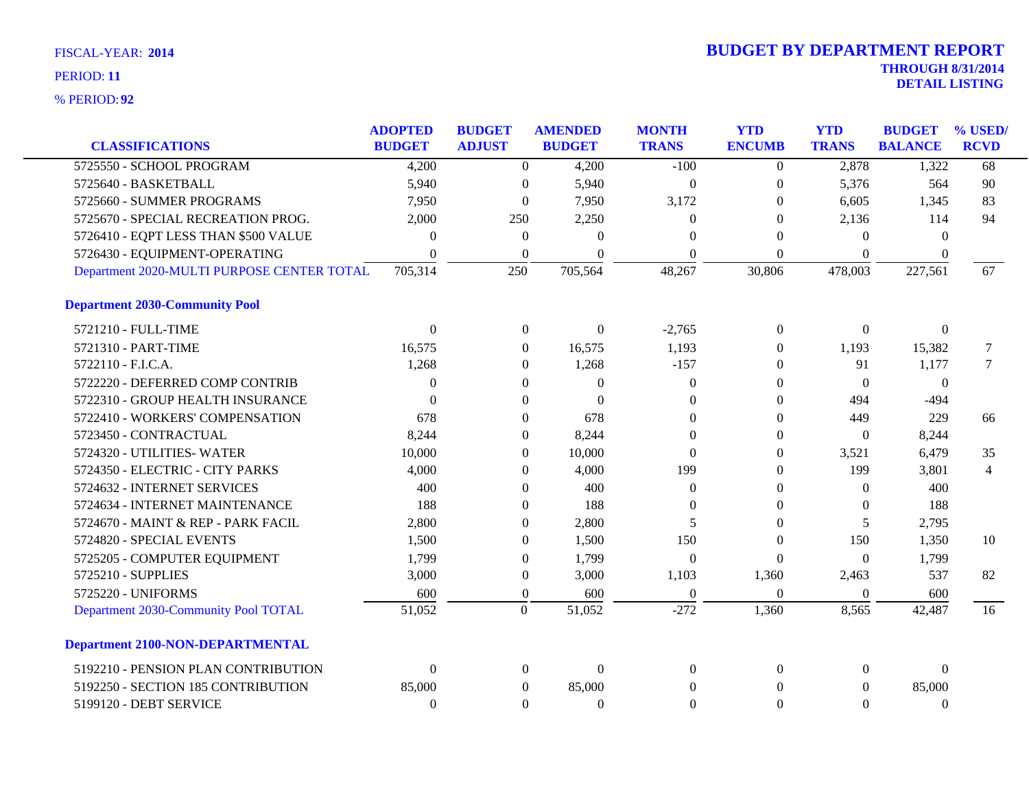FISCAL-YEAR: **2014**

PERIOD: **11**

% PERIOD: **92**

# BUDGET BY DEPARTMENT REPORT

**THROUGH 8/31/2014**

**DETAIL LISTING**

| CLASSIFICATIONS | ADOPTED BUDGET | BUDGET ADJUST | AMENDED BUDGET | MONTH TRANS | YTD ENCUMB | YTD TRANS | BUDGET BALANCE | % USED/ RCVD |
|---|---|---|---|---|---|---|---|---|
| 5725550 - SCHOOL PROGRAM | 4,200 | 0 | 4,200 | -100 | 0 | 2,878 | 1,322 | 68 |
| 5725640 - BASKETBALL | 5,940 | 0 | 5,940 | 0 | 0 | 5,376 | 564 | 90 |
| 5725660 - SUMMER PROGRAMS | 7,950 | 0 | 7,950 | 3,172 | 0 | 6,605 | 1,345 | 83 |
| 5725670 - SPECIAL RECREATION PROG. | 2,000 | 250 | 2,250 | 0 | 0 | 2,136 | 114 | 94 |
| 5726410 - EQPT LESS THAN $500 VALUE | 0 | 0 | 0 | 0 | 0 | 0 | 0 | |
| 5726430 - EQUIPMENT-OPERATING | 0 | 0 | 0 | 0 | 0 | 0 | 0 | |
| Department 2020-MULTI PURPOSE CENTER TOTAL | 705,314 | 250 | 705,564 | 48,267 | 30,806 | 478,003 | 227,561 | 67 |
| **Department 2030-Community Pool** | | | | | | | | |
| 5721210 - FULL-TIME | 0 | 0 | 0 | -2,765 | 0 | 0 | 0 | |
| 5721310 - PART-TIME | 16,575 | 0 | 16,575 | 1,193 | 0 | 1,193 | 15,382 | 7 |
| 5722110 - F.I.C.A. | 1,268 | 0 | 1,268 | -157 | 0 | 91 | 1,177 | 7 |
| 5722220 - DEFERRED COMP CONTRIB | 0 | 0 | 0 | 0 | 0 | 0 | 0 | |
| 5722310 - GROUP HEALTH INSURANCE | 0 | 0 | 0 | 0 | 0 | 494 | -494 | |
| 5722410 - WORKERS' COMPENSATION | 678 | 0 | 678 | 0 | 0 | 449 | 229 | 66 |
| 5723450 - CONTRACTUAL | 8,244 | 0 | 8,244 | 0 | 0 | 0 | 8,244 | |
| 5724320 - UTILITIES- WATER | 10,000 | 0 | 10,000 | 0 | 0 | 3,521 | 6,479 | 35 |
| 5724350 - ELECTRIC - CITY PARKS | 4,000 | 0 | 4,000 | 199 | 0 | 199 | 3,801 | 4 |
| 5724632 - INTERNET SERVICES | 400 | 0 | 400 | 0 | 0 | 0 | 400 | |
| 5724634 - INTERNET MAINTENANCE | 188 | 0 | 188 | 0 | 0 | 0 | 188 | |
| 5724670 - MAINT & REP - PARK FACIL | 2,800 | 0 | 2,800 | 5 | 0 | 5 | 2,795 | |
| 5724820 - SPECIAL EVENTS | 1,500 | 0 | 1,500 | 150 | 0 | 150 | 1,350 | 10 |
| 5725205 - COMPUTER EQUIPMENT | 1,799 | 0 | 1,799 | 0 | 0 | 0 | 1,799 | |
| 5725210 - SUPPLIES | 3,000 | 0 | 3,000 | 1,103 | 1,360 | 2,463 | 537 | 82 |
| 5725220 - UNIFORMS | 600 | 0 | 600 | 0 | 0 | 0 | 600 | |
| Department 2030-Community Pool TOTAL | 51,052 | 0 | 51,052 | -272 | 1,360 | 8,565 | 42,487 | 16 |
| **Department 2100-NON-DEPARTMENTAL** | | | | | | | | |
| 5192210 - PENSION PLAN CONTRIBUTION | 0 | 0 | 0 | 0 | 0 | 0 | 0 | |
| 5192250 - SECTION 185 CONTRIBUTION | 85,000 | 0 | 85,000 | 0 | 0 | 0 | 85,000 | |
| 5199120 - DEBT SERVICE | 0 | 0 | 0 | 0 | 0 | 0 | 0 | |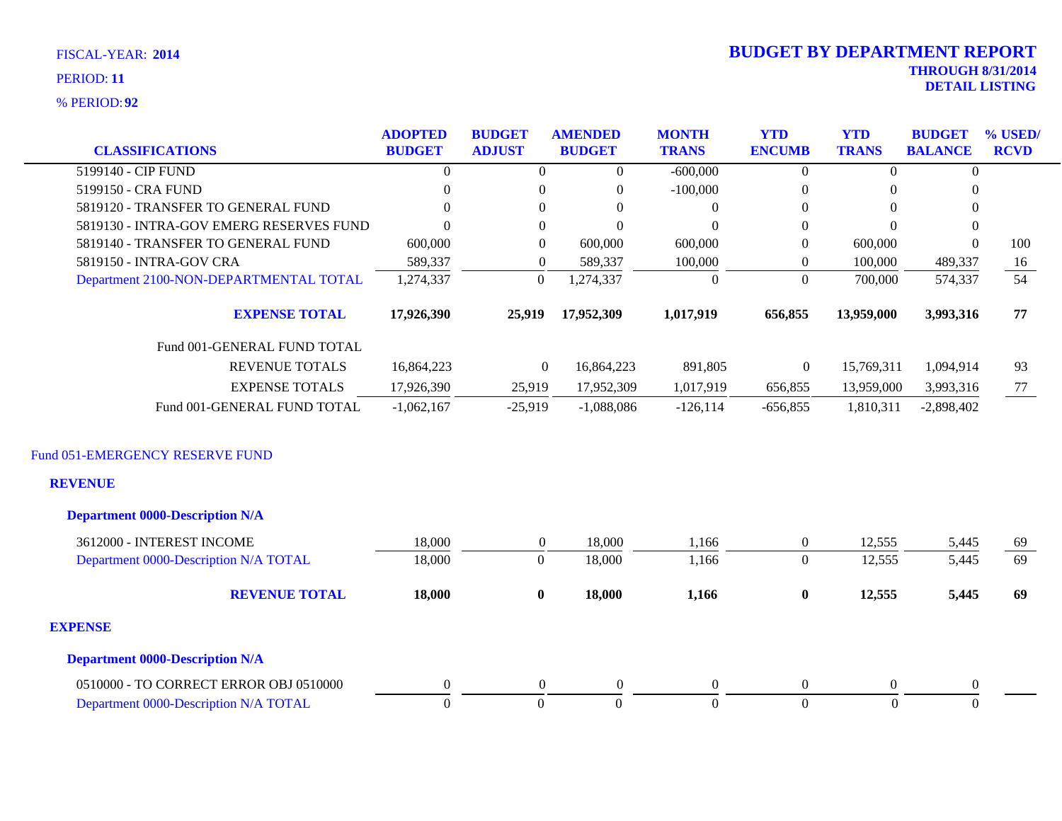FISCAL-YEAR: **2014**

PERIOD: **11**

% PERIOD: **92**

# BUDGET BY DEPARTMENT REPORT

**THROUGH 8/31/2014**
**DETAIL LISTING**

| CLASSIFICATIONS | ADOPTED BUDGET | BUDGET ADJUST | AMENDED BUDGET | MONTH TRANS | YTD ENCUMB | YTD TRANS | BUDGET BALANCE | % USED/ RCVD |
|---|---|---|---|---|---|---|---|---|
| 5199140 - CIP FUND | 0 | 0 | 0 | -600,000 | 0 | 0 | 0 | |
| 5199150 - CRA FUND | 0 | 0 | 0 | -100,000 | 0 | 0 | 0 | |
| 5819120 - TRANSFER TO GENERAL FUND | 0 | 0 | 0 | 0 | 0 | 0 | 0 | |
| 5819130 - INTRA-GOV EMERG RESERVES FUND | 0 | 0 | 0 | 0 | 0 | 0 | 0 | |
| 5819140 - TRANSFER TO GENERAL FUND | 600,000 | 0 | 600,000 | 600,000 | 0 | 600,000 | 0 | 100 |
| 5819150 - INTRA-GOV CRA | 589,337 | 0 | 589,337 | 100,000 | 0 | 100,000 | 489,337 | 16 |
| Department 2100-NON-DEPARTMENTAL TOTAL | 1,274,337 | 0 | 1,274,337 | 0 | 0 | 700,000 | 574,337 | 54 |
| **EXPENSE TOTAL** | **17,926,390** | **25,919** | **17,952,309** | **1,017,919** | **656,855** | **13,959,000** | **3,993,316** | **77** |
| Fund 001-GENERAL FUND TOTAL | | | | | | | | |
| REVENUE TOTALS | 16,864,223 | 0 | 16,864,223 | 891,805 | 0 | 15,769,311 | 1,094,914 | 93 |
| EXPENSE TOTALS | 17,926,390 | 25,919 | 17,952,309 | 1,017,919 | 656,855 | 13,959,000 | 3,993,316 | 77 |
| Fund 001-GENERAL FUND TOTAL | -1,062,167 | -25,919 | -1,088,086 | -126,114 | -656,855 | 1,810,311 | -2,898,402 | |

## Fund 051-EMERGENCY RESERVE FUND

### REVENUE

#### Department 0000-Description N/A

| CLASSIFICATIONS | ADOPTED BUDGET | BUDGET ADJUST | AMENDED BUDGET | MONTH TRANS | YTD ENCUMB | YTD TRANS | BUDGET BALANCE | % USED/ RCVD |
|---|---|---|---|---|---|---|---|---|
| 3612000 - INTEREST INCOME | 18,000 | 0 | 18,000 | 1,166 | 0 | 12,555 | 5,445 | 69 |
| Department 0000-Description N/A TOTAL | 18,000 | 0 | 18,000 | 1,166 | 0 | 12,555 | 5,445 | 69 |
| **REVENUE TOTAL** | **18,000** | **0** | **18,000** | **1,166** | **0** | **12,555** | **5,445** | **69** |

### EXPENSE

#### Department 0000-Description N/A

| CLASSIFICATIONS | ADOPTED BUDGET | BUDGET ADJUST | AMENDED BUDGET | MONTH TRANS | YTD ENCUMB | YTD TRANS | BUDGET BALANCE | % USED/ RCVD |
|---|---|---|---|---|---|---|---|---|
| 0510000 - TO CORRECT ERROR OBJ 0510000 | 0 | 0 | 0 | 0 | 0 | 0 | 0 | |
| Department 0000-Description N/A TOTAL | 0 | 0 | 0 | 0 | 0 | 0 | 0 | |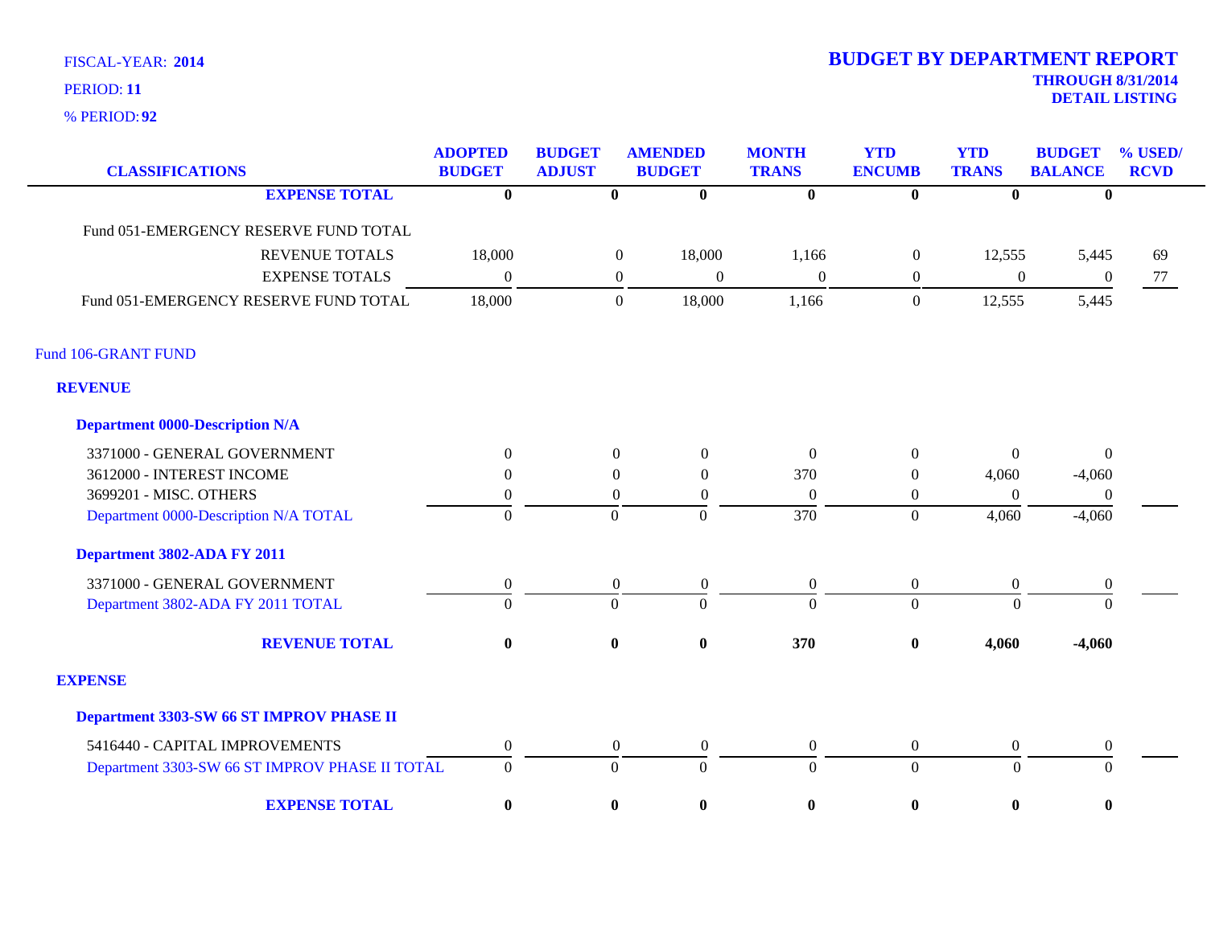FISCAL-YEAR: **2014**
PERIOD: **11**
% PERIOD: **92**

# BUDGET BY DEPARTMENT REPORT

**THROUGH 8/31/2014**
**DETAIL LISTING**

| CLASSIFICATIONS | ADOPTED BUDGET | BUDGET ADJUST | AMENDED BUDGET | MONTH TRANS | YTD ENCUMB | YTD TRANS | BUDGET BALANCE | % USED/ RCVD |
|---|---|---|---|---|---|---|---|---|
| **EXPENSE TOTAL** | **0** | **0** | **0** | **0** | **0** | **0** | **0** | |
| Fund 051-EMERGENCY RESERVE FUND TOTAL | | | | | | | | |
| REVENUE TOTALS | 18,000 | 0 | 18,000 | 1,166 | 0 | 12,555 | 5,445 | 69 |
| EXPENSE TOTALS | 0 | 0 | 0 | 0 | 0 | 0 | 0 | 77 |
| Fund 051-EMERGENCY RESERVE FUND TOTAL | 18,000 | 0 | 18,000 | 1,166 | 0 | 12,555 | 5,445 | |
| Fund 106-GRANT FUND | | | | | | | | |
| **REVENUE** | | | | | | | | |
| **Department 0000-Description N/A** | | | | | | | | |
| 3371000 - GENERAL GOVERNMENT | 0 | 0 | 0 | 0 | 0 | 0 | 0 | |
| 3612000 - INTEREST INCOME | 0 | 0 | 0 | 370 | 0 | 4,060 | -4,060 | |
| 3699201 - MISC. OTHERS | 0 | 0 | 0 | 0 | 0 | 0 | 0 | |
| Department 0000-Description N/A TOTAL | 0 | 0 | 0 | 370 | 0 | 4,060 | -4,060 | |
| **Department 3802-ADA FY 2011** | | | | | | | | |
| 3371000 - GENERAL GOVERNMENT | 0 | 0 | 0 | 0 | 0 | 0 | 0 | |
| Department 3802-ADA FY 2011 TOTAL | 0 | 0 | 0 | 0 | 0 | 0 | 0 | |
| **REVENUE TOTAL** | **0** | **0** | **0** | **370** | **0** | **4,060** | **-4,060** | |
| **EXPENSE** | | | | | | | | |
| **Department 3303-SW 66 ST IMPROV PHASE II** | | | | | | | | |
| 5416440 - CAPITAL IMPROVEMENTS | 0 | 0 | 0 | 0 | 0 | 0 | 0 | |
| Department 3303-SW 66 ST IMPROV PHASE II TOTAL | 0 | 0 | 0 | 0 | 0 | 0 | 0 | |
| **EXPENSE TOTAL** | **0** | **0** | **0** | **0** | **0** | **0** | **0** | |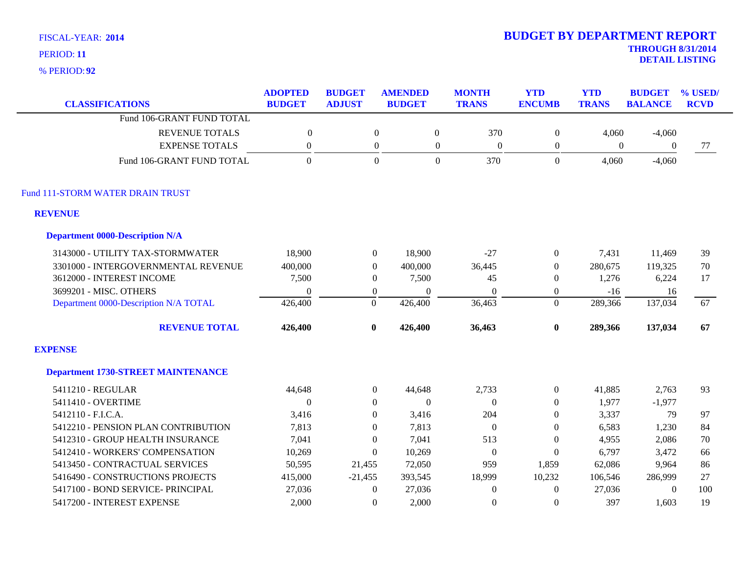FISCAL-YEAR: **2014**

PERIOD: **11**

% PERIOD: **92**

# BUDGET BY DEPARTMENT REPORT

**THROUGH 8/31/2014**

**DETAIL LISTING**

| CLASSIFICATIONS | ADOPTED BUDGET | BUDGET ADJUST | AMENDED BUDGET | MONTH TRANS | YTD ENCUMB | YTD TRANS | BUDGET BALANCE | % USED/ RCVD |
|---|---|---|---|---|---|---|---|---|
| Fund 106-GRANT FUND TOTAL | | | | | | | | |
| REVENUE TOTALS | 0 | 0 | 0 | 370 | 0 | 4,060 | -4,060 | |
| EXPENSE TOTALS | 0 | 0 | 0 | 0 | 0 | 0 | 0 | 77 |
| Fund 106-GRANT FUND TOTAL | 0 | 0 | 0 | 370 | 0 | 4,060 | -4,060 | |
| Fund 111-STORM WATER DRAIN TRUST | | | | | | | | |
| **REVENUE** | | | | | | | | |
| **Department 0000-Description N/A** | | | | | | | | |
| 3143000 - UTILITY TAX-STORMWATER | 18,900 | 0 | 18,900 | -27 | 0 | 7,431 | 11,469 | 39 |
| 3301000 - INTERGOVERNMENTAL REVENUE | 400,000 | 0 | 400,000 | 36,445 | 0 | 280,675 | 119,325 | 70 |
| 3612000 - INTEREST INCOME | 7,500 | 0 | 7,500 | 45 | 0 | 1,276 | 6,224 | 17 |
| 3699201 - MISC. OTHERS | 0 | 0 | 0 | 0 | 0 | -16 | 16 | |
| Department 0000-Description N/A TOTAL | 426,400 | 0 | 426,400 | 36,463 | 0 | 289,366 | 137,034 | 67 |
| **REVENUE TOTAL** | **426,400** | **0** | **426,400** | **36,463** | **0** | **289,366** | **137,034** | **67** |
| **EXPENSE** | | | | | | | | |
| **Department 1730-STREET MAINTENANCE** | | | | | | | | |
| 5411210 - REGULAR | 44,648 | 0 | 44,648 | 2,733 | 0 | 41,885 | 2,763 | 93 |
| 5411410 - OVERTIME | 0 | 0 | 0 | 0 | 0 | 1,977 | -1,977 | |
| 5412110 - F.I.C.A. | 3,416 | 0 | 3,416 | 204 | 0 | 3,337 | 79 | 97 |
| 5412210 - PENSION PLAN CONTRIBUTION | 7,813 | 0 | 7,813 | 0 | 0 | 6,583 | 1,230 | 84 |
| 5412310 - GROUP HEALTH INSURANCE | 7,041 | 0 | 7,041 | 513 | 0 | 4,955 | 2,086 | 70 |
| 5412410 - WORKERS' COMPENSATION | 10,269 | 0 | 10,269 | 0 | 0 | 6,797 | 3,472 | 66 |
| 5413450 - CONTRACTUAL SERVICES | 50,595 | 21,455 | 72,050 | 959 | 1,859 | 62,086 | 9,964 | 86 |
| 5416490 - CONSTRUCTIONS PROJECTS | 415,000 | -21,455 | 393,545 | 18,999 | 10,232 | 106,546 | 286,999 | 27 |
| 5417100 - BOND SERVICE- PRINCIPAL | 27,036 | 0 | 27,036 | 0 | 0 | 27,036 | 0 | 100 |
| 5417200 - INTEREST EXPENSE | 2,000 | 0 | 2,000 | 0 | 0 | 397 | 1,603 | 19 |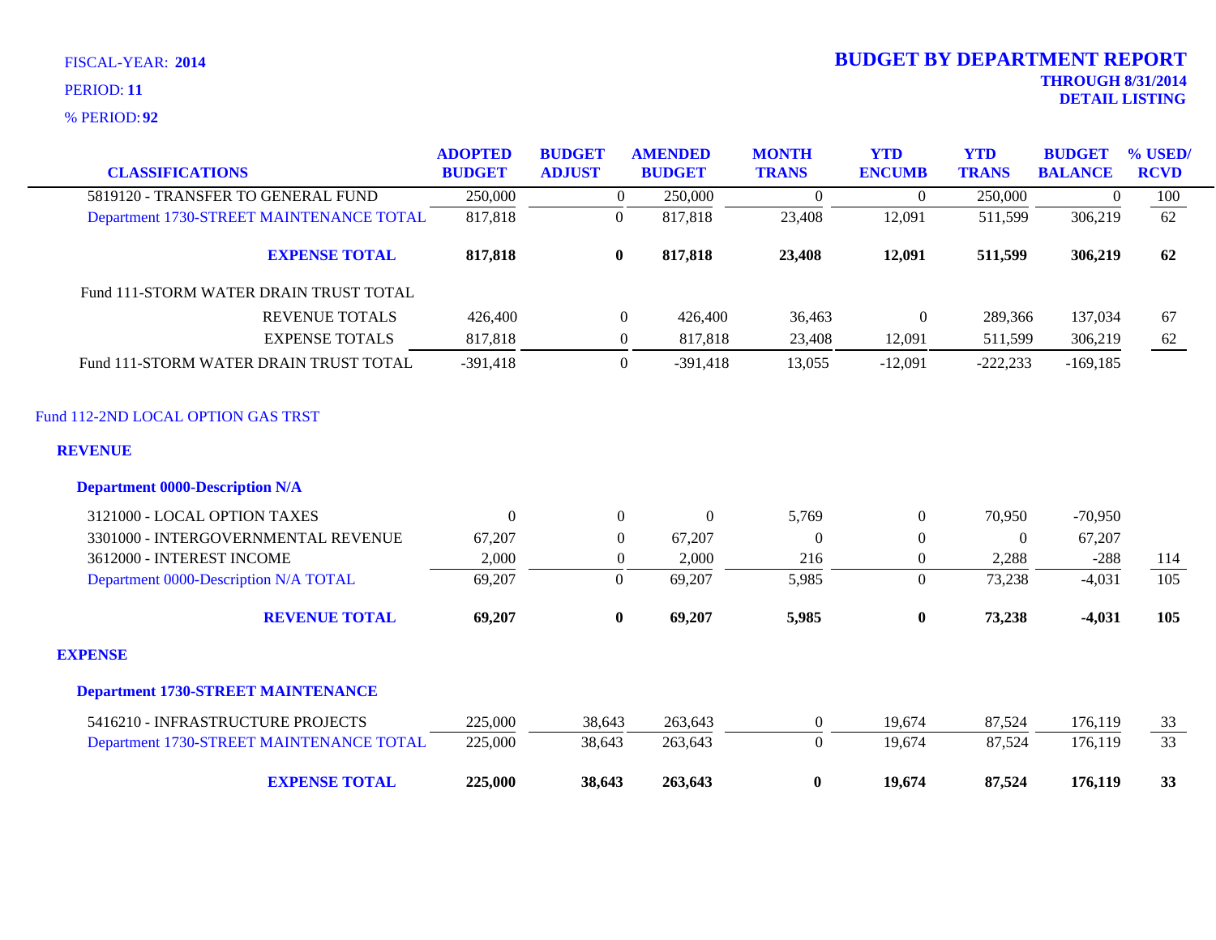FISCAL-YEAR: **2014**

PERIOD: **11**

% PERIOD: **92**

# BUDGET BY DEPARTMENT REPORT

**THROUGH 8/31/2014**

**DETAIL LISTING**

| CLASSIFICATIONS | ADOPTED BUDGET | BUDGET ADJUST | AMENDED BUDGET | MONTH TRANS | YTD ENCUMB | YTD TRANS | BUDGET BALANCE | % USED/ RCVD |
|---|---|---|---|---|---|---|---|---|
| 5819120 - TRANSFER TO GENERAL FUND | 250,000 | 0 | 250,000 | 0 | 0 | 250,000 | 0 | 100 |
| Department 1730-STREET MAINTENANCE TOTAL | 817,818 | 0 | 817,818 | 23,408 | 12,091 | 511,599 | 306,219 | 62 |
| **EXPENSE TOTAL** | **817,818** | **0** | **817,818** | **23,408** | **12,091** | **511,599** | **306,219** | **62** |
| Fund 111-STORM WATER DRAIN TRUST TOTAL | | | | | | | | |
| REVENUE TOTALS | 426,400 | 0 | 426,400 | 36,463 | 0 | 289,366 | 137,034 | 67 |
| EXPENSE TOTALS | 817,818 | 0 | 817,818 | 23,408 | 12,091 | 511,599 | 306,219 | 62 |
| Fund 111-STORM WATER DRAIN TRUST TOTAL | -391,418 | 0 | -391,418 | 13,055 | -12,091 | -222,233 | -169,185 | |

## Fund 112-2ND LOCAL OPTION GAS TRST

### REVENUE

#### Department 0000-Description N/A

| CLASSIFICATIONS | ADOPTED BUDGET | BUDGET ADJUST | AMENDED BUDGET | MONTH TRANS | YTD ENCUMB | YTD TRANS | BUDGET BALANCE | % USED/ RCVD |
|---|---|---|---|---|---|---|---|---|
| 3121000 - LOCAL OPTION TAXES | 0 | 0 | 0 | 5,769 | 0 | 70,950 | -70,950 | |
| 3301000 - INTERGOVERNMENTAL REVENUE | 67,207 | 0 | 67,207 | 0 | 0 | 0 | 67,207 | |
| 3612000 - INTEREST INCOME | 2,000 | 0 | 2,000 | 216 | 0 | 2,288 | -288 | 114 |
| Department 0000-Description N/A TOTAL | 69,207 | 0 | 69,207 | 5,985 | 0 | 73,238 | -4,031 | 105 |
| **REVENUE TOTAL** | **69,207** | **0** | **69,207** | **5,985** | **0** | **73,238** | **-4,031** | **105** |

### EXPENSE

#### Department 1730-STREET MAINTENANCE

| CLASSIFICATIONS | ADOPTED BUDGET | BUDGET ADJUST | AMENDED BUDGET | MONTH TRANS | YTD ENCUMB | YTD TRANS | BUDGET BALANCE | % USED/ RCVD |
|---|---|---|---|---|---|---|---|---|
| 5416210 - INFRASTRUCTURE PROJECTS | 225,000 | 38,643 | 263,643 | 0 | 19,674 | 87,524 | 176,119 | 33 |
| Department 1730-STREET MAINTENANCE TOTAL | 225,000 | 38,643 | 263,643 | 0 | 19,674 | 87,524 | 176,119 | 33 |
| **EXPENSE TOTAL** | **225,000** | **38,643** | **263,643** | **0** | **19,674** | **87,524** | **176,119** | **33** |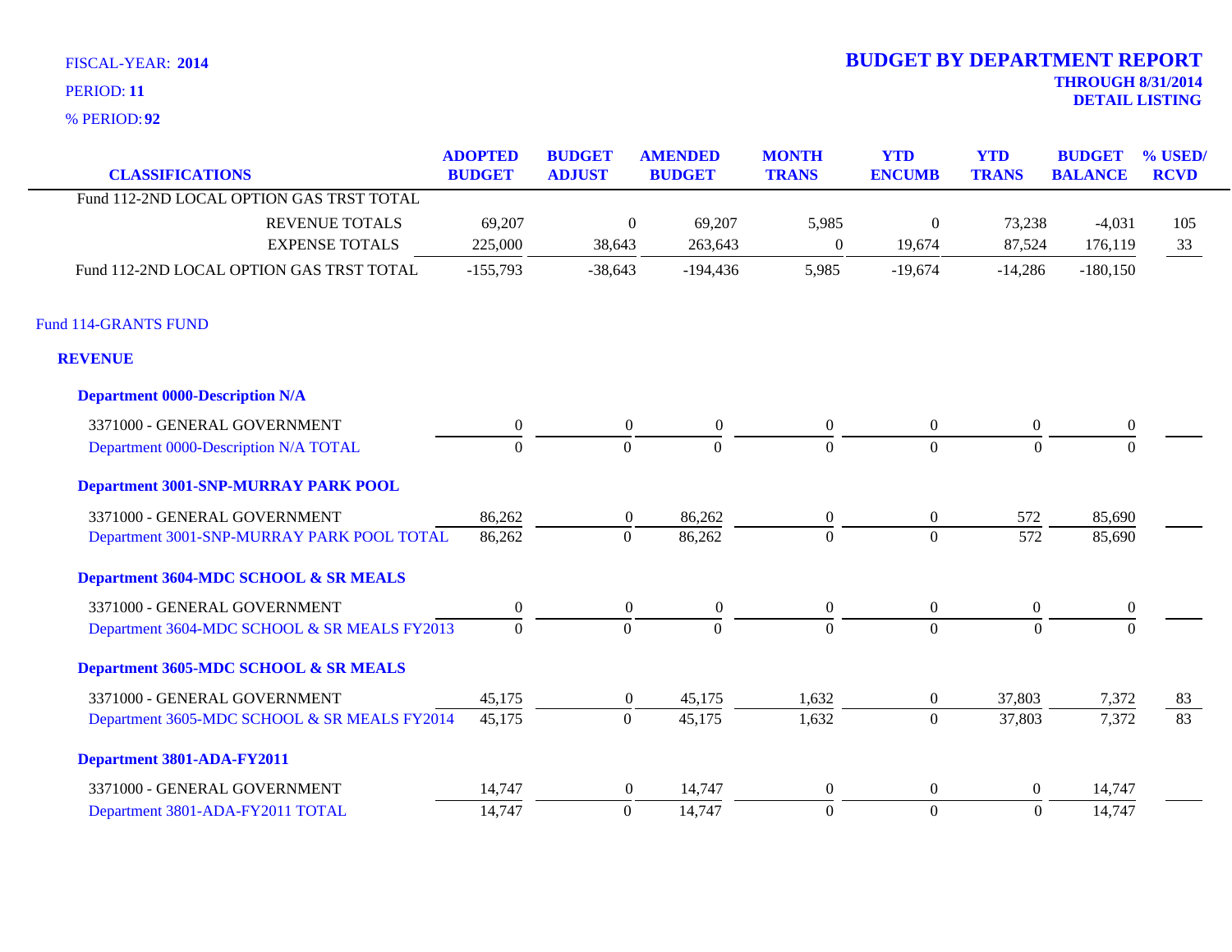FISCAL-YEAR: **2014**
PERIOD: **11**
% PERIOD: **92**

# BUDGET BY DEPARTMENT REPORT

**THROUGH 8/31/2014**
**DETAIL LISTING**

| CLASSIFICATIONS | ADOPTED BUDGET | BUDGET ADJUST | AMENDED BUDGET | MONTH TRANS | YTD ENCUMB | YTD TRANS | BUDGET BALANCE | % USED/ RCVD |
|---|---|---|---|---|---|---|---|---|
| Fund 112-2ND LOCAL OPTION GAS TRST TOTAL | | | | | | | | |
| REVENUE TOTALS | 69,207 | 0 | 69,207 | 5,985 | 0 | 73,238 | -4,031 | 105 |
| EXPENSE TOTALS | 225,000 | 38,643 | 263,643 | 0 | 19,674 | 87,524 | 176,119 | 33 |
| Fund 112-2ND LOCAL OPTION GAS TRST TOTAL | -155,793 | -38,643 | -194,436 | 5,985 | -19,674 | -14,286 | -180,150 | |
| **Fund 114-GRANTS FUND** | | | | | | | | |
| **REVENUE** | | | | | | | | |
| **Department 0000-Description N/A** | | | | | | | | |
| 3371000 - GENERAL GOVERNMENT | 0 | 0 | 0 | 0 | 0 | 0 | 0 | |
| Department 0000-Description N/A TOTAL | 0 | 0 | 0 | 0 | 0 | 0 | 0 | |
| **Department 3001-SNP-MURRAY PARK POOL** | | | | | | | | |
| 3371000 - GENERAL GOVERNMENT | 86,262 | 0 | 86,262 | 0 | 0 | 572 | 85,690 | |
| Department 3001-SNP-MURRAY PARK POOL TOTAL | 86,262 | 0 | 86,262 | 0 | 0 | 572 | 85,690 | |
| **Department 3604-MDC SCHOOL & SR MEALS** | | | | | | | | |
| 3371000 - GENERAL GOVERNMENT | 0 | 0 | 0 | 0 | 0 | 0 | 0 | |
| Department 3604-MDC SCHOOL & SR MEALS FY2013 | 0 | 0 | 0 | 0 | 0 | 0 | 0 | |
| **Department 3605-MDC SCHOOL & SR MEALS** | | | | | | | | |
| 3371000 - GENERAL GOVERNMENT | 45,175 | 0 | 45,175 | 1,632 | 0 | 37,803 | 7,372 | 83 |
| Department 3605-MDC SCHOOL & SR MEALS FY2014 | 45,175 | 0 | 45,175 | 1,632 | 0 | 37,803 | 7,372 | 83 |
| **Department 3801-ADA-FY2011** | | | | | | | | |
| 3371000 - GENERAL GOVERNMENT | 14,747 | 0 | 14,747 | 0 | 0 | 0 | 14,747 | |
| Department 3801-ADA-FY2011 TOTAL | 14,747 | 0 | 14,747 | 0 | 0 | 0 | 14,747 | |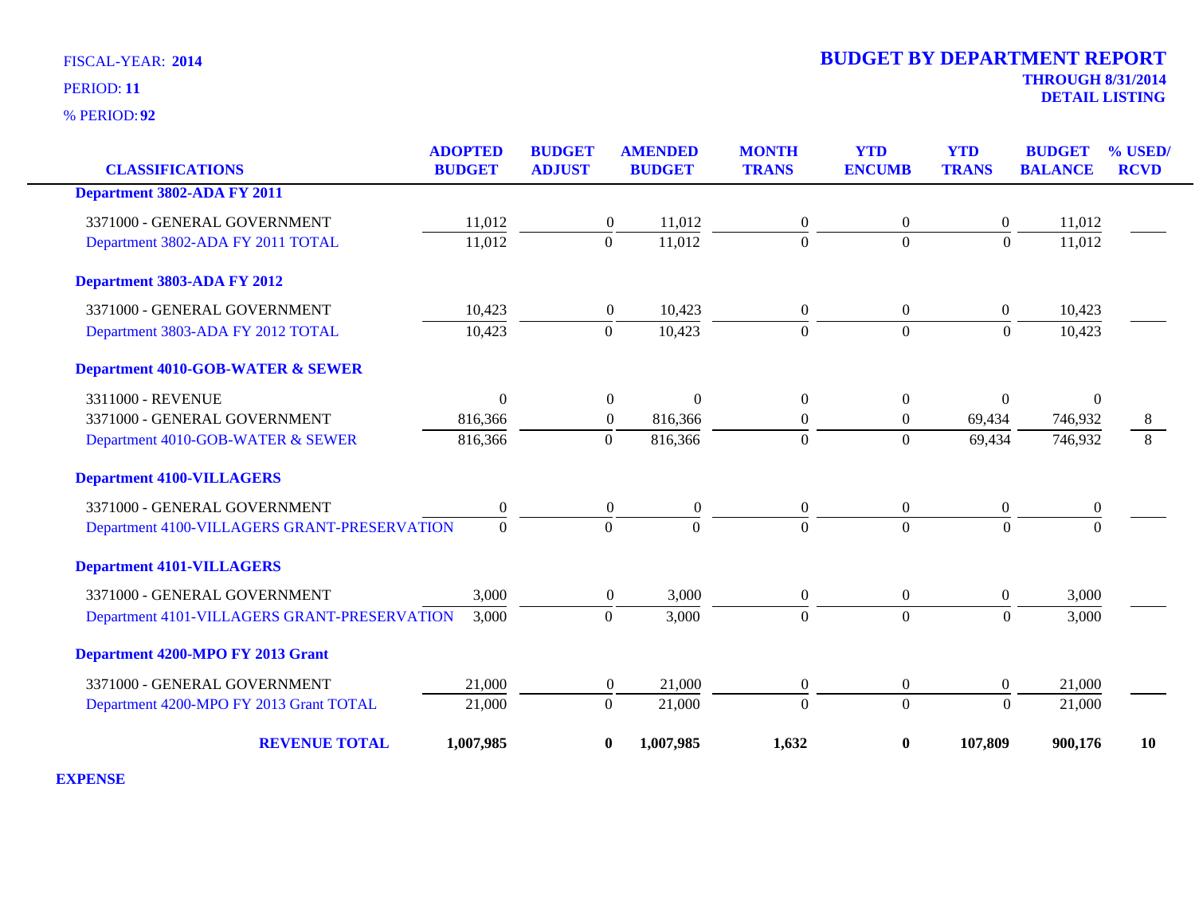FISCAL-YEAR: **2014**

PERIOD: **11**

% PERIOD: **92**

# BUDGET BY DEPARTMENT REPORT

**THROUGH 8/31/2014**

**DETAIL LISTING**

| CLASSIFICATIONS | ADOPTED BUDGET | BUDGET ADJUST | AMENDED BUDGET | MONTH TRANS | YTD ENCUMB | YTD TRANS | BUDGET BALANCE | % USED/ RCVD |
|---|---|---|---|---|---|---|---|---|
| **Department 3802-ADA FY 2011** | | | | | | | | |
| 3371000 - GENERAL GOVERNMENT | 11,012 | 0 | 11,012 | 0 | 0 | 0 | 11,012 | |
| Department 3802-ADA FY 2011 TOTAL | 11,012 | 0 | 11,012 | 0 | 0 | 0 | 11,012 | |
| **Department 3803-ADA FY 2012** | | | | | | | | |
| 3371000 - GENERAL GOVERNMENT | 10,423 | 0 | 10,423 | 0 | 0 | 0 | 10,423 | |
| Department 3803-ADA FY 2012 TOTAL | 10,423 | 0 | 10,423 | 0 | 0 | 0 | 10,423 | |
| **Department 4010-GOB-WATER & SEWER** | | | | | | | | |
| 3311000 - REVENUE | 0 | 0 | 0 | 0 | 0 | 0 | 0 | |
| 3371000 - GENERAL GOVERNMENT | 816,366 | 0 | 816,366 | 0 | 0 | 69,434 | 746,932 | 8 |
| Department 4010-GOB-WATER & SEWER | 816,366 | 0 | 816,366 | 0 | 0 | 69,434 | 746,932 | 8 |
| **Department 4100-VILLAGERS** | | | | | | | | |
| 3371000 - GENERAL GOVERNMENT | 0 | 0 | 0 | 0 | 0 | 0 | 0 | |
| Department 4100-VILLAGERS GRANT-PRESERVATION | 0 | 0 | 0 | 0 | 0 | 0 | 0 | |
| **Department 4101-VILLAGERS** | | | | | | | | |
| 3371000 - GENERAL GOVERNMENT | 3,000 | 0 | 3,000 | 0 | 0 | 0 | 3,000 | |
| Department 4101-VILLAGERS GRANT-PRESERVATION | 3,000 | 0 | 3,000 | 0 | 0 | 0 | 3,000 | |
| **Department 4200-MPO FY 2013 Grant** | | | | | | | | |
| 3371000 - GENERAL GOVERNMENT | 21,000 | 0 | 21,000 | 0 | 0 | 0 | 21,000 | |
| Department 4200-MPO FY 2013 Grant TOTAL | 21,000 | 0 | 21,000 | 0 | 0 | 0 | 21,000 | |
| **REVENUE TOTAL** | **1,007,985** | **0** | **1,007,985** | **1,632** | **0** | **107,809** | **900,176** | **10** |

**EXPENSE**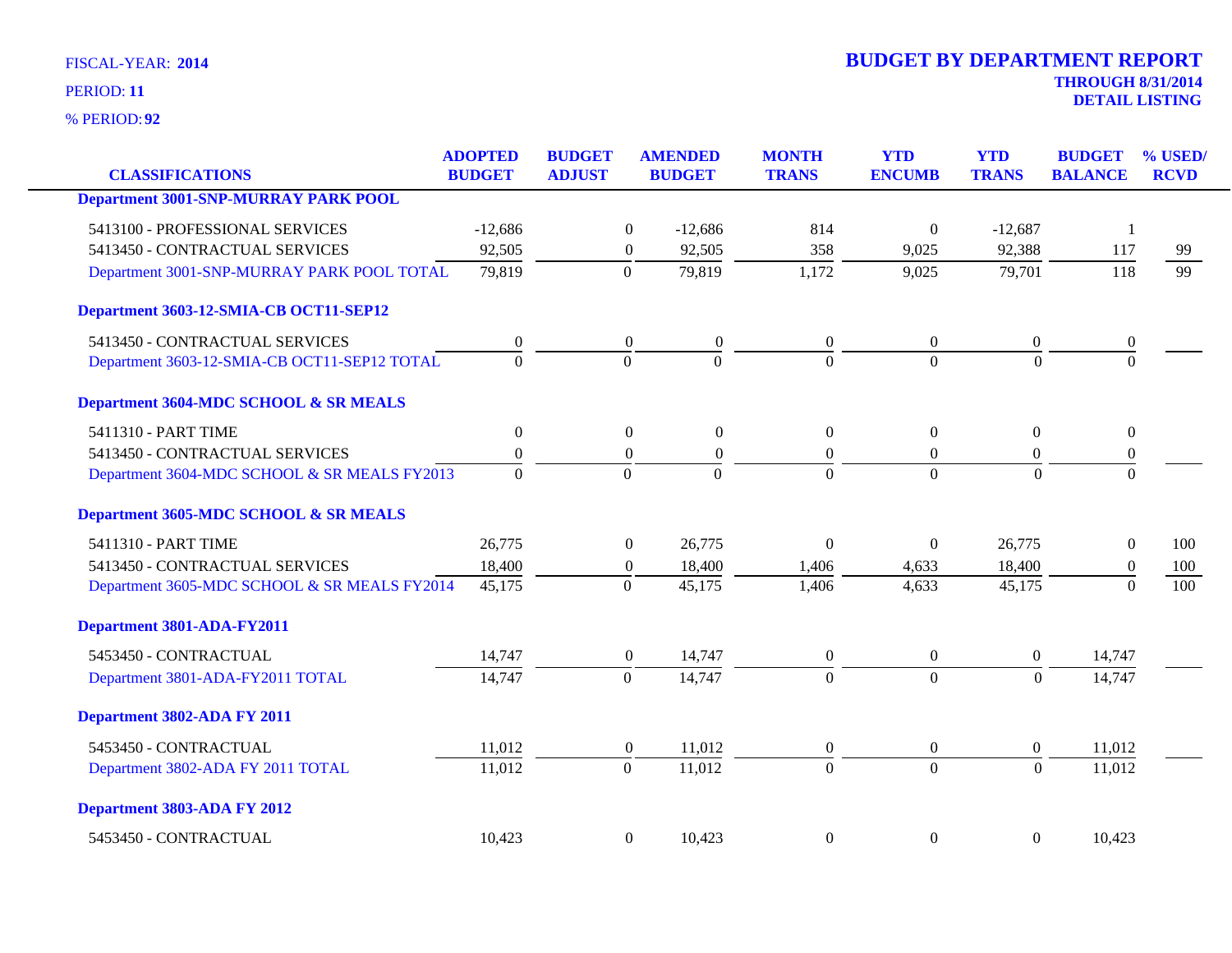FISCAL-YEAR: **2014**

PERIOD: **11**

% PERIOD: **92**

# BUDGET BY DEPARTMENT REPORT

**THROUGH 8/31/2014**
**DETAIL LISTING**

| CLASSIFICATIONS | ADOPTED BUDGET | BUDGET ADJUST | AMENDED BUDGET | MONTH TRANS | YTD ENCUMB | YTD TRANS | BUDGET BALANCE | % USED/ RCVD |
|---|---|---|---|---|---|---|---|---|
| **Department 3001-SNP-MURRAY PARK POOL** | | | | | | | | |
| 5413100 - PROFESSIONAL SERVICES | -12,686 | 0 | -12,686 | 814 | 0 | -12,687 | 1 | |
| 5413450 - CONTRACTUAL SERVICES | 92,505 | 0 | 92,505 | 358 | 9,025 | 92,388 | 117 | 99 |
| Department 3001-SNP-MURRAY PARK POOL TOTAL | 79,819 | 0 | 79,819 | 1,172 | 9,025 | 79,701 | 118 | 99 |
| **Department 3603-12-SMIA-CB OCT11-SEP12** | | | | | | | | |
| 5413450 - CONTRACTUAL SERVICES | 0 | 0 | 0 | 0 | 0 | 0 | 0 | |
| Department 3603-12-SMIA-CB OCT11-SEP12 TOTAL | 0 | 0 | 0 | 0 | 0 | 0 | 0 | |
| **Department 3604-MDC SCHOOL & SR MEALS** | | | | | | | | |
| 5411310 - PART TIME | 0 | 0 | 0 | 0 | 0 | 0 | 0 | |
| 5413450 - CONTRACTUAL SERVICES | 0 | 0 | 0 | 0 | 0 | 0 | 0 | |
| Department 3604-MDC SCHOOL & SR MEALS FY2013 | 0 | 0 | 0 | 0 | 0 | 0 | 0 | |
| **Department 3605-MDC SCHOOL & SR MEALS** | | | | | | | | |
| 5411310 - PART TIME | 26,775 | 0 | 26,775 | 0 | 0 | 26,775 | 0 | 100 |
| 5413450 - CONTRACTUAL SERVICES | 18,400 | 0 | 18,400 | 1,406 | 4,633 | 18,400 | 0 | 100 |
| Department 3605-MDC SCHOOL & SR MEALS FY2014 | 45,175 | 0 | 45,175 | 1,406 | 4,633 | 45,175 | 0 | 100 |
| **Department 3801-ADA-FY2011** | | | | | | | | |
| 5453450 - CONTRACTUAL | 14,747 | 0 | 14,747 | 0 | 0 | 0 | 14,747 | |
| Department 3801-ADA-FY2011 TOTAL | 14,747 | 0 | 14,747 | 0 | 0 | 0 | 14,747 | |
| **Department 3802-ADA FY 2011** | | | | | | | | |
| 5453450 - CONTRACTUAL | 11,012 | 0 | 11,012 | 0 | 0 | 0 | 11,012 | |
| Department 3802-ADA FY 2011 TOTAL | 11,012 | 0 | 11,012 | 0 | 0 | 0 | 11,012 | |
| **Department 3803-ADA FY 2012** | | | | | | | | |
| 5453450 - CONTRACTUAL | 10,423 | 0 | 10,423 | 0 | 0 | 0 | 10,423 | |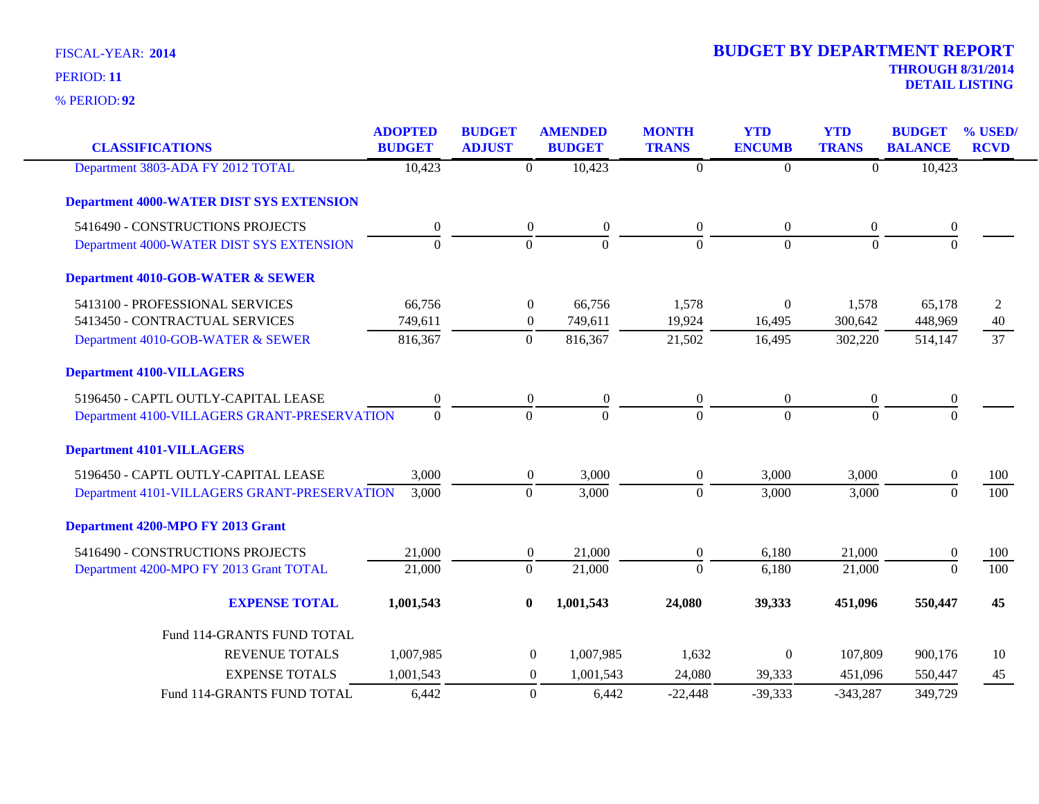FISCAL-YEAR: **2014**

PERIOD: **11**

% PERIOD: **92**

# BUDGET BY DEPARTMENT REPORT

**THROUGH 8/31/2014**

**DETAIL LISTING**

| CLASSIFICATIONS | ADOPTED BUDGET | BUDGET ADJUST | AMENDED BUDGET | MONTH TRANS | YTD ENCUMB | YTD TRANS | BUDGET BALANCE | % USED/ RCVD |
|---|---|---|---|---|---|---|---|---|
| Department 3803-ADA FY 2012 TOTAL | 10,423 | 0 | 10,423 | 0 | 0 | 0 | 10,423 | |
| **Department 4000-WATER DIST SYS EXTENSION** | | | | | | | | |
| 5416490 - CONSTRUCTIONS PROJECTS | 0 | 0 | 0 | 0 | 0 | 0 | 0 | |
| Department 4000-WATER DIST SYS EXTENSION | 0 | 0 | 0 | 0 | 0 | 0 | 0 | |
| **Department 4010-GOB-WATER & SEWER** | | | | | | | | |
| 5413100 - PROFESSIONAL SERVICES | 66,756 | 0 | 66,756 | 1,578 | 0 | 1,578 | 65,178 | 2 |
| 5413450 - CONTRACTUAL SERVICES | 749,611 | 0 | 749,611 | 19,924 | 16,495 | 300,642 | 448,969 | 40 |
| Department 4010-GOB-WATER & SEWER | 816,367 | 0 | 816,367 | 21,502 | 16,495 | 302,220 | 514,147 | 37 |
| **Department 4100-VILLAGERS** | | | | | | | | |
| 5196450 - CAPTL OUTLY-CAPITAL LEASE | 0 | 0 | 0 | 0 | 0 | 0 | 0 | |
| Department 4100-VILLAGERS GRANT-PRESERVATION | 0 | 0 | 0 | 0 | 0 | 0 | 0 | |
| **Department 4101-VILLAGERS** | | | | | | | | |
| 5196450 - CAPTL OUTLY-CAPITAL LEASE | 3,000 | 0 | 3,000 | 0 | 3,000 | 3,000 | 0 | 100 |
| Department 4101-VILLAGERS GRANT-PRESERVATION | 3,000 | 0 | 3,000 | 0 | 3,000 | 3,000 | 0 | 100 |
| **Department 4200-MPO FY 2013 Grant** | | | | | | | | |
| 5416490 - CONSTRUCTIONS PROJECTS | 21,000 | 0 | 21,000 | 0 | 6,180 | 21,000 | 0 | 100 |
| Department 4200-MPO FY 2013 Grant TOTAL | 21,000 | 0 | 21,000 | 0 | 6,180 | 21,000 | 0 | 100 |
| **EXPENSE TOTAL** | **1,001,543** | **0** | **1,001,543** | **24,080** | **39,333** | **451,096** | **550,447** | **45** |
| Fund 114-GRANTS FUND TOTAL | | | | | | | | |
| REVENUE TOTALS | 1,007,985 | 0 | 1,007,985 | 1,632 | 0 | 107,809 | 900,176 | 10 |
| EXPENSE TOTALS | 1,001,543 | 0 | 1,001,543 | 24,080 | 39,333 | 451,096 | 550,447 | 45 |
| Fund 114-GRANTS FUND TOTAL | 6,442 | 0 | 6,442 | -22,448 | -39,333 | -343,287 | 349,729 | |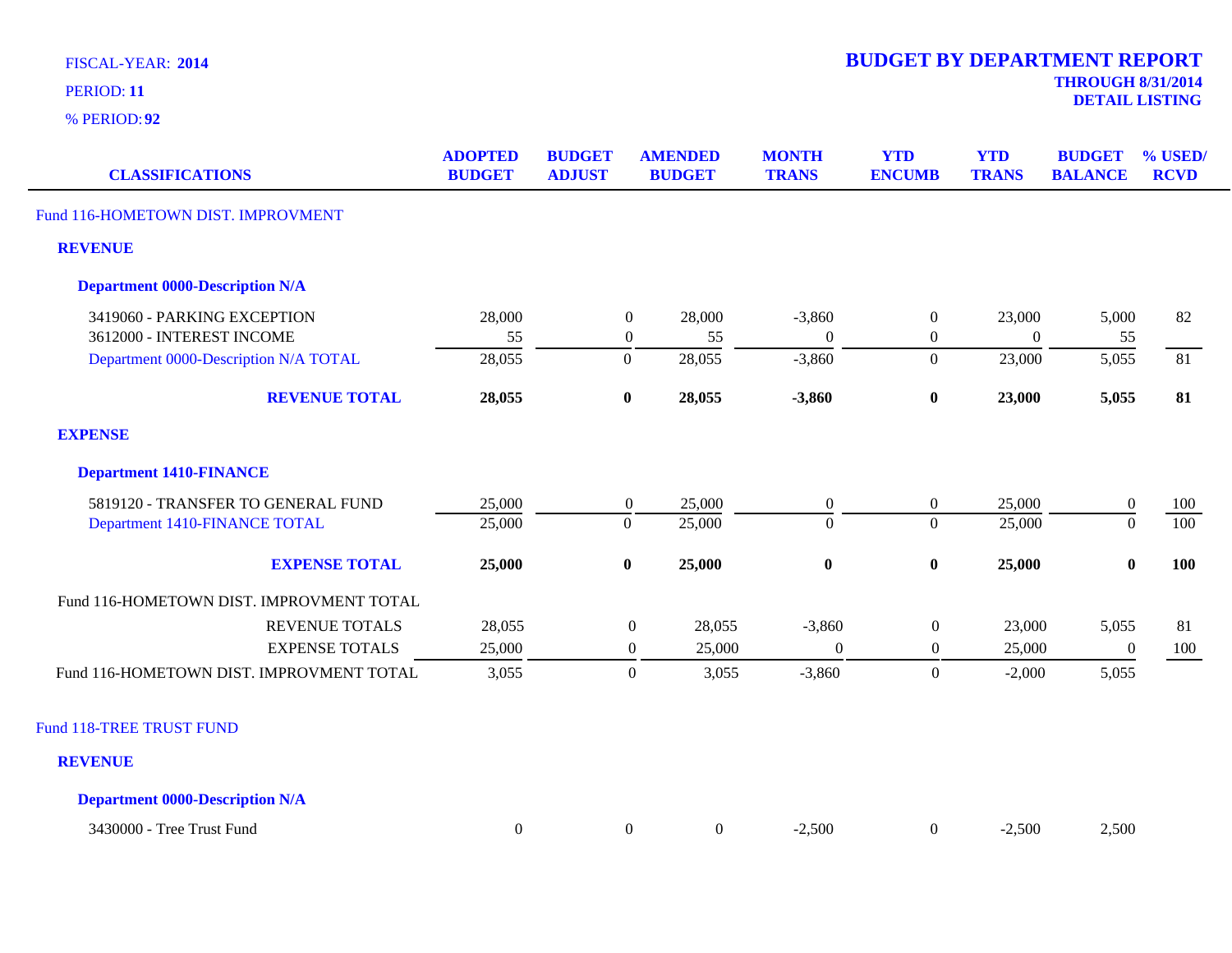FISCAL-YEAR: **2014**

PERIOD: **11**

% PERIOD: **92**

# BUDGET BY DEPARTMENT REPORT

**THROUGH 8/31/2014**

**DETAIL LISTING**

| CLASSIFICATIONS | ADOPTED BUDGET | BUDGET ADJUST | AMENDED BUDGET | MONTH TRANS | YTD ENCUMB | YTD TRANS | BUDGET BALANCE | % USED/ RCVD |
|---|---|---|---|---|---|---|---|---|
| Fund 116-HOMETOWN DIST. IMPROVMENT | | | | | | | | |
| **REVENUE** | | | | | | | | |
| **Department 0000-Description N/A** | | | | | | | | |
| 3419060 - PARKING EXCEPTION | 28,000 | 0 | 28,000 | -3,860 | 0 | 23,000 | 5,000 | 82 |
| 3612000 - INTEREST INCOME | 55 | 0 | 55 | 0 | 0 | 0 | 55 | |
| Department 0000-Description N/A TOTAL | 28,055 | 0 | 28,055 | -3,860 | 0 | 23,000 | 5,055 | 81 |
| **REVENUE TOTAL** | **28,055** | **0** | **28,055** | **-3,860** | **0** | **23,000** | **5,055** | **81** |
| **EXPENSE** | | | | | | | | |
| **Department 1410-FINANCE** | | | | | | | | |
| 5819120 - TRANSFER TO GENERAL FUND | 25,000 | 0 | 25,000 | 0 | 0 | 25,000 | 0 | 100 |
| Department 1410-FINANCE TOTAL | 25,000 | 0 | 25,000 | 0 | 0 | 25,000 | 0 | 100 |
| **EXPENSE TOTAL** | **25,000** | **0** | **25,000** | **0** | **0** | **25,000** | **0** | **100** |
| Fund 116-HOMETOWN DIST. IMPROVMENT TOTAL | | | | | | | | |
| REVENUE TOTALS | 28,055 | 0 | 28,055 | -3,860 | 0 | 23,000 | 5,055 | 81 |
| EXPENSE TOTALS | 25,000 | 0 | 25,000 | 0 | 0 | 25,000 | 0 | 100 |
| Fund 116-HOMETOWN DIST. IMPROVMENT TOTAL | 3,055 | 0 | 3,055 | -3,860 | 0 | -2,000 | 5,055 | |
| Fund 118-TREE TRUST FUND | | | | | | | | |
| **REVENUE** | | | | | | | | |
| **Department 0000-Description N/A** | | | | | | | | |
| 3430000 - Tree Trust Fund | 0 | 0 | 0 | -2,500 | 0 | -2,500 | 2,500 | |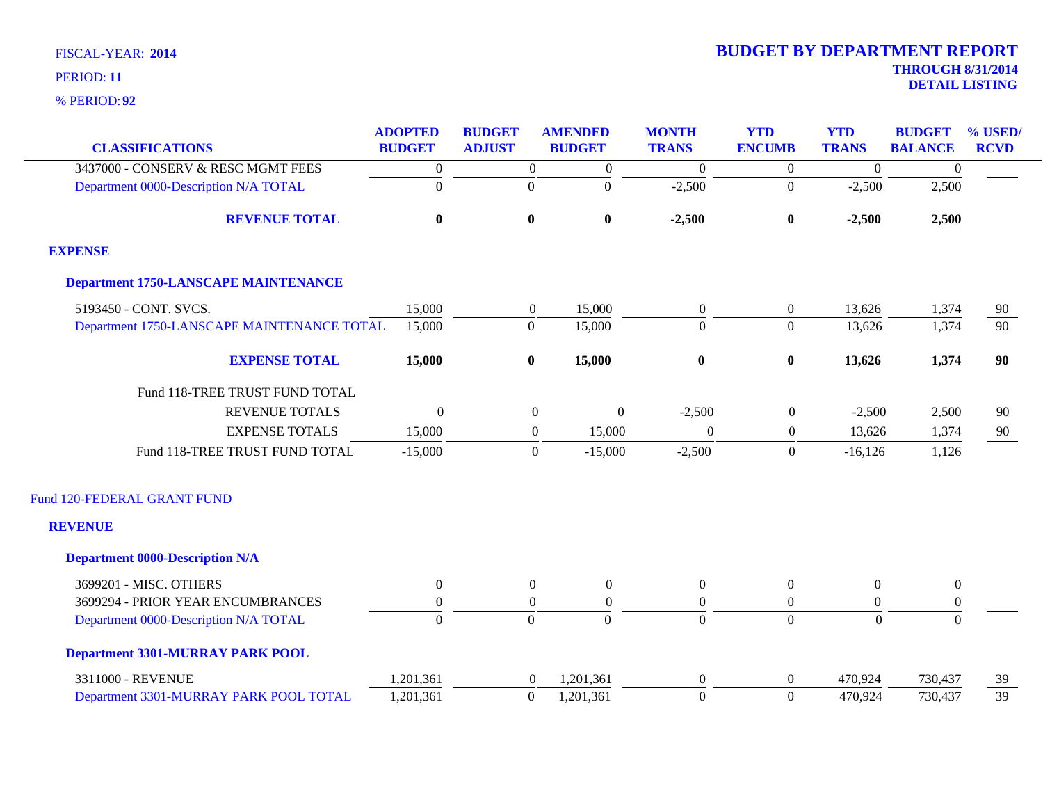FISCAL-YEAR: **2014**

PERIOD: **11**

% PERIOD: **92**

# BUDGET BY DEPARTMENT REPORT

**THROUGH 8/31/2014**
**DETAIL LISTING**

| CLASSIFICATIONS | ADOPTED BUDGET | BUDGET ADJUST | AMENDED BUDGET | MONTH TRANS | YTD ENCUMB | YTD TRANS | BUDGET BALANCE | % USED/ RCVD |
|---|---|---|---|---|---|---|---|---|
| 3437000 - CONSERV & RESC MGMT FEES | 0 | 0 | 0 | 0 | 0 | 0 | 0 | |
| Department 0000-Description N/A TOTAL | 0 | 0 | 0 | -2,500 | 0 | -2,500 | 2,500 | |
| **REVENUE TOTAL** | **0** | **0** | **0** | **-2,500** | **0** | **-2,500** | **2,500** | |
| **EXPENSE** | | | | | | | | |
| **Department 1750-LANSCAPE MAINTENANCE** | | | | | | | | |
| 5193450 - CONT. SVCS. | 15,000 | 0 | 15,000 | 0 | 0 | 13,626 | 1,374 | 90 |
| Department 1750-LANSCAPE MAINTENANCE TOTAL | 15,000 | 0 | 15,000 | 0 | 0 | 13,626 | 1,374 | 90 |
| **EXPENSE TOTAL** | **15,000** | **0** | **15,000** | **0** | **0** | **13,626** | **1,374** | **90** |
| Fund 118-TREE TRUST FUND TOTAL | | | | | | | | |
| REVENUE TOTALS | 0 | 0 | 0 | -2,500 | 0 | -2,500 | 2,500 | 90 |
| EXPENSE TOTALS | 15,000 | 0 | 15,000 | 0 | 0 | 13,626 | 1,374 | 90 |
| Fund 118-TREE TRUST FUND TOTAL | -15,000 | 0 | -15,000 | -2,500 | 0 | -16,126 | 1,126 | |
| Fund 120-FEDERAL GRANT FUND | | | | | | | | |
| **REVENUE** | | | | | | | | |
| **Department 0000-Description N/A** | | | | | | | | |
| 3699201 - MISC. OTHERS | 0 | 0 | 0 | 0 | 0 | 0 | 0 | |
| 3699294 - PRIOR YEAR ENCUMBRANCES | 0 | 0 | 0 | 0 | 0 | 0 | 0 | |
| Department 0000-Description N/A TOTAL | 0 | 0 | 0 | 0 | 0 | 0 | 0 | |
| **Department 3301-MURRAY PARK POOL** | | | | | | | | |
| 3311000 - REVENUE | 1,201,361 | 0 | 1,201,361 | 0 | 0 | 470,924 | 730,437 | 39 |
| Department 3301-MURRAY PARK POOL TOTAL | 1,201,361 | 0 | 1,201,361 | 0 | 0 | 470,924 | 730,437 | 39 |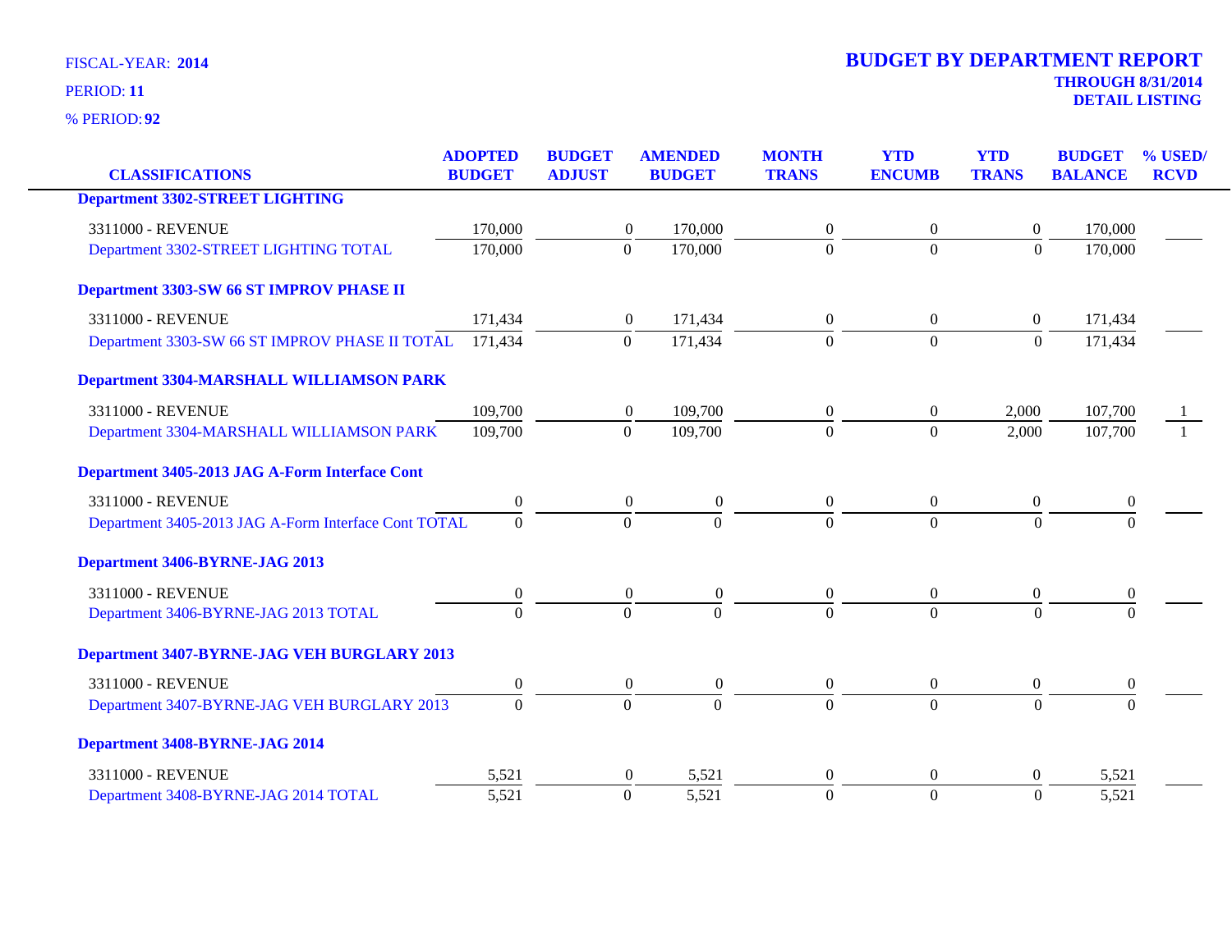FISCAL-YEAR: **2014**

PERIOD: **11**

% PERIOD: **92**

# BUDGET BY DEPARTMENT REPORT

**THROUGH 8/31/2014**

**DETAIL LISTING**

| CLASSIFICATIONS | ADOPTED BUDGET | BUDGET ADJUST | AMENDED BUDGET | MONTH TRANS | YTD ENCUMB | YTD TRANS | BUDGET BALANCE | % USED/ RCVD |
|---|---|---|---|---|---|---|---|---|
| **Department 3302-STREET LIGHTING** | | | | | | | | |
| 3311000 - REVENUE | 170,000 | 0 | 170,000 | 0 | 0 | 0 | 170,000 | |
| Department 3302-STREET LIGHTING TOTAL | 170,000 | 0 | 170,000 | 0 | 0 | 0 | 170,000 | |
| **Department 3303-SW 66 ST IMPROV PHASE II** | | | | | | | | |
| 3311000 - REVENUE | 171,434 | 0 | 171,434 | 0 | 0 | 0 | 171,434 | |
| Department 3303-SW 66 ST IMPROV PHASE II TOTAL | 171,434 | 0 | 171,434 | 0 | 0 | 0 | 171,434 | |
| **Department 3304-MARSHALL WILLIAMSON PARK** | | | | | | | | |
| 3311000 - REVENUE | 109,700 | 0 | 109,700 | 0 | 0 | 2,000 | 107,700 | 1 |
| Department 3304-MARSHALL WILLIAMSON PARK | 109,700 | 0 | 109,700 | 0 | 0 | 2,000 | 107,700 | 1 |
| **Department 3405-2013 JAG A-Form Interface Cont** | | | | | | | | |
| 3311000 - REVENUE | 0 | 0 | 0 | 0 | 0 | 0 | 0 | |
| Department 3405-2013 JAG A-Form Interface Cont TOTAL | 0 | 0 | 0 | 0 | 0 | 0 | 0 | |
| **Department 3406-BYRNE-JAG 2013** | | | | | | | | |
| 3311000 - REVENUE | 0 | 0 | 0 | 0 | 0 | 0 | 0 | |
| Department 3406-BYRNE-JAG 2013 TOTAL | 0 | 0 | 0 | 0 | 0 | 0 | 0 | |
| **Department 3407-BYRNE-JAG VEH BURGLARY 2013** | | | | | | | | |
| 3311000 - REVENUE | 0 | 0 | 0 | 0 | 0 | 0 | 0 | |
| Department 3407-BYRNE-JAG VEH BURGLARY 2013 | 0 | 0 | 0 | 0 | 0 | 0 | 0 | |
| **Department 3408-BYRNE-JAG 2014** | | | | | | | | |
| 3311000 - REVENUE | 5,521 | 0 | 5,521 | 0 | 0 | 0 | 5,521 | |
| Department 3408-BYRNE-JAG 2014 TOTAL | 5,521 | 0 | 5,521 | 0 | 0 | 0 | 5,521 | |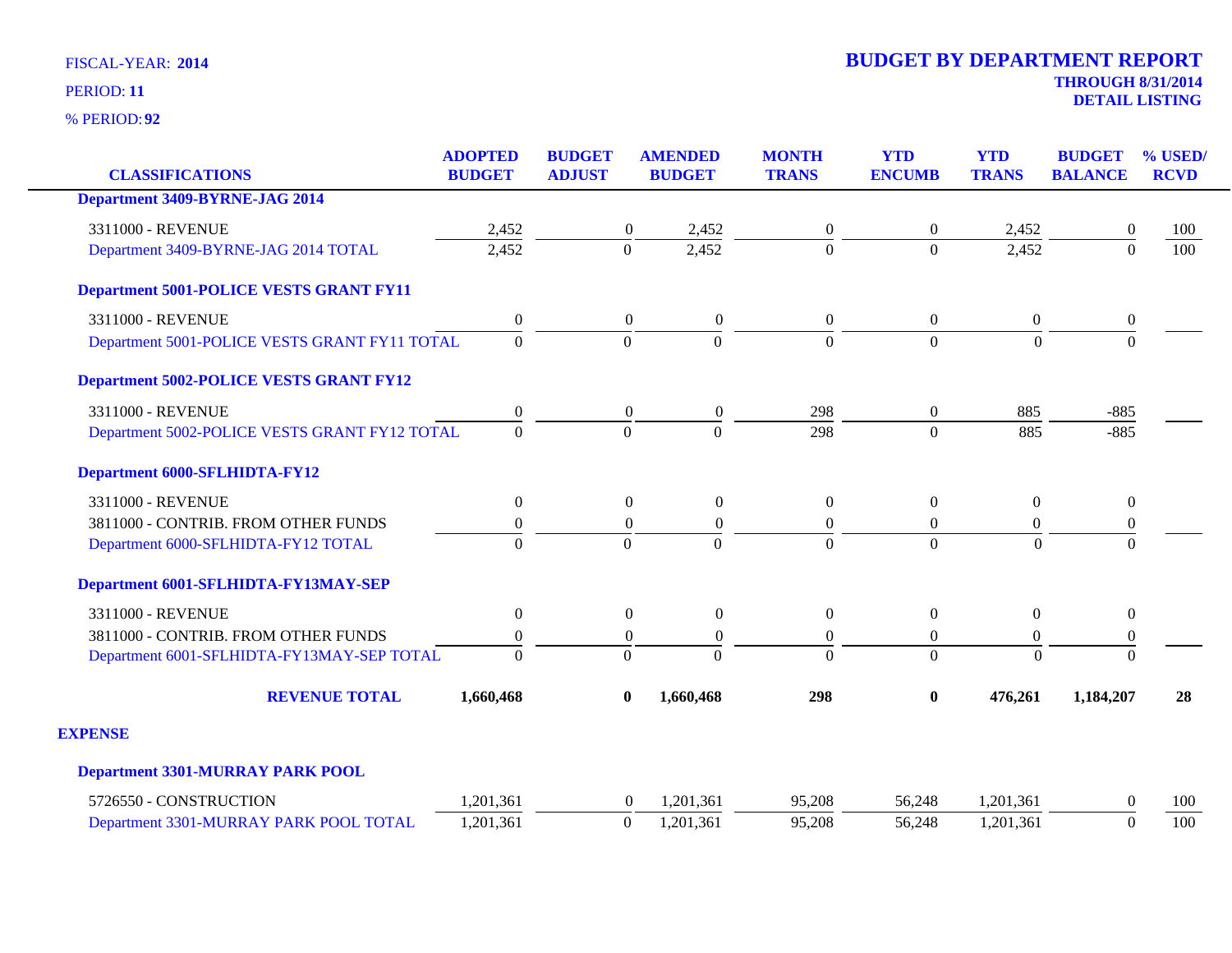FISCAL-YEAR: **2014**

PERIOD: **11**

% PERIOD: **92**

# BUDGET BY DEPARTMENT REPORT

**THROUGH 8/31/2014**

**DETAIL LISTING**

| CLASSIFICATIONS | ADOPTED BUDGET | BUDGET ADJUST | AMENDED BUDGET | MONTH TRANS | YTD ENCUMB | YTD TRANS | BUDGET BALANCE | % USED/ RCVD |
|---|---|---|---|---|---|---|---|---|
| **Department 3409-BYRNE-JAG 2014** | | | | | | | | |
| 3311000 - REVENUE | 2,452 | 0 | 2,452 | 0 | 0 | 2,452 | 0 | 100 |
| Department 3409-BYRNE-JAG 2014 TOTAL | 2,452 | 0 | 2,452 | 0 | 0 | 2,452 | 0 | 100 |
| **Department 5001-POLICE VESTS GRANT FY11** | | | | | | | | |
| 3311000 - REVENUE | 0 | 0 | 0 | 0 | 0 | 0 | 0 | |
| Department 5001-POLICE VESTS GRANT FY11 TOTAL | 0 | 0 | 0 | 0 | 0 | 0 | 0 | |
| **Department 5002-POLICE VESTS GRANT FY12** | | | | | | | | |
| 3311000 - REVENUE | 0 | 0 | 0 | 298 | 0 | 885 | -885 | |
| Department 5002-POLICE VESTS GRANT FY12 TOTAL | 0 | 0 | 0 | 298 | 0 | 885 | -885 | |
| **Department 6000-SFLHIDTA-FY12** | | | | | | | | |
| 3311000 - REVENUE | 0 | 0 | 0 | 0 | 0 | 0 | 0 | |
| 3811000 - CONTRIB. FROM OTHER FUNDS | 0 | 0 | 0 | 0 | 0 | 0 | 0 | |
| Department 6000-SFLHIDTA-FY12 TOTAL | 0 | 0 | 0 | 0 | 0 | 0 | 0 | |
| **Department 6001-SFLHIDTA-FY13MAY-SEP** | | | | | | | | |
| 3311000 - REVENUE | 0 | 0 | 0 | 0 | 0 | 0 | 0 | |
| 3811000 - CONTRIB. FROM OTHER FUNDS | 0 | 0 | 0 | 0 | 0 | 0 | 0 | |
| Department 6001-SFLHIDTA-FY13MAY-SEP TOTAL | 0 | 0 | 0 | 0 | 0 | 0 | 0 | |
| **REVENUE TOTAL** | **1,660,468** | **0** | **1,660,468** | **298** | **0** | **476,261** | **1,184,207** | **28** |
| **EXPENSE** | | | | | | | | |
| **Department 3301-MURRAY PARK POOL** | | | | | | | | |
| 5726550 - CONSTRUCTION | 1,201,361 | 0 | 1,201,361 | 95,208 | 56,248 | 1,201,361 | 0 | 100 |
| Department 3301-MURRAY PARK POOL TOTAL | 1,201,361 | 0 | 1,201,361 | 95,208 | 56,248 | 1,201,361 | 0 | 100 |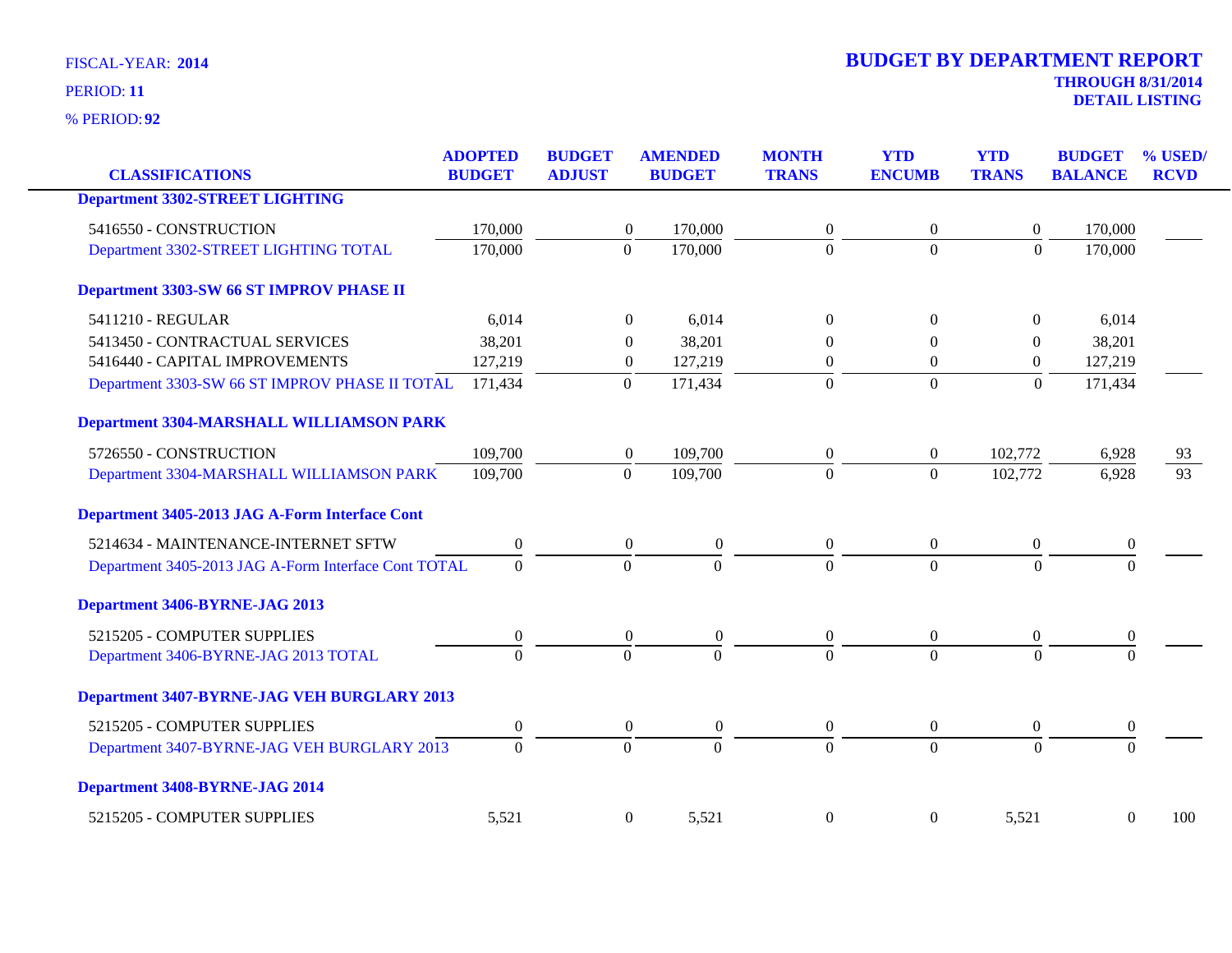FISCAL-YEAR: **2014**

PERIOD: **11**

% PERIOD: **92**

# BUDGET BY DEPARTMENT REPORT

**THROUGH 8/31/2014**

**DETAIL LISTING**

| CLASSIFICATIONS | ADOPTED BUDGET | BUDGET ADJUST | AMENDED BUDGET | MONTH TRANS | YTD ENCUMB | YTD TRANS | BUDGET BALANCE | % USED/ RCVD |
|---|---|---|---|---|---|---|---|---|
| **Department 3302-STREET LIGHTING** | | | | | | | | |
| 5416550 - CONSTRUCTION | 170,000 | 0 | 170,000 | 0 | 0 | 0 | 170,000 | |
| Department 3302-STREET LIGHTING TOTAL | 170,000 | 0 | 170,000 | 0 | 0 | 0 | 170,000 | |
| **Department 3303-SW 66 ST IMPROV PHASE II** | | | | | | | | |
| 5411210 - REGULAR | 6,014 | 0 | 6,014 | 0 | 0 | 0 | 6,014 | |
| 5413450 - CONTRACTUAL SERVICES | 38,201 | 0 | 38,201 | 0 | 0 | 0 | 38,201 | |
| 5416440 - CAPITAL IMPROVEMENTS | 127,219 | 0 | 127,219 | 0 | 0 | 0 | 127,219 | |
| Department 3303-SW 66 ST IMPROV PHASE II TOTAL | 171,434 | 0 | 171,434 | 0 | 0 | 0 | 171,434 | |
| **Department 3304-MARSHALL WILLIAMSON PARK** | | | | | | | | |
| 5726550 - CONSTRUCTION | 109,700 | 0 | 109,700 | 0 | 0 | 102,772 | 6,928 | 93 |
| Department 3304-MARSHALL WILLIAMSON PARK | 109,700 | 0 | 109,700 | 0 | 0 | 102,772 | 6,928 | 93 |
| **Department 3405-2013 JAG A-Form Interface Cont** | | | | | | | | |
| 5214634 - MAINTENANCE-INTERNET SFTW | 0 | 0 | 0 | 0 | 0 | 0 | 0 | |
| Department 3405-2013 JAG A-Form Interface Cont TOTAL | 0 | 0 | 0 | 0 | 0 | 0 | 0 | |
| **Department 3406-BYRNE-JAG 2013** | | | | | | | | |
| 5215205 - COMPUTER SUPPLIES | 0 | 0 | 0 | 0 | 0 | 0 | 0 | |
| Department 3406-BYRNE-JAG 2013 TOTAL | 0 | 0 | 0 | 0 | 0 | 0 | 0 | |
| **Department 3407-BYRNE-JAG VEH BURGLARY 2013** | | | | | | | | |
| 5215205 - COMPUTER SUPPLIES | 0 | 0 | 0 | 0 | 0 | 0 | 0 | |
| Department 3407-BYRNE-JAG VEH BURGLARY 2013 | 0 | 0 | 0 | 0 | 0 | 0 | 0 | |
| **Department 3408-BYRNE-JAG 2014** | | | | | | | | |
| 5215205 - COMPUTER SUPPLIES | 5,521 | 0 | 5,521 | 0 | 0 | 5,521 | 0 | 100 |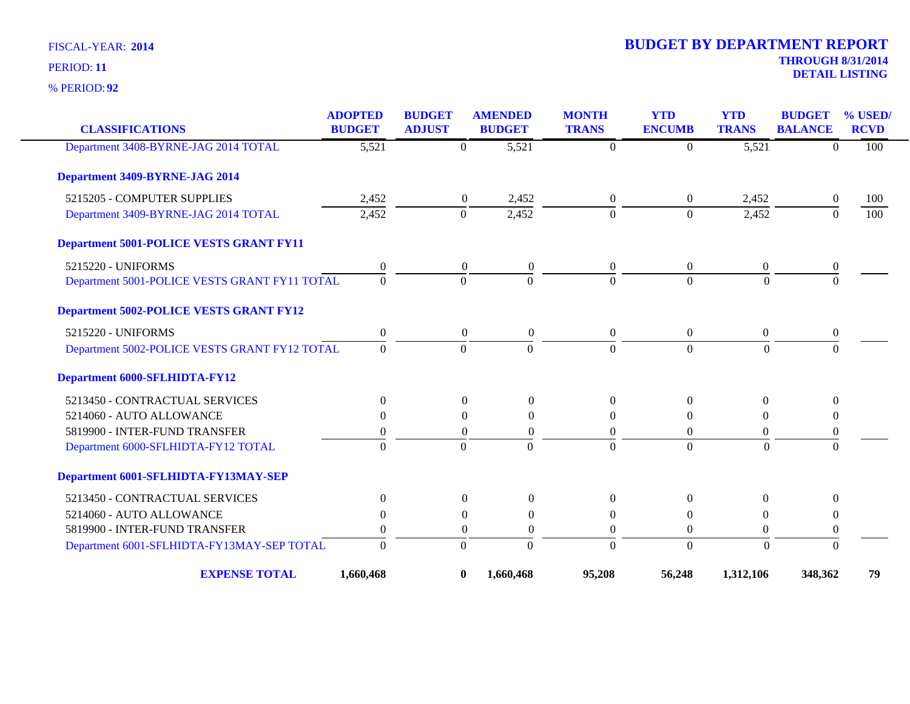FISCAL-YEAR: **2014**

PERIOD: **11**

% PERIOD: **92**

# BUDGET BY DEPARTMENT REPORT

**THROUGH 8/31/2014**

**DETAIL LISTING**

| CLASSIFICATIONS | ADOPTED BUDGET | BUDGET ADJUST | AMENDED BUDGET | MONTH TRANS | YTD ENCUMB | YTD TRANS | BUDGET BALANCE | % USED/ RCVD |
|---|---|---|---|---|---|---|---|---|
| Department 3408-BYRNE-JAG 2014 TOTAL | 5,521 | 0 | 5,521 | 0 | 0 | 5,521 | 0 | 100 |
| **Department 3409-BYRNE-JAG 2014** | | | | | | | | |
| 5215205 - COMPUTER SUPPLIES | 2,452 | 0 | 2,452 | 0 | 0 | 2,452 | 0 | 100 |
| Department 3409-BYRNE-JAG 2014 TOTAL | 2,452 | 0 | 2,452 | 0 | 0 | 2,452 | 0 | 100 |
| **Department 5001-POLICE VESTS GRANT FY11** | | | | | | | | |
| 5215220 - UNIFORMS | 0 | 0 | 0 | 0 | 0 | 0 | 0 | |
| Department 5001-POLICE VESTS GRANT FY11 TOTAL | 0 | 0 | 0 | 0 | 0 | 0 | 0 | |
| **Department 5002-POLICE VESTS GRANT FY12** | | | | | | | | |
| 5215220 - UNIFORMS | 0 | 0 | 0 | 0 | 0 | 0 | 0 | |
| Department 5002-POLICE VESTS GRANT FY12 TOTAL | 0 | 0 | 0 | 0 | 0 | 0 | 0 | |
| **Department 6000-SFLHIDTA-FY12** | | | | | | | | |
| 5213450 - CONTRACTUAL SERVICES | 0 | 0 | 0 | 0 | 0 | 0 | 0 | |
| 5214060 - AUTO ALLOWANCE | 0 | 0 | 0 | 0 | 0 | 0 | 0 | |
| 5819900 - INTER-FUND TRANSFER | 0 | 0 | 0 | 0 | 0 | 0 | 0 | |
| Department 6000-SFLHIDTA-FY12 TOTAL | 0 | 0 | 0 | 0 | 0 | 0 | 0 | |
| **Department 6001-SFLHIDTA-FY13MAY-SEP** | | | | | | | | |
| 5213450 - CONTRACTUAL SERVICES | 0 | 0 | 0 | 0 | 0 | 0 | 0 | |
| 5214060 - AUTO ALLOWANCE | 0 | 0 | 0 | 0 | 0 | 0 | 0 | |
| 5819900 - INTER-FUND TRANSFER | 0 | 0 | 0 | 0 | 0 | 0 | 0 | |
| Department 6001-SFLHIDTA-FY13MAY-SEP TOTAL | 0 | 0 | 0 | 0 | 0 | 0 | 0 | |
| **EXPENSE TOTAL** | **1,660,468** | **0** | **1,660,468** | **95,208** | **56,248** | **1,312,106** | **348,362** | **79** |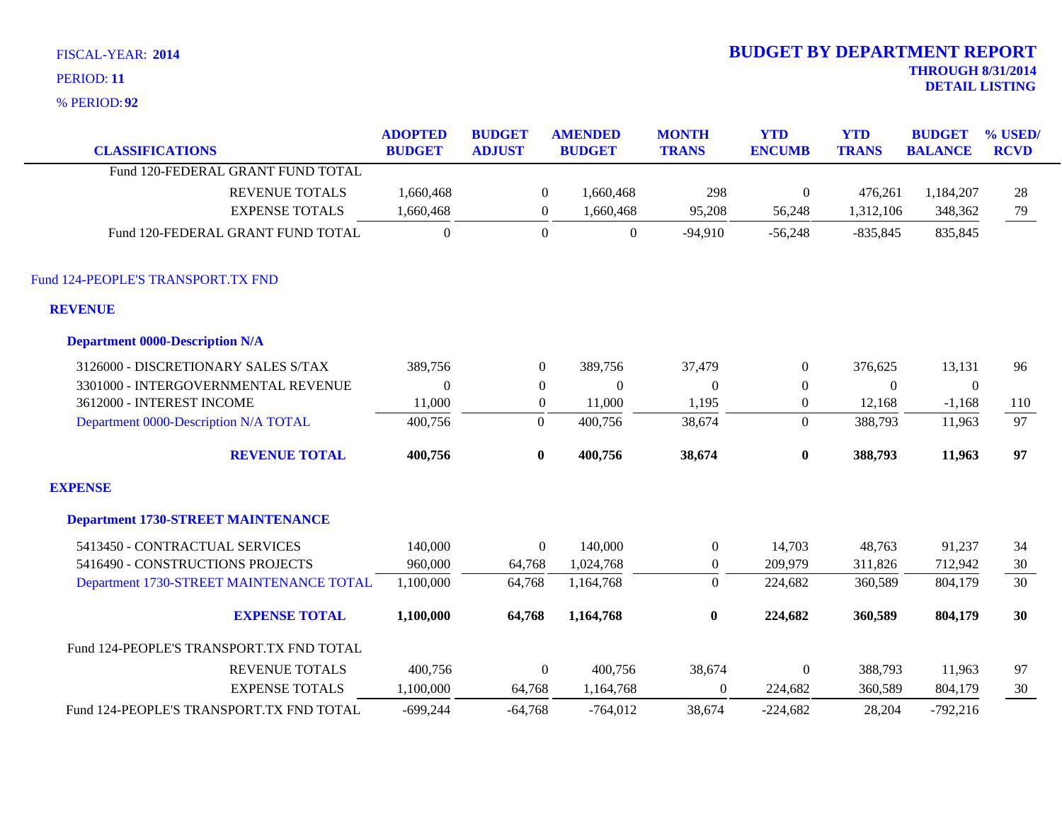FISCAL-YEAR: **2014**
PERIOD: **11**
% PERIOD: **92**

# BUDGET BY DEPARTMENT REPORT

**THROUGH 8/31/2014**
**DETAIL LISTING**

| CLASSIFICATIONS | ADOPTED BUDGET | BUDGET ADJUST | AMENDED BUDGET | MONTH TRANS | YTD ENCUMB | YTD TRANS | BUDGET BALANCE | % USED/ RCVD |
|---|---|---|---|---|---|---|---|---|
| Fund 120-FEDERAL GRANT FUND TOTAL | | | | | | | | |
| REVENUE TOTALS | 1,660,468 | 0 | 1,660,468 | 298 | 0 | 476,261 | 1,184,207 | 28 |
| EXPENSE TOTALS | 1,660,468 | 0 | 1,660,468 | 95,208 | 56,248 | 1,312,106 | 348,362 | 79 |
| Fund 120-FEDERAL GRANT FUND TOTAL | 0 | 0 | 0 | -94,910 | -56,248 | -835,845 | 835,845 | |
| Fund 124-PEOPLE'S TRANSPORT.TX FND | | | | | | | | |
| **REVENUE** | | | | | | | | |
| **Department 0000-Description N/A** | | | | | | | | |
| 3126000 - DISCRETIONARY SALES S/TAX | 389,756 | 0 | 389,756 | 37,479 | 0 | 376,625 | 13,131 | 96 |
| 3301000 - INTERGOVERNMENTAL REVENUE | 0 | 0 | 0 | 0 | 0 | 0 | 0 | |
| 3612000 - INTEREST INCOME | 11,000 | 0 | 11,000 | 1,195 | 0 | 12,168 | -1,168 | 110 |
| Department 0000-Description N/A TOTAL | 400,756 | 0 | 400,756 | 38,674 | 0 | 388,793 | 11,963 | 97 |
| **REVENUE TOTAL** | **400,756** | **0** | **400,756** | **38,674** | **0** | **388,793** | **11,963** | **97** |
| **EXPENSE** | | | | | | | | |
| **Department 1730-STREET MAINTENANCE** | | | | | | | | |
| 5413450 - CONTRACTUAL SERVICES | 140,000 | 0 | 140,000 | 0 | 14,703 | 48,763 | 91,237 | 34 |
| 5416490 - CONSTRUCTIONS PROJECTS | 960,000 | 64,768 | 1,024,768 | 0 | 209,979 | 311,826 | 712,942 | 30 |
| Department 1730-STREET MAINTENANCE TOTAL | 1,100,000 | 64,768 | 1,164,768 | 0 | 224,682 | 360,589 | 804,179 | 30 |
| **EXPENSE TOTAL** | **1,100,000** | **64,768** | **1,164,768** | **0** | **224,682** | **360,589** | **804,179** | **30** |
| Fund 124-PEOPLE'S TRANSPORT.TX FND TOTAL | | | | | | | | |
| REVENUE TOTALS | 400,756 | 0 | 400,756 | 38,674 | 0 | 388,793 | 11,963 | 97 |
| EXPENSE TOTALS | 1,100,000 | 64,768 | 1,164,768 | 0 | 224,682 | 360,589 | 804,179 | 30 |
| Fund 124-PEOPLE'S TRANSPORT.TX FND TOTAL | -699,244 | -64,768 | -764,012 | 38,674 | -224,682 | 28,204 | -792,216 | |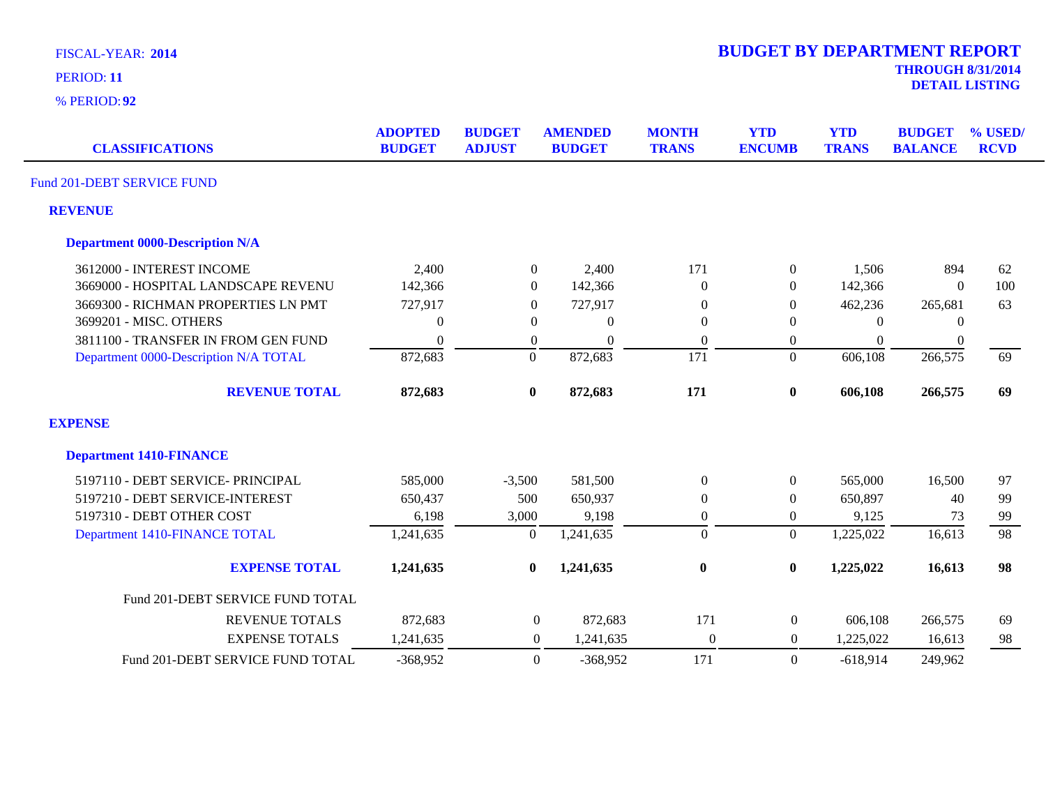FISCAL-YEAR: **2014**

PERIOD: **11**

% PERIOD: **92**

# BUDGET BY DEPARTMENT REPORT

**THROUGH 8/31/2014**
**DETAIL LISTING**

| CLASSIFICATIONS | ADOPTED BUDGET | BUDGET ADJUST | AMENDED BUDGET | MONTH TRANS | YTD ENCUMB | YTD TRANS | BUDGET BALANCE | % USED/ RCVD |
|---|---|---|---|---|---|---|---|---|
| Fund 201-DEBT SERVICE FUND | | | | | | | | |
| **REVENUE** | | | | | | | | |
| **Department 0000-Description N/A** | | | | | | | | |
| 3612000 - INTEREST INCOME | 2,400 | 0 | 2,400 | 171 | 0 | 1,506 | 894 | 62 |
| 3669000 - HOSPITAL LANDSCAPE REVENU | 142,366 | 0 | 142,366 | 0 | 0 | 142,366 | 0 | 100 |
| 3669300 - RICHMAN PROPERTIES LN PMT | 727,917 | 0 | 727,917 | 0 | 0 | 462,236 | 265,681 | 63 |
| 3699201 - MISC. OTHERS | 0 | 0 | 0 | 0 | 0 | 0 | 0 | |
| 3811100 - TRANSFER IN FROM GEN FUND | 0 | 0 | 0 | 0 | 0 | 0 | 0 | |
| Department 0000-Description N/A TOTAL | 872,683 | 0 | 872,683 | 171 | 0 | 606,108 | 266,575 | 69 |
| **REVENUE TOTAL** | **872,683** | **0** | **872,683** | **171** | **0** | **606,108** | **266,575** | **69** |
| **EXPENSE** | | | | | | | | |
| **Department 1410-FINANCE** | | | | | | | | |
| 5197110 - DEBT SERVICE- PRINCIPAL | 585,000 | -3,500 | 581,500 | 0 | 0 | 565,000 | 16,500 | 97 |
| 5197210 - DEBT SERVICE-INTEREST | 650,437 | 500 | 650,937 | 0 | 0 | 650,897 | 40 | 99 |
| 5197310 - DEBT OTHER COST | 6,198 | 3,000 | 9,198 | 0 | 0 | 9,125 | 73 | 99 |
| Department 1410-FINANCE TOTAL | 1,241,635 | 0 | 1,241,635 | 0 | 0 | 1,225,022 | 16,613 | 98 |
| **EXPENSE TOTAL** | **1,241,635** | **0** | **1,241,635** | **0** | **0** | **1,225,022** | **16,613** | **98** |
| Fund 201-DEBT SERVICE FUND TOTAL | | | | | | | | |
| REVENUE TOTALS | 872,683 | 0 | 872,683 | 171 | 0 | 606,108 | 266,575 | 69 |
| EXPENSE TOTALS | 1,241,635 | 0 | 1,241,635 | 0 | 0 | 1,225,022 | 16,613 | 98 |
| Fund 201-DEBT SERVICE FUND TOTAL | -368,952 | 0 | -368,952 | 171 | 0 | -618,914 | 249,962 | |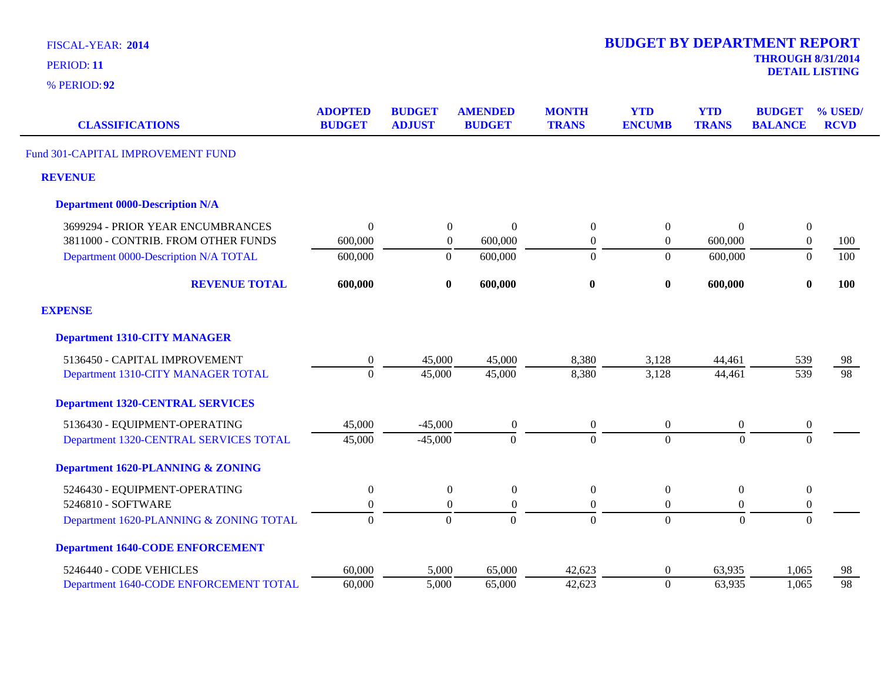FISCAL-YEAR: **2014**

PERIOD: **11**

% PERIOD: **92**

# BUDGET BY DEPARTMENT REPORT

**THROUGH 8/31/2014**

**DETAIL LISTING**

| CLASSIFICATIONS | ADOPTED BUDGET | BUDGET ADJUST | AMENDED BUDGET | MONTH TRANS | YTD ENCUMB | YTD TRANS | BUDGET BALANCE | % USED/ RCVD |
|---|---|---|---|---|---|---|---|---|
| Fund 301-CAPITAL IMPROVEMENT FUND | | | | | | | | |
| **REVENUE** | | | | | | | | |
| **Department 0000-Description N/A** | | | | | | | | |
| 3699294 - PRIOR YEAR ENCUMBRANCES | 0 | 0 | 0 | 0 | 0 | 0 | 0 | |
| 3811000 - CONTRIB. FROM OTHER FUNDS | 600,000 | 0 | 600,000 | 0 | 0 | 600,000 | 0 | 100 |
| Department 0000-Description N/A TOTAL | 600,000 | 0 | 600,000 | 0 | 0 | 600,000 | 0 | 100 |
| **REVENUE TOTAL** | **600,000** | **0** | **600,000** | **0** | **0** | **600,000** | **0** | **100** |
| **EXPENSE** | | | | | | | | |
| **Department 1310-CITY MANAGER** | | | | | | | | |
| 5136450 - CAPITAL IMPROVEMENT | 0 | 45,000 | 45,000 | 8,380 | 3,128 | 44,461 | 539 | 98 |
| Department 1310-CITY MANAGER TOTAL | 0 | 45,000 | 45,000 | 8,380 | 3,128 | 44,461 | 539 | 98 |
| **Department 1320-CENTRAL SERVICES** | | | | | | | | |
| 5136430 - EQUIPMENT-OPERATING | 45,000 | -45,000 | 0 | 0 | 0 | 0 | 0 | |
| Department 1320-CENTRAL SERVICES TOTAL | 45,000 | -45,000 | 0 | 0 | 0 | 0 | 0 | |
| **Department 1620-PLANNING & ZONING** | | | | | | | | |
| 5246430 - EQUIPMENT-OPERATING | 0 | 0 | 0 | 0 | 0 | 0 | 0 | |
| 5246810 - SOFTWARE | 0 | 0 | 0 | 0 | 0 | 0 | 0 | |
| Department 1620-PLANNING & ZONING TOTAL | 0 | 0 | 0 | 0 | 0 | 0 | 0 | |
| **Department 1640-CODE ENFORCEMENT** | | | | | | | | |
| 5246440 - CODE VEHICLES | 60,000 | 5,000 | 65,000 | 42,623 | 0 | 63,935 | 1,065 | 98 |
| Department 1640-CODE ENFORCEMENT TOTAL | 60,000 | 5,000 | 65,000 | 42,623 | 0 | 63,935 | 1,065 | 98 |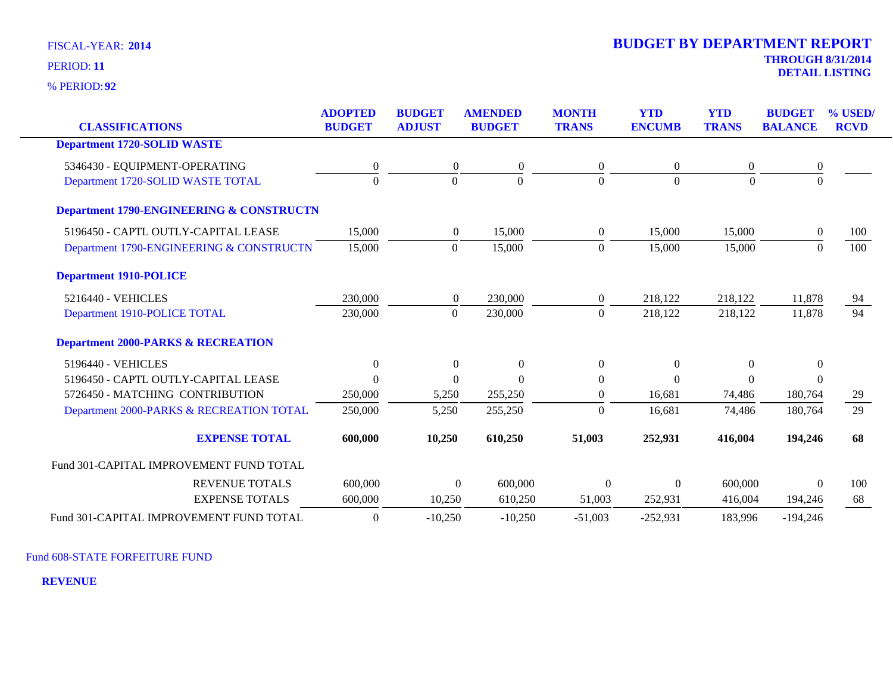FISCAL-YEAR: **2014**

PERIOD: **11**

% PERIOD: **92**

# BUDGET BY DEPARTMENT REPORT

**THROUGH 8/31/2014**

**DETAIL LISTING**

| CLASSIFICATIONS | ADOPTED BUDGET | BUDGET ADJUST | AMENDED BUDGET | MONTH TRANS | YTD ENCUMB | YTD TRANS | BUDGET BALANCE | % USED/ RCVD |
|---|---|---|---|---|---|---|---|---|
| **Department 1720-SOLID WASTE** | | | | | | | | |
| 5346430 - EQUIPMENT-OPERATING | 0 | 0 | 0 | 0 | 0 | 0 | 0 | |
| Department 1720-SOLID WASTE TOTAL | 0 | 0 | 0 | 0 | 0 | 0 | 0 | |
| **Department 1790-ENGINEERING & CONSTRUCTN** | | | | | | | | |
| 5196450 - CAPTL OUTLY-CAPITAL LEASE | 15,000 | 0 | 15,000 | 0 | 15,000 | 15,000 | 0 | 100 |
| Department 1790-ENGINEERING & CONSTRUCTN | 15,000 | 0 | 15,000 | 0 | 15,000 | 15,000 | 0 | 100 |
| **Department 1910-POLICE** | | | | | | | | |
| 5216440 - VEHICLES | 230,000 | 0 | 230,000 | 0 | 218,122 | 218,122 | 11,878 | 94 |
| Department 1910-POLICE TOTAL | 230,000 | 0 | 230,000 | 0 | 218,122 | 218,122 | 11,878 | 94 |
| **Department 2000-PARKS & RECREATION** | | | | | | | | |
| 5196440 - VEHICLES | 0 | 0 | 0 | 0 | 0 | 0 | 0 | |
| 5196450 - CAPTL OUTLY-CAPITAL LEASE | 0 | 0 | 0 | 0 | 0 | 0 | 0 | |
| 5726450 - MATCHING CONTRIBUTION | 250,000 | 5,250 | 255,250 | 0 | 16,681 | 74,486 | 180,764 | 29 |
| Department 2000-PARKS & RECREATION TOTAL | 250,000 | 5,250 | 255,250 | 0 | 16,681 | 74,486 | 180,764 | 29 |
| **EXPENSE TOTAL** | **600,000** | **10,250** | **610,250** | **51,003** | **252,931** | **416,004** | **194,246** | **68** |
| Fund 301-CAPITAL IMPROVEMENT FUND TOTAL | | | | | | | | |
| REVENUE TOTALS | 600,000 | 0 | 600,000 | 0 | 0 | 600,000 | 0 | 100 |
| EXPENSE TOTALS | 600,000 | 10,250 | 610,250 | 51,003 | 252,931 | 416,004 | 194,246 | 68 |
| Fund 301-CAPITAL IMPROVEMENT FUND TOTAL | 0 | -10,250 | -10,250 | -51,003 | -252,931 | 183,996 | -194,246 | |

Fund 608-STATE FORFEITURE FUND

**REVENUE**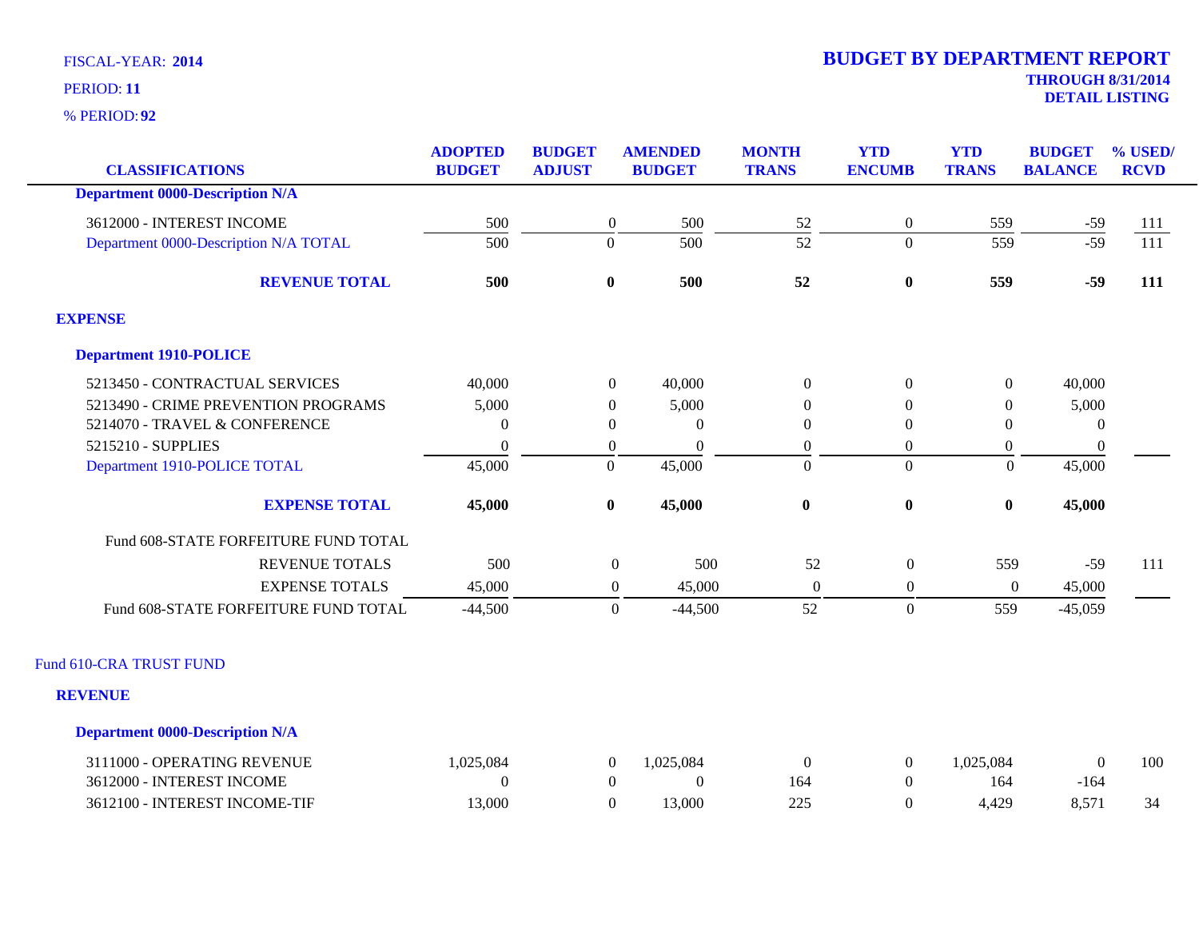FISCAL-YEAR: **2014**
PERIOD: **11**
% PERIOD: **92**

# BUDGET BY DEPARTMENT REPORT

**THROUGH 8/31/2014**
**DETAIL LISTING**

| CLASSIFICATIONS | ADOPTED BUDGET | BUDGET ADJUST | AMENDED BUDGET | MONTH TRANS | YTD ENCUMB | YTD TRANS | BUDGET BALANCE | % USED/ RCVD |
|---|---|---|---|---|---|---|---|---|
| **Department 0000-Description N/A** | | | | | | | | |
| 3612000 - INTEREST INCOME | 500 | 0 | 500 | 52 | 0 | 559 | -59 | 111 |
| Department 0000-Description N/A TOTAL | 500 | 0 | 500 | 52 | 0 | 559 | -59 | 111 |
| **REVENUE TOTAL** | **500** | **0** | **500** | **52** | **0** | **559** | **-59** | **111** |
| **EXPENSE** | | | | | | | | |
| **Department 1910-POLICE** | | | | | | | | |
| 5213450 - CONTRACTUAL SERVICES | 40,000 | 0 | 40,000 | 0 | 0 | 0 | 40,000 | |
| 5213490 - CRIME PREVENTION PROGRAMS | 5,000 | 0 | 5,000 | 0 | 0 | 0 | 5,000 | |
| 5214070 - TRAVEL & CONFERENCE | 0 | 0 | 0 | 0 | 0 | 0 | 0 | |
| 5215210 - SUPPLIES | 0 | 0 | 0 | 0 | 0 | 0 | 0 | |
| Department 1910-POLICE TOTAL | 45,000 | 0 | 45,000 | 0 | 0 | 0 | 45,000 | |
| **EXPENSE TOTAL** | **45,000** | **0** | **45,000** | **0** | **0** | **0** | **45,000** | |
| Fund 608-STATE FORFEITURE FUND TOTAL | | | | | | | | |
| REVENUE TOTALS | 500 | 0 | 500 | 52 | 0 | 559 | -59 | 111 |
| EXPENSE TOTALS | 45,000 | 0 | 45,000 | 0 | 0 | 0 | 45,000 | |
| Fund 608-STATE FORFEITURE FUND TOTAL | -44,500 | 0 | -44,500 | 52 | 0 | 559 | -45,059 | |

Fund 610-CRA TRUST FUND

**REVENUE**

| CLASSIFICATIONS | ADOPTED BUDGET | BUDGET ADJUST | AMENDED BUDGET | MONTH TRANS | YTD ENCUMB | YTD TRANS | BUDGET BALANCE | % USED/ RCVD |
|---|---|---|---|---|---|---|---|---|
| **Department 0000-Description N/A** | | | | | | | | |
| 3111000 - OPERATING REVENUE | 1,025,084 | 0 | 1,025,084 | 0 | 0 | 1,025,084 | 0 | 100 |
| 3612000 - INTEREST INCOME | 0 | 0 | 0 | 164 | 0 | 164 | -164 | |
| 3612100 - INTEREST INCOME-TIF | 13,000 | 0 | 13,000 | 225 | 0 | 4,429 | 8,571 | 34 |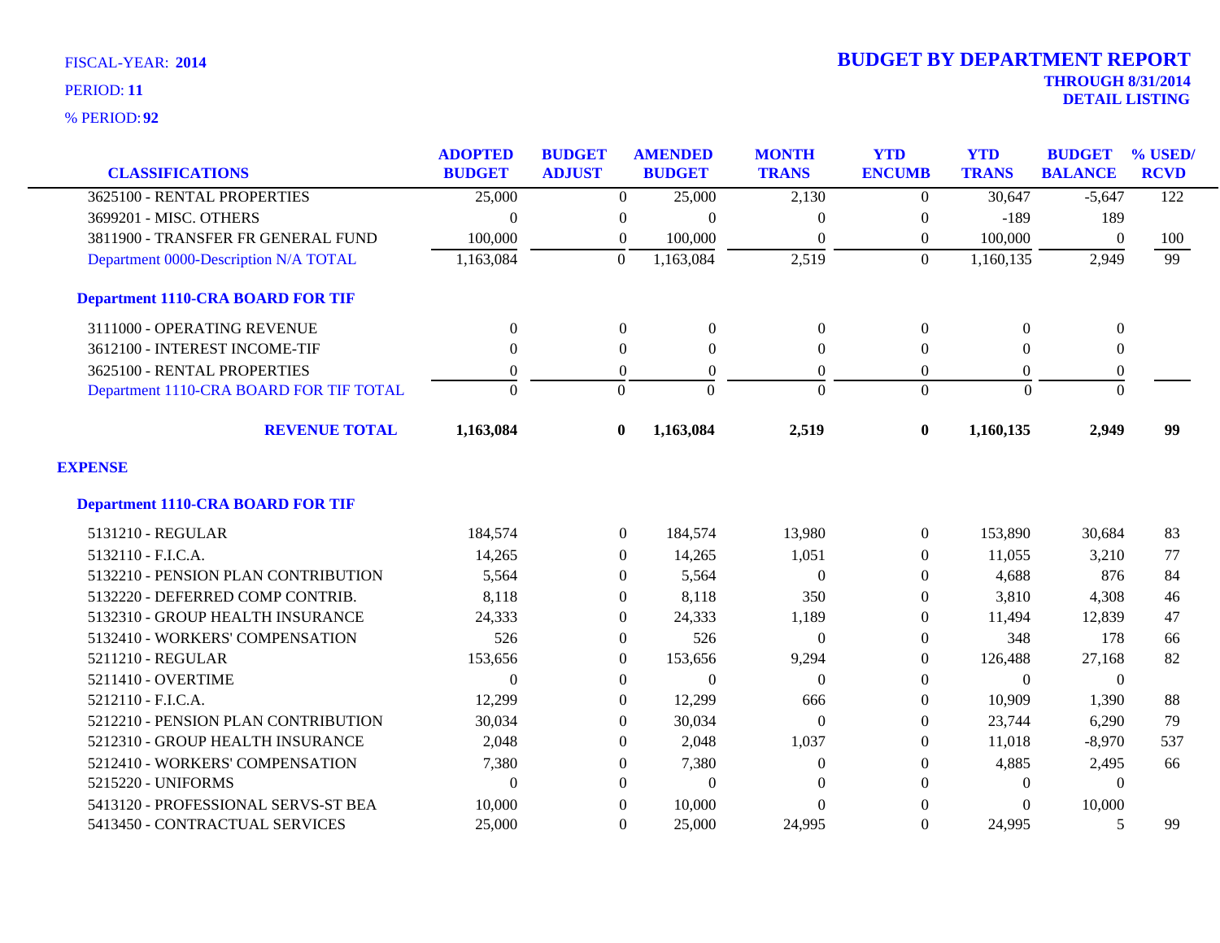FISCAL-YEAR: **2014**

PERIOD: **11**

% PERIOD: **92**

# BUDGET BY DEPARTMENT REPORT

**THROUGH 8/31/2014**

**DETAIL LISTING**

| CLASSIFICATIONS | ADOPTED BUDGET | BUDGET ADJUST | AMENDED BUDGET | MONTH TRANS | YTD ENCUMB | YTD TRANS | BUDGET BALANCE | % USED/ RCVD |
|---|---|---|---|---|---|---|---|---|
| 3625100 - RENTAL PROPERTIES | 25,000 | 0 | 25,000 | 2,130 | 0 | 30,647 | -5,647 | 122 |
| 3699201 - MISC. OTHERS | 0 | 0 | 0 | 0 | 0 | -189 | 189 | |
| 3811900 - TRANSFER FR GENERAL FUND | 100,000 | 0 | 100,000 | 0 | 0 | 100,000 | 0 | 100 |
| Department 0000-Description N/A TOTAL | 1,163,084 | 0 | 1,163,084 | 2,519 | 0 | 1,160,135 | 2,949 | 99 |
| **Department 1110-CRA BOARD FOR TIF** | | | | | | | | |
| 3111000 - OPERATING REVENUE | 0 | 0 | 0 | 0 | 0 | 0 | 0 | |
| 3612100 - INTEREST INCOME-TIF | 0 | 0 | 0 | 0 | 0 | 0 | 0 | |
| 3625100 - RENTAL PROPERTIES | 0 | 0 | 0 | 0 | 0 | 0 | 0 | |
| Department 1110-CRA BOARD FOR TIF TOTAL | 0 | 0 | 0 | 0 | 0 | 0 | 0 | |
| **REVENUE TOTAL** | **1,163,084** | **0** | **1,163,084** | **2,519** | **0** | **1,160,135** | **2,949** | **99** |
| **EXPENSE** | | | | | | | | |
| **Department 1110-CRA BOARD FOR TIF** | | | | | | | | |
| 5131210 - REGULAR | 184,574 | 0 | 184,574 | 13,980 | 0 | 153,890 | 30,684 | 83 |
| 5132110 - F.I.C.A. | 14,265 | 0 | 14,265 | 1,051 | 0 | 11,055 | 3,210 | 77 |
| 5132210 - PENSION PLAN CONTRIBUTION | 5,564 | 0 | 5,564 | 0 | 0 | 4,688 | 876 | 84 |
| 5132220 - DEFERRED COMP CONTRIB. | 8,118 | 0 | 8,118 | 350 | 0 | 3,810 | 4,308 | 46 |
| 5132310 - GROUP HEALTH INSURANCE | 24,333 | 0 | 24,333 | 1,189 | 0 | 11,494 | 12,839 | 47 |
| 5132410 - WORKERS' COMPENSATION | 526 | 0 | 526 | 0 | 0 | 348 | 178 | 66 |
| 5211210 - REGULAR | 153,656 | 0 | 153,656 | 9,294 | 0 | 126,488 | 27,168 | 82 |
| 5211410 - OVERTIME | 0 | 0 | 0 | 0 | 0 | 0 | 0 | |
| 5212110 - F.I.C.A. | 12,299 | 0 | 12,299 | 666 | 0 | 10,909 | 1,390 | 88 |
| 5212210 - PENSION PLAN CONTRIBUTION | 30,034 | 0 | 30,034 | 0 | 0 | 23,744 | 6,290 | 79 |
| 5212310 - GROUP HEALTH INSURANCE | 2,048 | 0 | 2,048 | 1,037 | 0 | 11,018 | -8,970 | 537 |
| 5212410 - WORKERS' COMPENSATION | 7,380 | 0 | 7,380 | 0 | 0 | 4,885 | 2,495 | 66 |
| 5215220 - UNIFORMS | 0 | 0 | 0 | 0 | 0 | 0 | 0 | |
| 5413120 - PROFESSIONAL SERVS-ST BEA | 10,000 | 0 | 10,000 | 0 | 0 | 0 | 10,000 | |
| 5413450 - CONTRACTUAL SERVICES | 25,000 | 0 | 25,000 | 24,995 | 0 | 24,995 | 5 | 99 |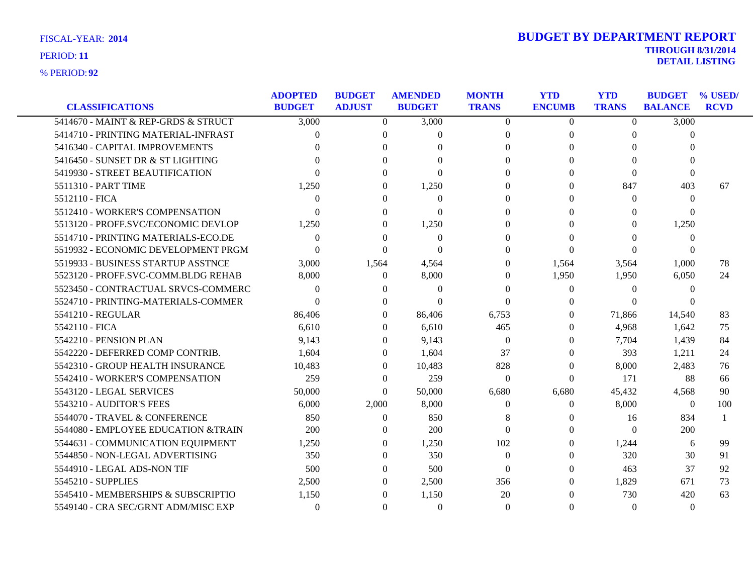FISCAL-YEAR: **2014**
PERIOD: **11**
% PERIOD: **92**

# BUDGET BY DEPARTMENT REPORT

**THROUGH 8/31/2014**
**DETAIL LISTING**

| CLASSIFICATIONS | ADOPTED BUDGET | BUDGET ADJUST | AMENDED BUDGET | MONTH TRANS | YTD ENCUMB | YTD TRANS | BUDGET BALANCE | % USED/ RCVD |
|---|---|---|---|---|---|---|---|---|
| 5414670 - MAINT & REP-GRDS & STRUCT | 3,000 | 0 | 3,000 | 0 | 0 | 0 | 3,000 | |
| 5414710 - PRINTING MATERIAL-INFRAST | 0 | 0 | 0 | 0 | 0 | 0 | 0 | |
| 5416340 - CAPITAL IMPROVEMENTS | 0 | 0 | 0 | 0 | 0 | 0 | 0 | |
| 5416450 - SUNSET DR & ST LIGHTING | 0 | 0 | 0 | 0 | 0 | 0 | 0 | |
| 5419930 - STREET BEAUTIFICATION | 0 | 0 | 0 | 0 | 0 | 0 | 0 | |
| 5511310 - PART TIME | 1,250 | 0 | 1,250 | 0 | 0 | 847 | 403 | 67 |
| 5512110 - FICA | 0 | 0 | 0 | 0 | 0 | 0 | 0 | |
| 5512410 - WORKER'S COMPENSATION | 0 | 0 | 0 | 0 | 0 | 0 | 0 | |
| 5513120 - PROFF.SVC/ECONOMIC DEVLOP | 1,250 | 0 | 1,250 | 0 | 0 | 0 | 1,250 | |
| 5514710 - PRINTING MATERIALS-ECO.DE | 0 | 0 | 0 | 0 | 0 | 0 | 0 | |
| 5519932 - ECONOMIC DEVELOPMENT PRGM | 0 | 0 | 0 | 0 | 0 | 0 | 0 | |
| 5519933 - BUSINESS STARTUP ASSTNCE | 3,000 | 1,564 | 4,564 | 0 | 1,564 | 3,564 | 1,000 | 78 |
| 5523120 - PROFF.SVC-COMM.BLDG REHAB | 8,000 | 0 | 8,000 | 0 | 1,950 | 1,950 | 6,050 | 24 |
| 5523450 - CONTRACTUAL SRVCS-COMMERC | 0 | 0 | 0 | 0 | 0 | 0 | 0 | |
| 5524710 - PRINTING-MATERIALS-COMMER | 0 | 0 | 0 | 0 | 0 | 0 | 0 | |
| 5541210 - REGULAR | 86,406 | 0 | 86,406 | 6,753 | 0 | 71,866 | 14,540 | 83 |
| 5542110 - FICA | 6,610 | 0 | 6,610 | 465 | 0 | 4,968 | 1,642 | 75 |
| 5542210 - PENSION PLAN | 9,143 | 0 | 9,143 | 0 | 0 | 7,704 | 1,439 | 84 |
| 5542220 - DEFERRED COMP CONTRIB. | 1,604 | 0 | 1,604 | 37 | 0 | 393 | 1,211 | 24 |
| 5542310 - GROUP HEALTH INSURANCE | 10,483 | 0 | 10,483 | 828 | 0 | 8,000 | 2,483 | 76 |
| 5542410 - WORKER'S COMPENSATION | 259 | 0 | 259 | 0 | 0 | 171 | 88 | 66 |
| 5543120 - LEGAL SERVICES | 50,000 | 0 | 50,000 | 6,680 | 6,680 | 45,432 | 4,568 | 90 |
| 5543210 - AUDITOR'S FEES | 6,000 | 2,000 | 8,000 | 0 | 0 | 8,000 | 0 | 100 |
| 5544070 - TRAVEL & CONFERENCE | 850 | 0 | 850 | 8 | 0 | 16 | 834 | 1 |
| 5544080 - EMPLOYEE EDUCATION &TRAIN | 200 | 0 | 200 | 0 | 0 | 0 | 200 | |
| 5544631 - COMMUNICATION EQUIPMENT | 1,250 | 0 | 1,250 | 102 | 0 | 1,244 | 6 | 99 |
| 5544850 - NON-LEGAL ADVERTISING | 350 | 0 | 350 | 0 | 0 | 320 | 30 | 91 |
| 5544910 - LEGAL ADS-NON TIF | 500 | 0 | 500 | 0 | 0 | 463 | 37 | 92 |
| 5545210 - SUPPLIES | 2,500 | 0 | 2,500 | 356 | 0 | 1,829 | 671 | 73 |
| 5545410 - MEMBERSHIPS & SUBSCRIPTIO | 1,150 | 0 | 1,150 | 20 | 0 | 730 | 420 | 63 |
| 5549140 - CRA SEC/GRNT ADM/MISC EXP | 0 | 0 | 0 | 0 | 0 | 0 | 0 | |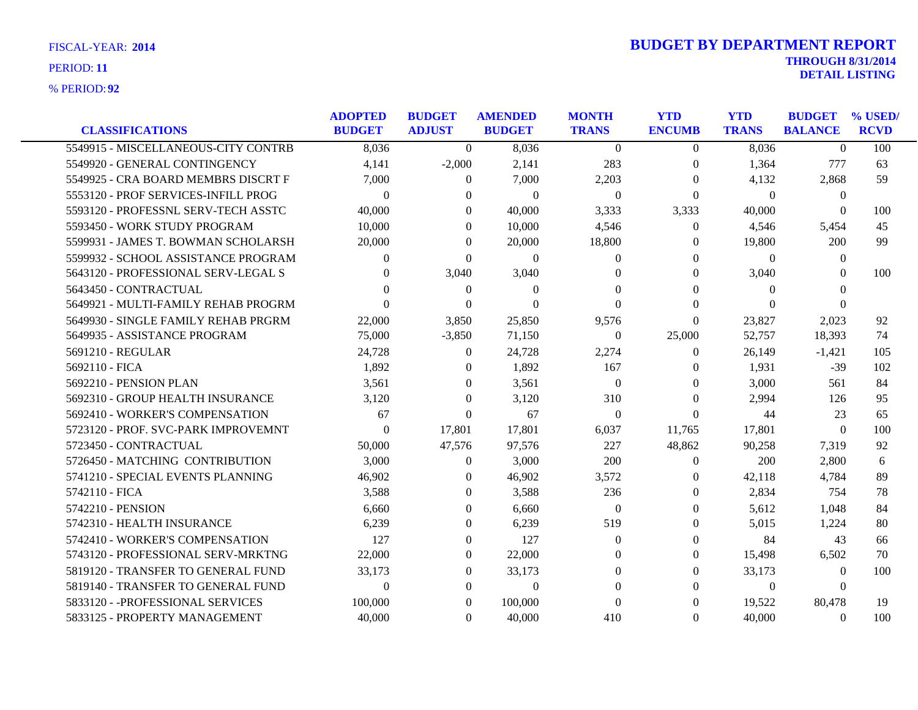FISCAL-YEAR: **2014**

PERIOD: **11**

% PERIOD: **92**

# BUDGET BY DEPARTMENT REPORT

**THROUGH 8/31/2014**

**DETAIL LISTING**

| CLASSIFICATIONS | ADOPTED BUDGET | BUDGET ADJUST | AMENDED BUDGET | MONTH TRANS | YTD ENCUMB | YTD TRANS | BUDGET BALANCE | % USED/ RCVD |
|---|---|---|---|---|---|---|---|---|
| 5549915 - MISCELLANEOUS-CITY CONTRB | 8,036 | 0 | 8,036 | 0 | 0 | 8,036 | 0 | 100 |
| 5549920 - GENERAL CONTINGENCY | 4,141 | -2,000 | 2,141 | 283 | 0 | 1,364 | 777 | 63 |
| 5549925 - CRA BOARD MEMBRS DISCRT F | 7,000 | 0 | 7,000 | 2,203 | 0 | 4,132 | 2,868 | 59 |
| 5553120 - PROF SERVICES-INFILL PROG | 0 | 0 | 0 | 0 | 0 | 0 | 0 | |
| 5593120 - PROFESSNL SERV-TECH ASSTC | 40,000 | 0 | 40,000 | 3,333 | 3,333 | 40,000 | 0 | 100 |
| 5593450 - WORK STUDY PROGRAM | 10,000 | 0 | 10,000 | 4,546 | 0 | 4,546 | 5,454 | 45 |
| 5599931 - JAMES T. BOWMAN SCHOLARSH | 20,000 | 0 | 20,000 | 18,800 | 0 | 19,800 | 200 | 99 |
| 5599932 - SCHOOL ASSISTANCE PROGRAM | 0 | 0 | 0 | 0 | 0 | 0 | 0 | |
| 5643120 - PROFESSIONAL SERV-LEGAL S | 0 | 3,040 | 3,040 | 0 | 0 | 3,040 | 0 | 100 |
| 5643450 - CONTRACTUAL | 0 | 0 | 0 | 0 | 0 | 0 | 0 | |
| 5649921 - MULTI-FAMILY REHAB PROGRM | 0 | 0 | 0 | 0 | 0 | 0 | 0 | |
| 5649930 - SINGLE FAMILY REHAB PRGRM | 22,000 | 3,850 | 25,850 | 9,576 | 0 | 23,827 | 2,023 | 92 |
| 5649935 - ASSISTANCE PROGRAM | 75,000 | -3,850 | 71,150 | 0 | 25,000 | 52,757 | 18,393 | 74 |
| 5691210 - REGULAR | 24,728 | 0 | 24,728 | 2,274 | 0 | 26,149 | -1,421 | 105 |
| 5692110 - FICA | 1,892 | 0 | 1,892 | 167 | 0 | 1,931 | -39 | 102 |
| 5692210 - PENSION PLAN | 3,561 | 0 | 3,561 | 0 | 0 | 3,000 | 561 | 84 |
| 5692310 - GROUP HEALTH INSURANCE | 3,120 | 0 | 3,120 | 310 | 0 | 2,994 | 126 | 95 |
| 5692410 - WORKER'S COMPENSATION | 67 | 0 | 67 | 0 | 0 | 44 | 23 | 65 |
| 5723120 - PROF. SVC-PARK IMPROVEMNT | 0 | 17,801 | 17,801 | 6,037 | 11,765 | 17,801 | 0 | 100 |
| 5723450 - CONTRACTUAL | 50,000 | 47,576 | 97,576 | 227 | 48,862 | 90,258 | 7,319 | 92 |
| 5726450 - MATCHING CONTRIBUTION | 3,000 | 0 | 3,000 | 200 | 0 | 200 | 2,800 | 6 |
| 5741210 - SPECIAL EVENTS PLANNING | 46,902 | 0 | 46,902 | 3,572 | 0 | 42,118 | 4,784 | 89 |
| 5742110 - FICA | 3,588 | 0 | 3,588 | 236 | 0 | 2,834 | 754 | 78 |
| 5742210 - PENSION | 6,660 | 0 | 6,660 | 0 | 0 | 5,612 | 1,048 | 84 |
| 5742310 - HEALTH INSURANCE | 6,239 | 0 | 6,239 | 519 | 0 | 5,015 | 1,224 | 80 |
| 5742410 - WORKER'S COMPENSATION | 127 | 0 | 127 | 0 | 0 | 84 | 43 | 66 |
| 5743120 - PROFESSIONAL SERV-MRKTNG | 22,000 | 0 | 22,000 | 0 | 0 | 15,498 | 6,502 | 70 |
| 5819120 - TRANSFER TO GENERAL FUND | 33,173 | 0 | 33,173 | 0 | 0 | 33,173 | 0 | 100 |
| 5819140 - TRANSFER TO GENERAL FUND | 0 | 0 | 0 | 0 | 0 | 0 | 0 | |
| 5833120 - -PROFESSIONAL SERVICES | 100,000 | 0 | 100,000 | 0 | 0 | 19,522 | 80,478 | 19 |
| 5833125 - PROPERTY MANAGEMENT | 40,000 | 0 | 40,000 | 410 | 0 | 40,000 | 0 | 100 |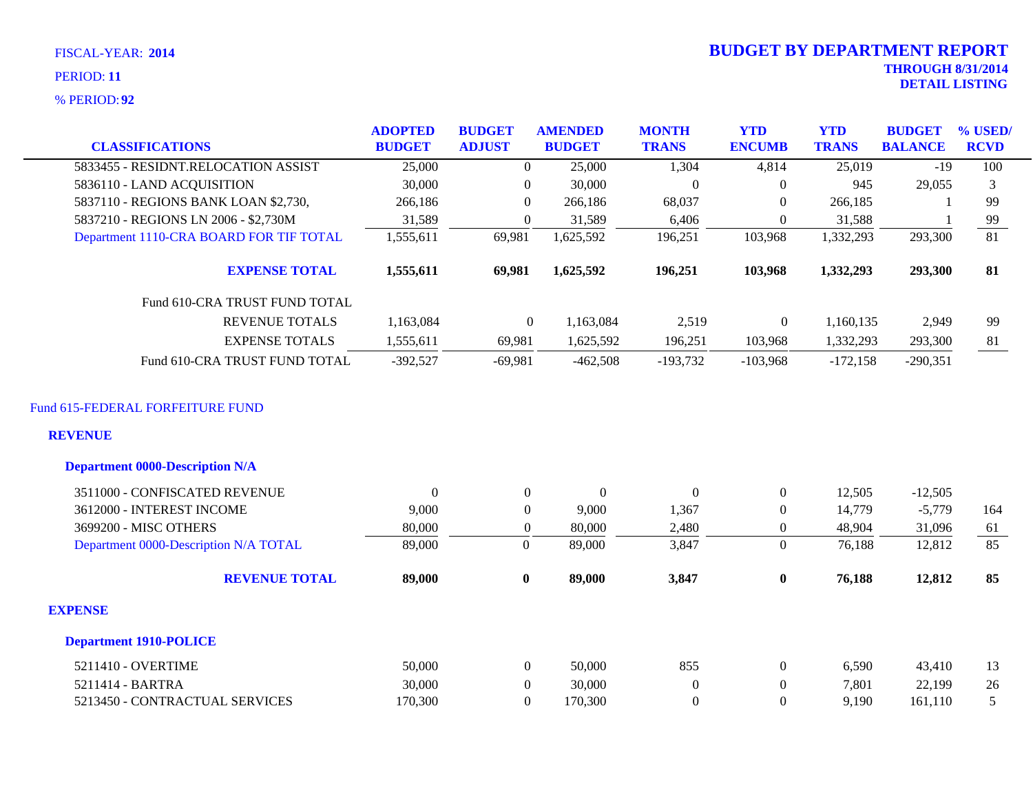FISCAL-YEAR: **2014**

PERIOD: **11**

% PERIOD: **92**

# BUDGET BY DEPARTMENT REPORT

**THROUGH 8/31/2014**

**DETAIL LISTING**

| CLASSIFICATIONS | ADOPTED BUDGET | BUDGET ADJUST | AMENDED BUDGET | MONTH TRANS | YTD ENCUMB | YTD TRANS | BUDGET BALANCE | % USED/ RCVD |
|---|---|---|---|---|---|---|---|---|
| 5833455 - RESIDNT.RELOCATION ASSIST | 25,000 | 0 | 25,000 | 1,304 | 4,814 | 25,019 | -19 | 100 |
| 5836110 - LAND ACQUISITION | 30,000 | 0 | 30,000 | 0 | 0 | 945 | 29,055 | 3 |
| 5837110 - REGIONS BANK LOAN $2,730, | 266,186 | 0 | 266,186 | 68,037 | 0 | 266,185 | 1 | 99 |
| 5837210 - REGIONS LN 2006 - $2,730M | 31,589 | 0 | 31,589 | 6,406 | 0 | 31,588 | 1 | 99 |
| Department 1110-CRA BOARD FOR TIF TOTAL | 1,555,611 | 69,981 | 1,625,592 | 196,251 | 103,968 | 1,332,293 | 293,300 | 81 |
| **EXPENSE TOTAL** | **1,555,611** | **69,981** | **1,625,592** | **196,251** | **103,968** | **1,332,293** | **293,300** | **81** |
| Fund 610-CRA TRUST FUND TOTAL | | | | | | | | |
| REVENUE TOTALS | 1,163,084 | 0 | 1,163,084 | 2,519 | 0 | 1,160,135 | 2,949 | 99 |
| EXPENSE TOTALS | 1,555,611 | 69,981 | 1,625,592 | 196,251 | 103,968 | 1,332,293 | 293,300 | 81 |
| Fund 610-CRA TRUST FUND TOTAL | -392,527 | -69,981 | -462,508 | -193,732 | -103,968 | -172,158 | -290,351 | |

## Fund 615-FEDERAL FORFEITURE FUND

### REVENUE

#### Department 0000-Description N/A

| CLASSIFICATIONS | ADOPTED BUDGET | BUDGET ADJUST | AMENDED BUDGET | MONTH TRANS | YTD ENCUMB | YTD TRANS | BUDGET BALANCE | % USED/ RCVD |
|---|---|---|---|---|---|---|---|---|
| 3511000 - CONFISCATED REVENUE | 0 | 0 | 0 | 0 | 0 | 12,505 | -12,505 | |
| 3612000 - INTEREST INCOME | 9,000 | 0 | 9,000 | 1,367 | 0 | 14,779 | -5,779 | 164 |
| 3699200 - MISC OTHERS | 80,000 | 0 | 80,000 | 2,480 | 0 | 48,904 | 31,096 | 61 |
| Department 0000-Description N/A TOTAL | 89,000 | 0 | 89,000 | 3,847 | 0 | 76,188 | 12,812 | 85 |
| **REVENUE TOTAL** | **89,000** | **0** | **89,000** | **3,847** | **0** | **76,188** | **12,812** | **85** |

### EXPENSE

#### Department 1910-POLICE

| CLASSIFICATIONS | ADOPTED BUDGET | BUDGET ADJUST | AMENDED BUDGET | MONTH TRANS | YTD ENCUMB | YTD TRANS | BUDGET BALANCE | % USED/ RCVD |
|---|---|---|---|---|---|---|---|---|
| 5211410 - OVERTIME | 50,000 | 0 | 50,000 | 855 | 0 | 6,590 | 43,410 | 13 |
| 5211414 - BARTRA | 30,000 | 0 | 30,000 | 0 | 0 | 7,801 | 22,199 | 26 |
| 5213450 - CONTRACTUAL SERVICES | 170,300 | 0 | 170,300 | 0 | 0 | 9,190 | 161,110 | 5 |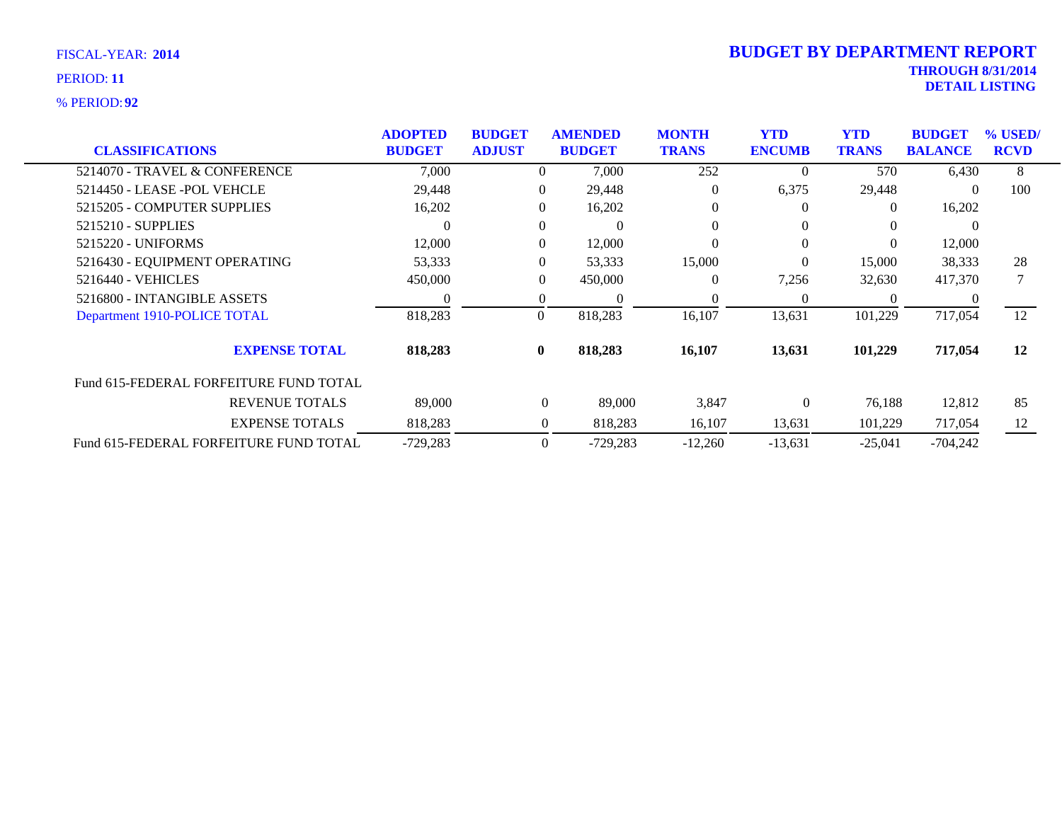FISCAL-YEAR: **2014**

PERIOD: **11**

% PERIOD: **92**

# BUDGET BY DEPARTMENT REPORT

**THROUGH 8/31/2014**

**DETAIL LISTING**

| CLASSIFICATIONS | ADOPTED BUDGET | BUDGET ADJUST | AMENDED BUDGET | MONTH TRANS | YTD ENCUMB | YTD TRANS | BUDGET BALANCE | % USED/ RCVD |
|---|---|---|---|---|---|---|---|---|
| 5214070 - TRAVEL & CONFERENCE | 7,000 | 0 | 7,000 | 252 | 0 | 570 | 6,430 | 8 |
| 5214450 - LEASE -POL VEHCLE | 29,448 | 0 | 29,448 | 0 | 6,375 | 29,448 | 0 | 100 |
| 5215205 - COMPUTER SUPPLIES | 16,202 | 0 | 16,202 | 0 | 0 | 0 | 16,202 | |
| 5215210 - SUPPLIES | 0 | 0 | 0 | 0 | 0 | 0 | 0 | |
| 5215220 - UNIFORMS | 12,000 | 0 | 12,000 | 0 | 0 | 0 | 12,000 | |
| 5216430 - EQUIPMENT OPERATING | 53,333 | 0 | 53,333 | 15,000 | 0 | 15,000 | 38,333 | 28 |
| 5216440 - VEHICLES | 450,000 | 0 | 450,000 | 0 | 7,256 | 32,630 | 417,370 | 7 |
| 5216800 - INTANGIBLE ASSETS | 0 | 0 | 0 | 0 | 0 | 0 | 0 | |
| Department 1910-POLICE TOTAL | 818,283 | 0 | 818,283 | 16,107 | 13,631 | 101,229 | 717,054 | 12 |
| **EXPENSE TOTAL** | **818,283** | **0** | **818,283** | **16,107** | **13,631** | **101,229** | **717,054** | **12** |
| Fund 615-FEDERAL FORFEITURE FUND TOTAL | | | | | | | | |
| REVENUE TOTALS | 89,000 | 0 | 89,000 | 3,847 | 0 | 76,188 | 12,812 | 85 |
| EXPENSE TOTALS | 818,283 | 0 | 818,283 | 16,107 | 13,631 | 101,229 | 717,054 | 12 |
| Fund 615-FEDERAL FORFEITURE FUND TOTAL | -729,283 | 0 | -729,283 | -12,260 | -13,631 | -25,041 | -704,242 | |